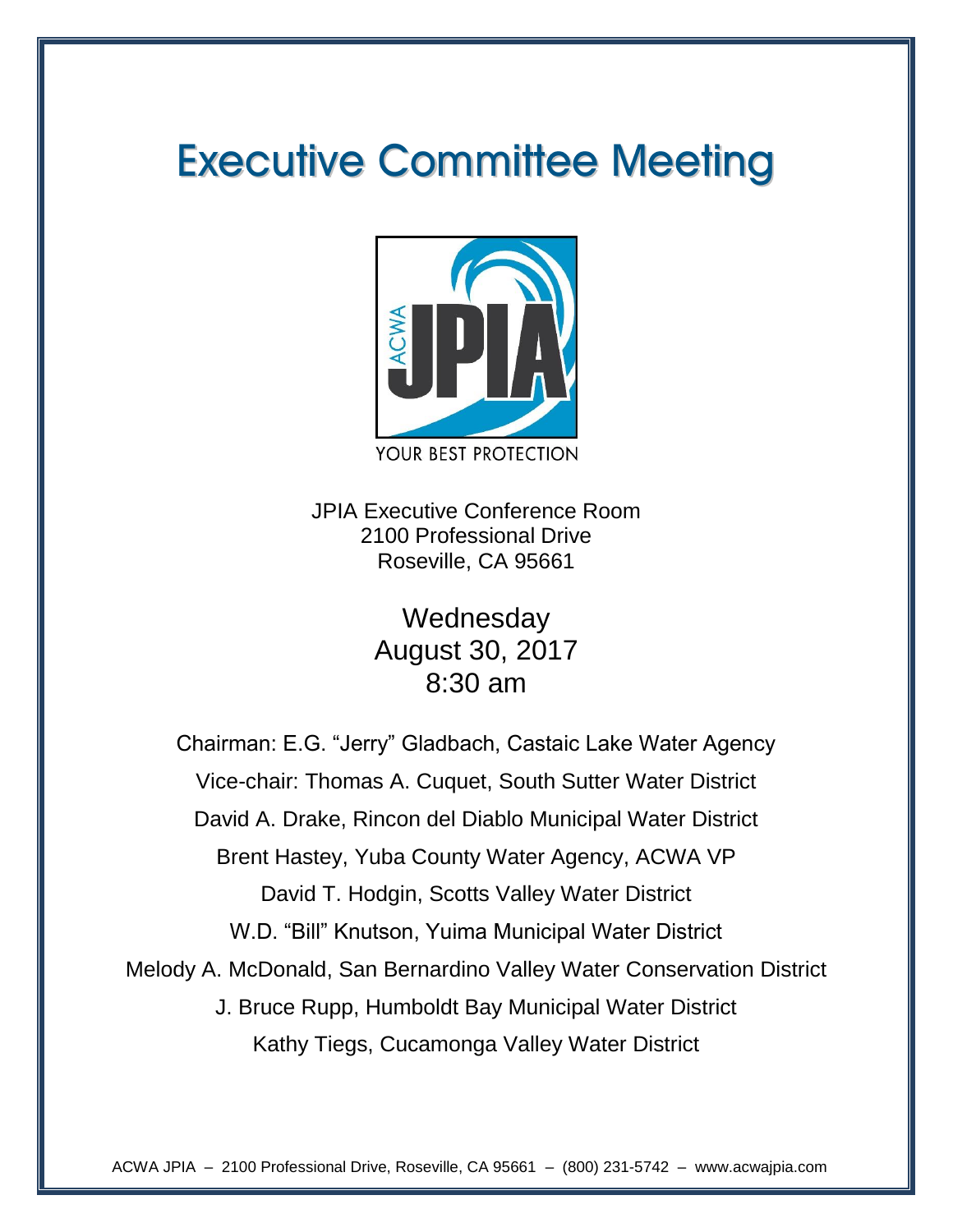# Executive Committee Meeting

YOUR BEST PROTECTION

JPIA Executive Conference Room
2100 Professional Drive
Roseville, CA 95661

Wednesday
August 30, 2017
8:30 am

Chairman: E.G. "Jerry" Gladbach, Castaic Lake Water Agency
Vice-chair: Thomas A. Cuquet, South Sutter Water District
David A. Drake, Rincon del Diablo Municipal Water District
Brent Hastey, Yuba County Water Agency, ACWA VP
David T. Hodgin, Scotts Valley Water District
W.D. "Bill" Knutson, Yuima Municipal Water District
Melody A. McDonald, San Bernardino Valley Water Conservation District
J. Bruce Rupp, Humboldt Bay Municipal Water District
Kathy Tiegs, Cucamonga Valley Water District

ACWA JPIA – 2100 Professional Drive, Roseville, CA 95661 – (800) 231-5742 – www.acwajpia.com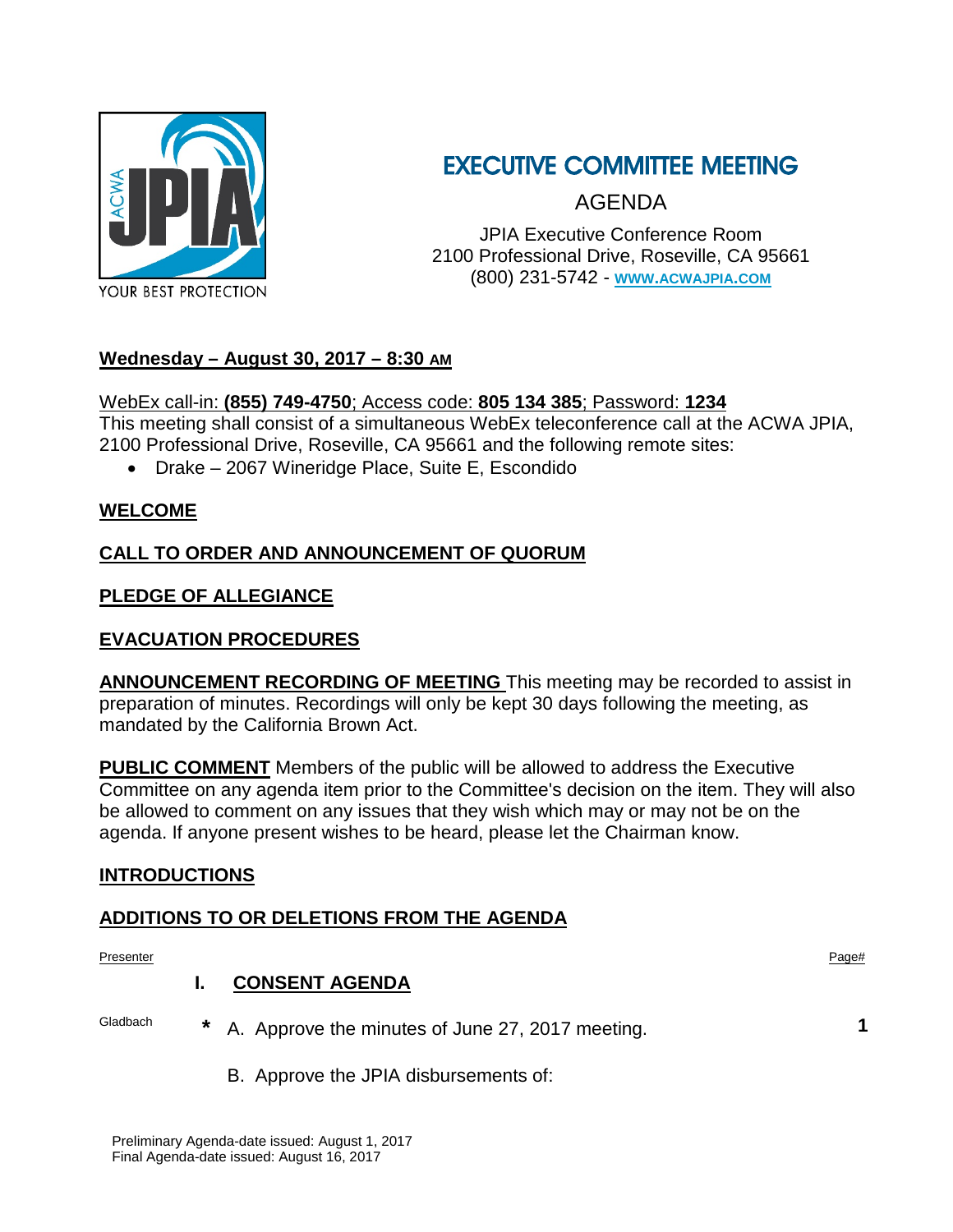# EXECUTIVE COMMITTEE MEETING

AGENDA

JPIA Executive Conference Room
2100 Professional Drive, Roseville, CA 95661
(800) 231-5742 - **WWW.ACWAJPIA.COM**

**Wednesday – August 30, 2017 – 8:30 AM**

WebEx call-in: **(855) 749-4750**; Access code: **805 134 385**; Password: **1234**
This meeting shall consist of a simultaneous WebEx teleconference call at the ACWA JPIA, 2100 Professional Drive, Roseville, CA 95661 and the following remote sites:

- Drake – 2067 Wineridge Place, Suite E, Escondido

**WELCOME**

**CALL TO ORDER AND ANNOUNCEMENT OF QUORUM**

**PLEDGE OF ALLEGIANCE**

**EVACUATION PROCEDURES**

**ANNOUNCEMENT RECORDING OF MEETING** This meeting may be recorded to assist in preparation of minutes. Recordings will only be kept 30 days following the meeting, as mandated by the California Brown Act.

**PUBLIC COMMENT** Members of the public will be allowed to address the Executive Committee on any agenda item prior to the Committee's decision on the item. They will also be allowed to comment on any issues that they wish which may or may not be on the agenda. If anyone present wishes to be heard, please let the Chairman know.

**INTRODUCTIONS**

**ADDITIONS TO OR DELETIONS FROM THE AGENDA**

| Presenter | | Page# |
|---|---|---|
| | **I. CONSENT AGENDA** | |
| Gladbach | * A. Approve the minutes of June 27, 2017 meeting. | **1** |
| | B. Approve the JPIA disbursements of: | |

Preliminary Agenda-date issued: August 1, 2017
Final Agenda-date issued: August 16, 2017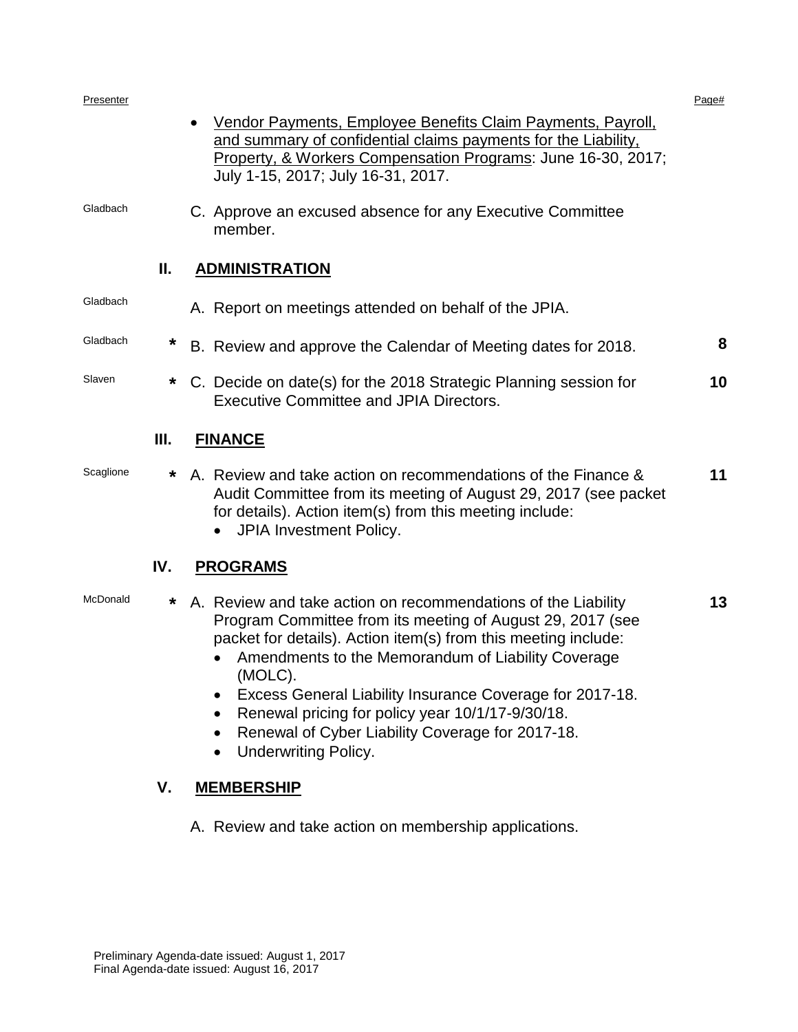| Presenter | | | Page# |
|---|---|---|---|
| | | • Vendor Payments, Employee Benefits Claim Payments, Payroll, and summary of confidential claims payments for the Liability, Property, & Workers Compensation Programs: June 16-30, 2017; July 1-15, 2017; July 16-31, 2017. | |
| Gladbach | | C. Approve an excused absence for any Executive Committee member. | |
| | **II.** | **ADMINISTRATION** | |
| Gladbach | | A. Report on meetings attended on behalf of the JPIA. | |
| Gladbach | * | B. Review and approve the Calendar of Meeting dates for 2018. | **8** |
| Slaven | * | C. Decide on date(s) for the 2018 Strategic Planning session for Executive Committee and JPIA Directors. | **10** |
| | **III.** | **FINANCE** | |
| Scaglione | * | A. Review and take action on recommendations of the Finance & Audit Committee from its meeting of August 29, 2017 (see packet for details). Action item(s) from this meeting include: <br>• JPIA Investment Policy. | **11** |
| | **IV.** | **PROGRAMS** | |
| McDonald | * | A. Review and take action on recommendations of the Liability Program Committee from its meeting of August 29, 2017 (see packet for details). Action item(s) from this meeting include: <br>• Amendments to the Memorandum of Liability Coverage (MOLC). <br>• Excess General Liability Insurance Coverage for 2017-18. <br>• Renewal pricing for policy year 10/1/17-9/30/18. <br>• Renewal of Cyber Liability Coverage for 2017-18. <br>• Underwriting Policy. | **13** |
| | **V.** | **MEMBERSHIP** | |
| | | A. Review and take action on membership applications. | |

Preliminary Agenda-date issued: August 1, 2017
Final Agenda-date issued: August 16, 2017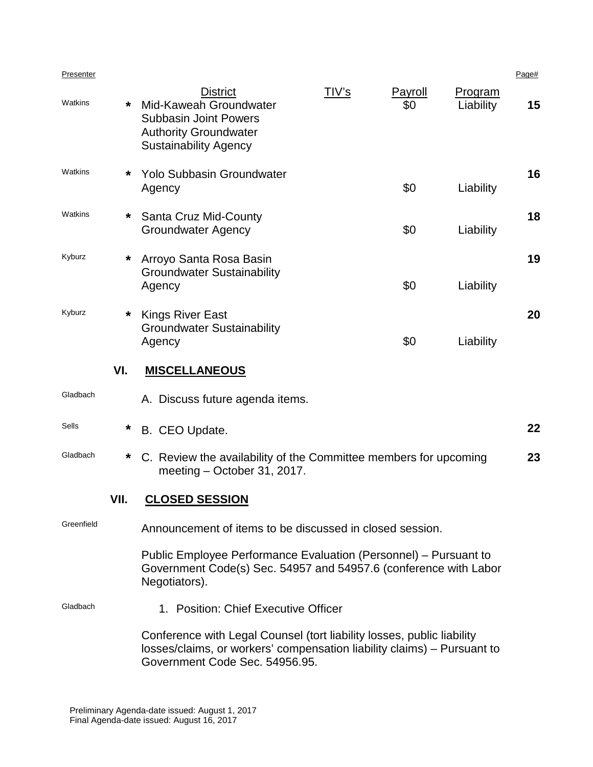| Presenter | | District | TIV's | Payroll | Program | Page# |
|---|---|---|---|---|---|---|
| Watkins | * | Mid-Kaweah Groundwater Subbasin Joint Powers Authority Groundwater Sustainability Agency | | $0 | Liability | **15** |
| Watkins | * | Yolo Subbasin Groundwater Agency | | $0 | Liability | **16** |
| Watkins | * | Santa Cruz Mid-County Groundwater Agency | | $0 | Liability | **18** |
| Kyburz | * | Arroyo Santa Rosa Basin Groundwater Sustainability Agency | | $0 | Liability | **19** |
| Kyburz | * | Kings River East Groundwater Sustainability Agency | | $0 | Liability | **20** |

## VI. MISCELLANEOUS

| Presenter | | Item | Page# |
|---|---|---|---|
| Gladbach | | A. Discuss future agenda items. | |
| Sells | * | B. CEO Update. | **22** |
| Gladbach | * | C. Review the availability of the Committee members for upcoming meeting – October 31, 2017. | **23** |

## VII. CLOSED SESSION

Greenfield — Announcement of items to be discussed in closed session.

Public Employee Performance Evaluation (Personnel) – Pursuant to Government Code(s) Sec. 54957 and 54957.6 (conference with Labor Negotiators).

Gladbach — 1. Position: Chief Executive Officer

Conference with Legal Counsel (tort liability losses, public liability losses/claims, or workers' compensation liability claims) – Pursuant to Government Code Sec. 54956.95.

Preliminary Agenda-date issued: August 1, 2017
Final Agenda-date issued: August 16, 2017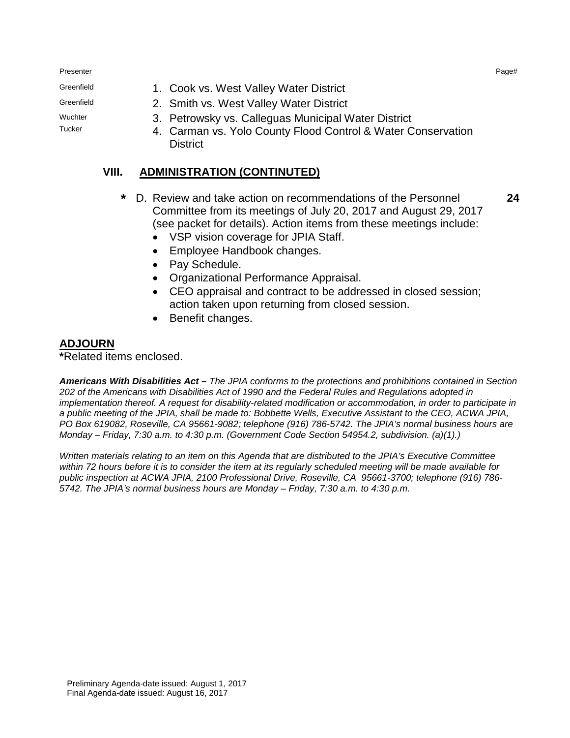| Presenter | | Page# |
|---|---|---|
| Greenfield | 1. Cook vs. West Valley Water District | |
| Greenfield | 2. Smith vs. West Valley Water District | |
| Wuchter | 3. Petrowsky vs. Calleguas Municipal Water District | |
| Tucker | 4. Carman vs. Yolo County Flood Control & Water Conservation District | |

## VIII. ADMINISTRATION (CONTINUTED)

**\*** D. Review and take action on recommendations of the Personnel Committee from its meetings of July 20, 2017 and August 29, 2017 (see packet for details). Action items from these meetings include: **24**

- VSP vision coverage for JPIA Staff.
- Employee Handbook changes.
- Pay Schedule.
- Organizational Performance Appraisal.
- CEO appraisal and contract to be addressed in closed session; action taken upon returning from closed session.
- Benefit changes.

## ADJOURN

**\***Related items enclosed.

***Americans With Disabilities Act –*** *The JPIA conforms to the protections and prohibitions contained in Section 202 of the Americans with Disabilities Act of 1990 and the Federal Rules and Regulations adopted in implementation thereof. A request for disability-related modification or accommodation, in order to participate in a public meeting of the JPIA, shall be made to: Bobbette Wells, Executive Assistant to the CEO, ACWA JPIA, PO Box 619082, Roseville, CA 95661-9082; telephone (916) 786-5742. The JPIA's normal business hours are Monday – Friday, 7:30 a.m. to 4:30 p.m. (Government Code Section 54954.2, subdivision. (a)(1).)*

*Written materials relating to an item on this Agenda that are distributed to the JPIA's Executive Committee within 72 hours before it is to consider the item at its regularly scheduled meeting will be made available for public inspection at ACWA JPIA, 2100 Professional Drive, Roseville, CA 95661-3700; telephone (916) 786-5742. The JPIA's normal business hours are Monday – Friday, 7:30 a.m. to 4:30 p.m.*

Preliminary Agenda-date issued: August 1, 2017
Final Agenda-date issued: August 16, 2017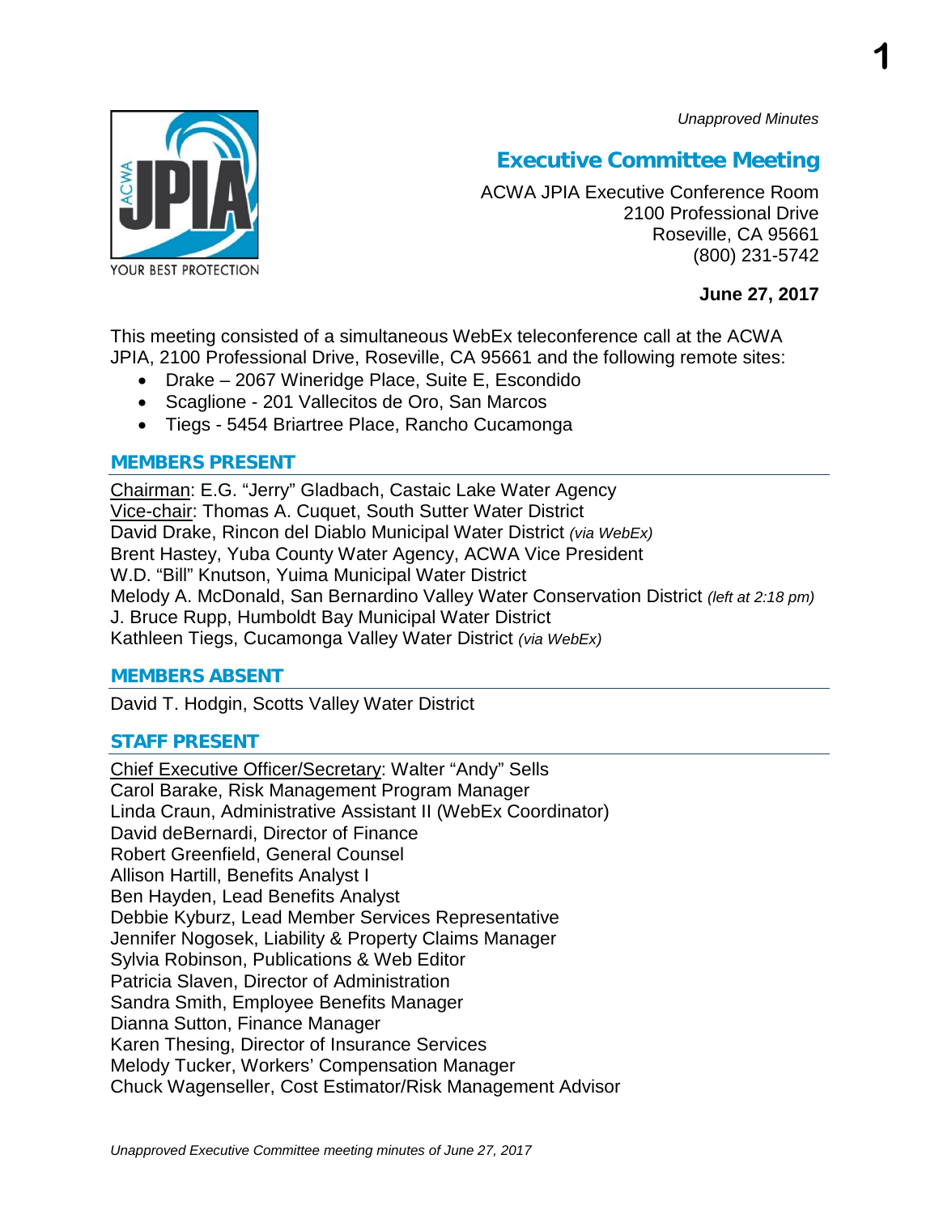*Unapproved Minutes*

# Executive Committee Meeting

ACWA JPIA Executive Conference Room
2100 Professional Drive
Roseville, CA 95661
(800) 231-5742

**June 27, 2017**

This meeting consisted of a simultaneous WebEx teleconference call at the ACWA JPIA, 2100 Professional Drive, Roseville, CA 95661 and the following remote sites:

- Drake – 2067 Wineridge Place, Suite E, Escondido
- Scaglione - 201 Vallecitos de Oro, San Marcos
- Tiegs - 5454 Briartree Place, Rancho Cucamonga

## MEMBERS PRESENT

Chairman: E.G. "Jerry" Gladbach, Castaic Lake Water Agency
Vice-chair: Thomas A. Cuquet, South Sutter Water District
David Drake, Rincon del Diablo Municipal Water District *(via WebEx)*
Brent Hastey, Yuba County Water Agency, ACWA Vice President
W.D. "Bill" Knutson, Yuima Municipal Water District
Melody A. McDonald, San Bernardino Valley Water Conservation District *(left at 2:18 pm)*
J. Bruce Rupp, Humboldt Bay Municipal Water District
Kathleen Tiegs, Cucamonga Valley Water District *(via WebEx)*

## MEMBERS ABSENT

David T. Hodgin, Scotts Valley Water District

## STAFF PRESENT

Chief Executive Officer/Secretary: Walter "Andy" Sells
Carol Barake, Risk Management Program Manager
Linda Craun, Administrative Assistant II (WebEx Coordinator)
David deBernardi, Director of Finance
Robert Greenfield, General Counsel
Allison Hartill, Benefits Analyst I
Ben Hayden, Lead Benefits Analyst
Debbie Kyburz, Lead Member Services Representative
Jennifer Nogosek, Liability & Property Claims Manager
Sylvia Robinson, Publications & Web Editor
Patricia Slaven, Director of Administration
Sandra Smith, Employee Benefits Manager
Dianna Sutton, Finance Manager
Karen Thesing, Director of Insurance Services
Melody Tucker, Workers' Compensation Manager
Chuck Wagenseller, Cost Estimator/Risk Management Advisor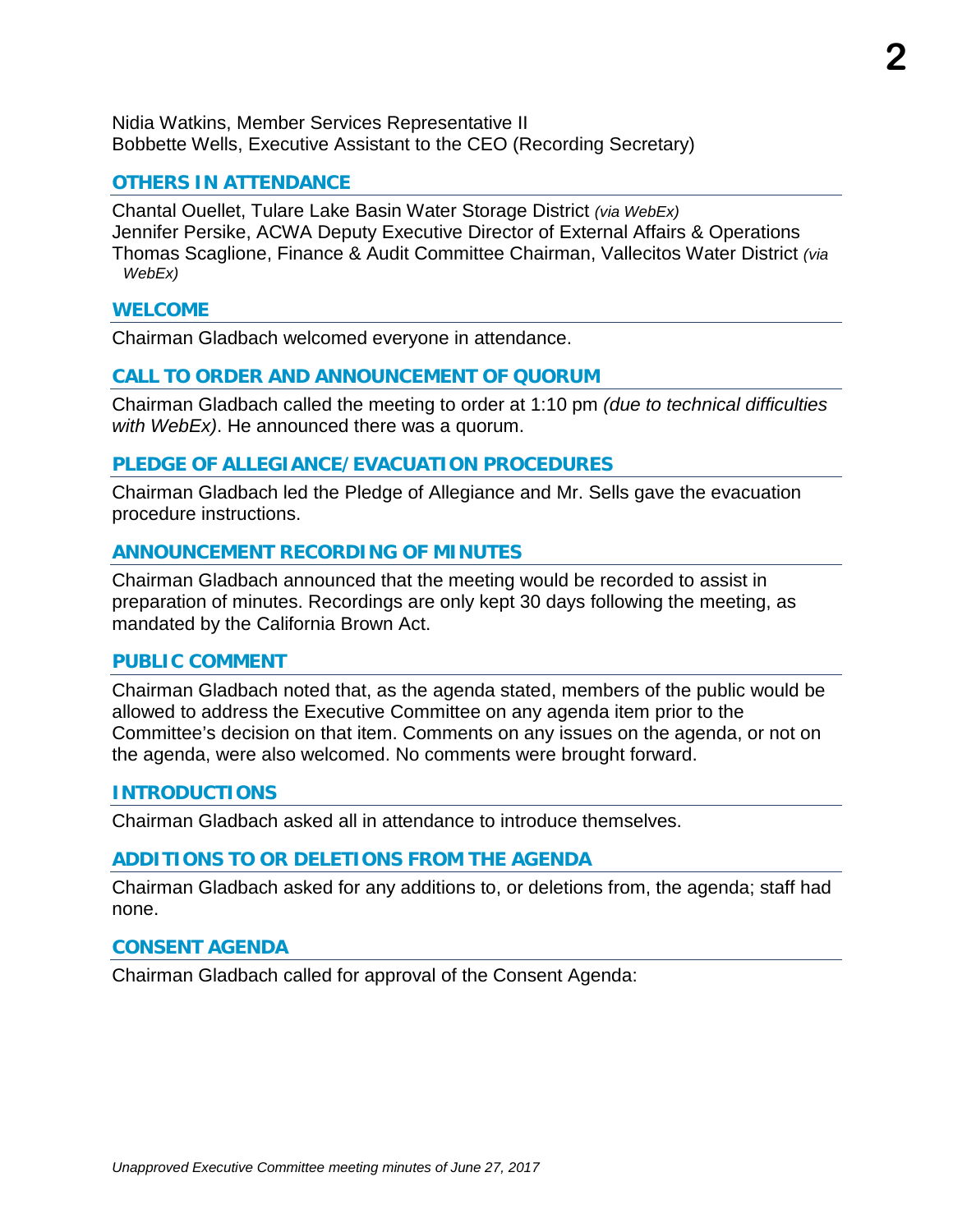Nidia Watkins, Member Services Representative II
Bobbette Wells, Executive Assistant to the CEO (Recording Secretary)

## OTHERS IN ATTENDANCE

Chantal Ouellet, Tulare Lake Basin Water Storage District *(via WebEx)*
Jennifer Persike, ACWA Deputy Executive Director of External Affairs & Operations
Thomas Scaglione, Finance & Audit Committee Chairman, Vallecitos Water District *(via WebEx)*

## WELCOME

Chairman Gladbach welcomed everyone in attendance.

## CALL TO ORDER AND ANNOUNCEMENT OF QUORUM

Chairman Gladbach called the meeting to order at 1:10 pm *(due to technical difficulties with WebEx)*. He announced there was a quorum.

## PLEDGE OF ALLEGIANCE/EVACUATION PROCEDURES

Chairman Gladbach led the Pledge of Allegiance and Mr. Sells gave the evacuation procedure instructions.

## ANNOUNCEMENT RECORDING OF MINUTES

Chairman Gladbach announced that the meeting would be recorded to assist in preparation of minutes. Recordings are only kept 30 days following the meeting, as mandated by the California Brown Act.

## PUBLIC COMMENT

Chairman Gladbach noted that, as the agenda stated, members of the public would be allowed to address the Executive Committee on any agenda item prior to the Committee's decision on that item. Comments on any issues on the agenda, or not on the agenda, were also welcomed. No comments were brought forward.

## INTRODUCTIONS

Chairman Gladbach asked all in attendance to introduce themselves.

## ADDITIONS TO OR DELETIONS FROM THE AGENDA

Chairman Gladbach asked for any additions to, or deletions from, the agenda; staff had none.

## CONSENT AGENDA

Chairman Gladbach called for approval of the Consent Agenda: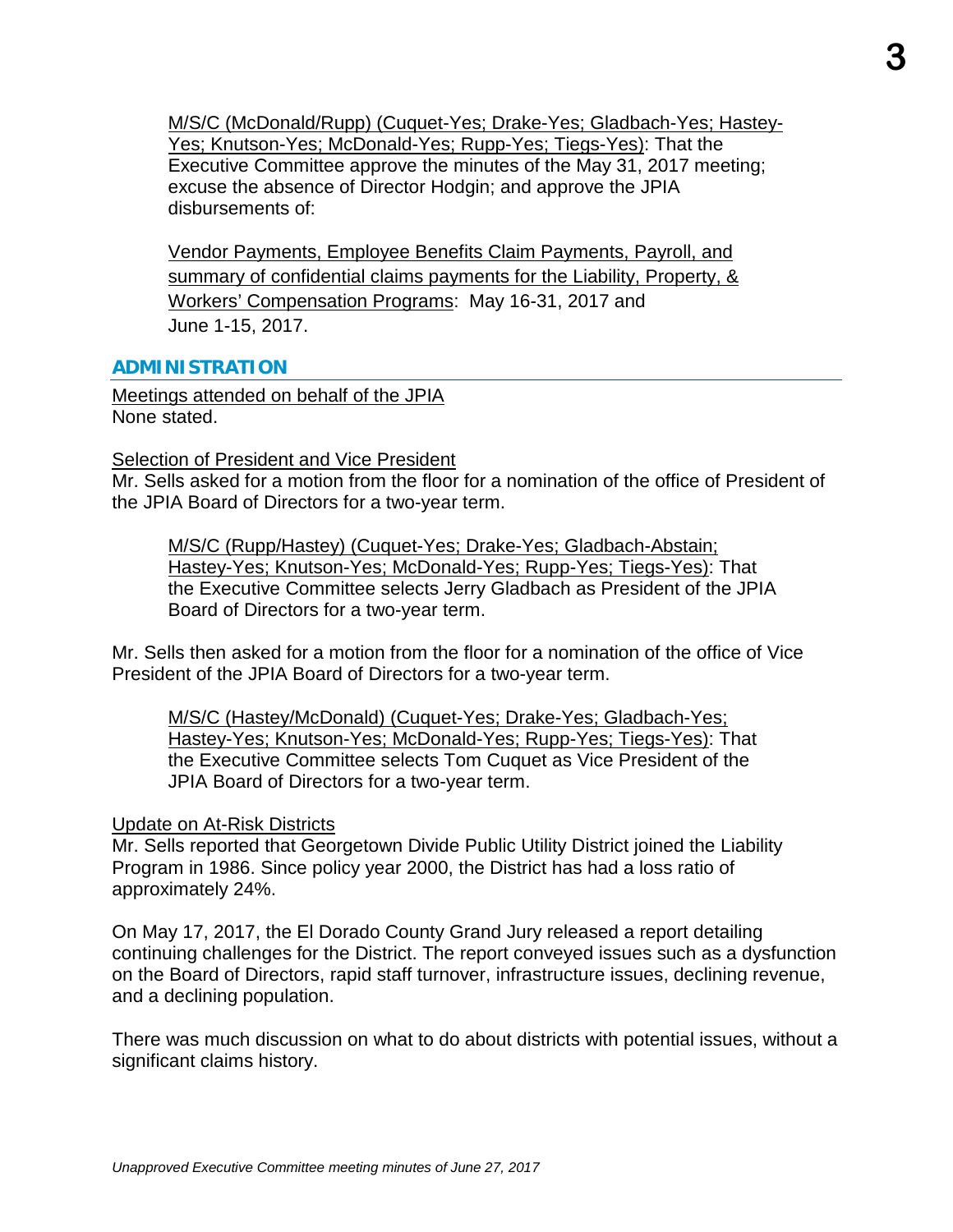M/S/C (McDonald/Rupp) (Cuquet-Yes; Drake-Yes; Gladbach-Yes; Hastey-Yes; Knutson-Yes; McDonald-Yes; Rupp-Yes; Tiegs-Yes): That the Executive Committee approve the minutes of the May 31, 2017 meeting; excuse the absence of Director Hodgin; and approve the JPIA disbursements of:

Vendor Payments, Employee Benefits Claim Payments, Payroll, and summary of confidential claims payments for the Liability, Property, & Workers' Compensation Programs: May 16-31, 2017 and June 1-15, 2017.

## ADMINISTRATION

Meetings attended on behalf of the JPIA
None stated.

Selection of President and Vice President
Mr. Sells asked for a motion from the floor for a nomination of the office of President of the JPIA Board of Directors for a two-year term.

M/S/C (Rupp/Hastey) (Cuquet-Yes; Drake-Yes; Gladbach-Abstain; Hastey-Yes; Knutson-Yes; McDonald-Yes; Rupp-Yes; Tiegs-Yes): That the Executive Committee selects Jerry Gladbach as President of the JPIA Board of Directors for a two-year term.

Mr. Sells then asked for a motion from the floor for a nomination of the office of Vice President of the JPIA Board of Directors for a two-year term.

M/S/C (Hastey/McDonald) (Cuquet-Yes; Drake-Yes; Gladbach-Yes; Hastey-Yes; Knutson-Yes; McDonald-Yes; Rupp-Yes; Tiegs-Yes): That the Executive Committee selects Tom Cuquet as Vice President of the JPIA Board of Directors for a two-year term.

Update on At-Risk Districts
Mr. Sells reported that Georgetown Divide Public Utility District joined the Liability Program in 1986. Since policy year 2000, the District has had a loss ratio of approximately 24%.

On May 17, 2017, the El Dorado County Grand Jury released a report detailing continuing challenges for the District. The report conveyed issues such as a dysfunction on the Board of Directors, rapid staff turnover, infrastructure issues, declining revenue, and a declining population.

There was much discussion on what to do about districts with potential issues, without a significant claims history.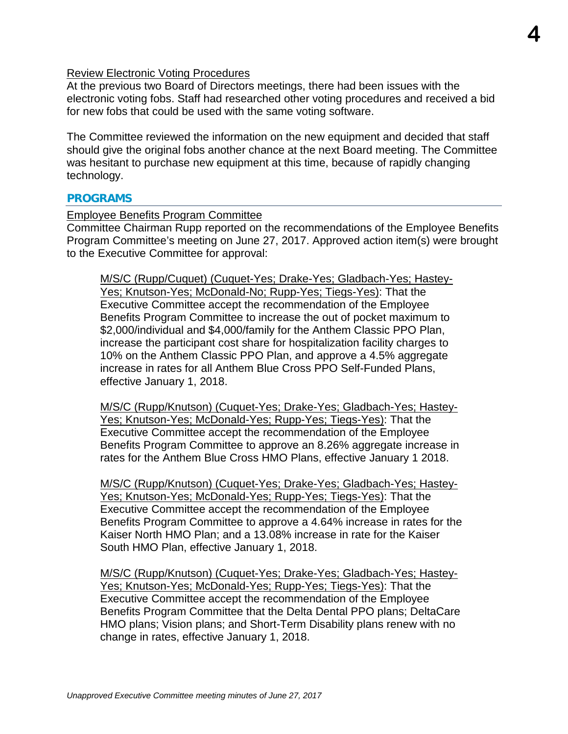Review Electronic Voting Procedures

At the previous two Board of Directors meetings, there had been issues with the electronic voting fobs. Staff had researched other voting procedures and received a bid for new fobs that could be used with the same voting software.

The Committee reviewed the information on the new equipment and decided that staff should give the original fobs another chance at the next Board meeting. The Committee was hesitant to purchase new equipment at this time, because of rapidly changing technology.

## PROGRAMS

Employee Benefits Program Committee

Committee Chairman Rupp reported on the recommendations of the Employee Benefits Program Committee's meeting on June 27, 2017. Approved action item(s) were brought to the Executive Committee for approval:

> M/S/C (Rupp/Cuquet) (Cuquet-Yes; Drake-Yes; Gladbach-Yes; Hastey-Yes; Knutson-Yes; McDonald-No; Rupp-Yes; Tiegs-Yes): That the Executive Committee accept the recommendation of the Employee Benefits Program Committee to increase the out of pocket maximum to $2,000/individual and $4,000/family for the Anthem Classic PPO Plan, increase the participant cost share for hospitalization facility charges to 10% on the Anthem Classic PPO Plan, and approve a 4.5% aggregate increase in rates for all Anthem Blue Cross PPO Self-Funded Plans, effective January 1, 2018.

> M/S/C (Rupp/Knutson) (Cuquet-Yes; Drake-Yes; Gladbach-Yes; Hastey-Yes; Knutson-Yes; McDonald-Yes; Rupp-Yes; Tiegs-Yes): That the Executive Committee accept the recommendation of the Employee Benefits Program Committee to approve an 8.26% aggregate increase in rates for the Anthem Blue Cross HMO Plans, effective January 1 2018.

> M/S/C (Rupp/Knutson) (Cuquet-Yes; Drake-Yes; Gladbach-Yes; Hastey-Yes; Knutson-Yes; McDonald-Yes; Rupp-Yes; Tiegs-Yes): That the Executive Committee accept the recommendation of the Employee Benefits Program Committee to approve a 4.64% increase in rates for the Kaiser North HMO Plan; and a 13.08% increase in rate for the Kaiser South HMO Plan, effective January 1, 2018.

> M/S/C (Rupp/Knutson) (Cuquet-Yes; Drake-Yes; Gladbach-Yes; Hastey-Yes; Knutson-Yes; McDonald-Yes; Rupp-Yes; Tiegs-Yes): That the Executive Committee accept the recommendation of the Employee Benefits Program Committee that the Delta Dental PPO plans; DeltaCare HMO plans; Vision plans; and Short-Term Disability plans renew with no change in rates, effective January 1, 2018.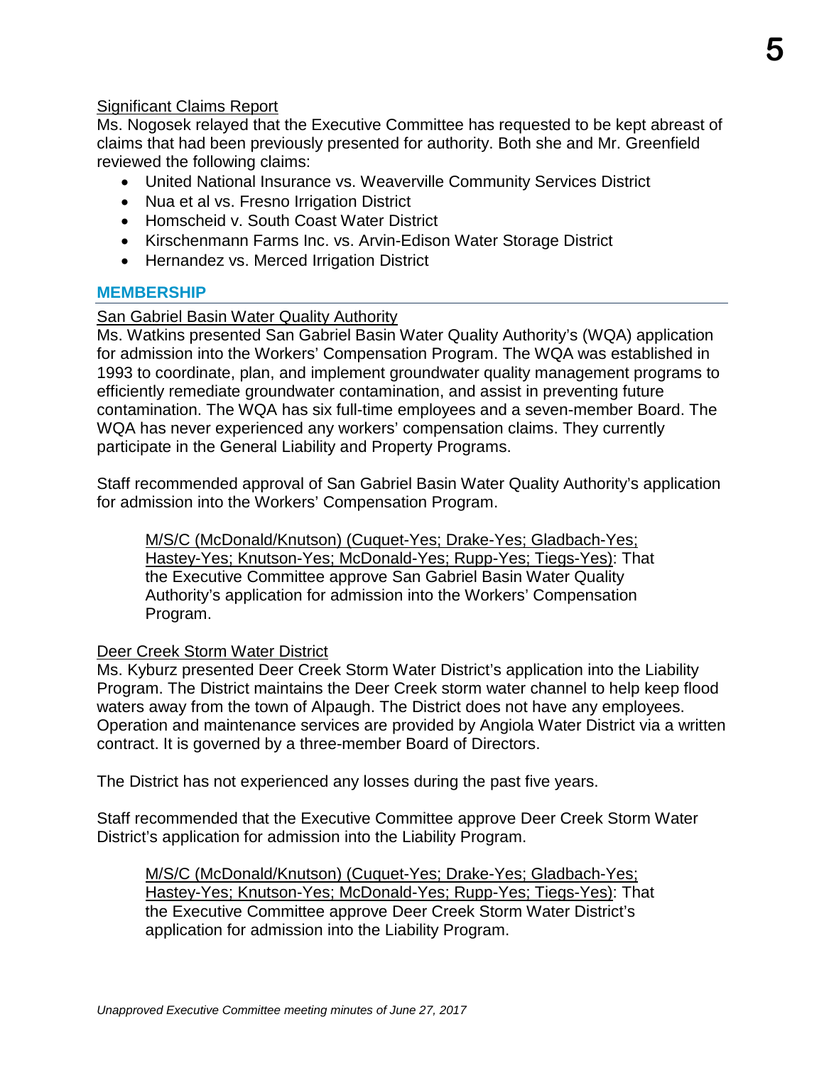Significant Claims Report

Ms. Nogosek relayed that the Executive Committee has requested to be kept abreast of claims that had been previously presented for authority. Both she and Mr. Greenfield reviewed the following claims:

- United National Insurance vs. Weaverville Community Services District
- Nua et al vs. Fresno Irrigation District
- Homscheid v. South Coast Water District
- Kirschenmann Farms Inc. vs. Arvin-Edison Water Storage District
- Hernandez vs. Merced Irrigation District

## MEMBERSHIP

San Gabriel Basin Water Quality Authority

Ms. Watkins presented San Gabriel Basin Water Quality Authority's (WQA) application for admission into the Workers' Compensation Program. The WQA was established in 1993 to coordinate, plan, and implement groundwater quality management programs to efficiently remediate groundwater contamination, and assist in preventing future contamination. The WQA has six full-time employees and a seven-member Board. The WQA has never experienced any workers' compensation claims. They currently participate in the General Liability and Property Programs.

Staff recommended approval of San Gabriel Basin Water Quality Authority's application for admission into the Workers' Compensation Program.

> M/S/C (McDonald/Knutson) (Cuquet-Yes; Drake-Yes; Gladbach-Yes; Hastey-Yes; Knutson-Yes; McDonald-Yes; Rupp-Yes; Tiegs-Yes): That the Executive Committee approve San Gabriel Basin Water Quality Authority's application for admission into the Workers' Compensation Program.

Deer Creek Storm Water District

Ms. Kyburz presented Deer Creek Storm Water District's application into the Liability Program. The District maintains the Deer Creek storm water channel to help keep flood waters away from the town of Alpaugh. The District does not have any employees. Operation and maintenance services are provided by Angiola Water District via a written contract. It is governed by a three-member Board of Directors.

The District has not experienced any losses during the past five years.

Staff recommended that the Executive Committee approve Deer Creek Storm Water District's application for admission into the Liability Program.

> M/S/C (McDonald/Knutson) (Cuquet-Yes; Drake-Yes; Gladbach-Yes; Hastey-Yes; Knutson-Yes; McDonald-Yes; Rupp-Yes; Tiegs-Yes): That the Executive Committee approve Deer Creek Storm Water District's application for admission into the Liability Program.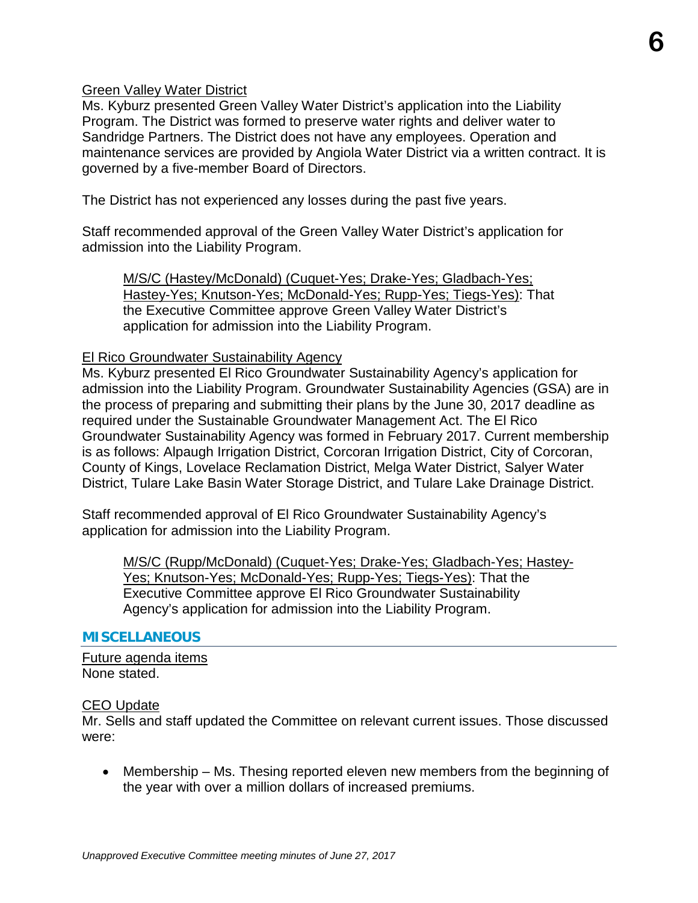<u>Green Valley Water District</u>
Ms. Kyburz presented Green Valley Water District's application into the Liability Program. The District was formed to preserve water rights and deliver water to Sandridge Partners. The District does not have any employees. Operation and maintenance services are provided by Angiola Water District via a written contract. It is governed by a five-member Board of Directors.

The District has not experienced any losses during the past five years.

Staff recommended approval of the Green Valley Water District's application for admission into the Liability Program.

> <u>M/S/C (Hastey/McDonald) (Cuquet-Yes; Drake-Yes; Gladbach-Yes; Hastey-Yes; Knutson-Yes; McDonald-Yes; Rupp-Yes; Tiegs-Yes)</u>: That the Executive Committee approve Green Valley Water District's application for admission into the Liability Program.

<u>El Rico Groundwater Sustainability Agency</u>
Ms. Kyburz presented El Rico Groundwater Sustainability Agency's application for admission into the Liability Program. Groundwater Sustainability Agencies (GSA) are in the process of preparing and submitting their plans by the June 30, 2017 deadline as required under the Sustainable Groundwater Management Act. The El Rico Groundwater Sustainability Agency was formed in February 2017. Current membership is as follows: Alpaugh Irrigation District, Corcoran Irrigation District, City of Corcoran, County of Kings, Lovelace Reclamation District, Melga Water District, Salyer Water District, Tulare Lake Basin Water Storage District, and Tulare Lake Drainage District.

Staff recommended approval of El Rico Groundwater Sustainability Agency's application for admission into the Liability Program.

> <u>M/S/C (Rupp/McDonald) (Cuquet-Yes; Drake-Yes; Gladbach-Yes; Hastey-Yes; Knutson-Yes; McDonald-Yes; Rupp-Yes; Tiegs-Yes)</u>: That the Executive Committee approve El Rico Groundwater Sustainability Agency's application for admission into the Liability Program.

## MISCELLANEOUS

<u>Future agenda items</u>
None stated.

<u>CEO Update</u>
Mr. Sells and staff updated the Committee on relevant current issues. Those discussed were:

- Membership – Ms. Thesing reported eleven new members from the beginning of the year with over a million dollars of increased premiums.

*Unapproved Executive Committee meeting minutes of June 27, 2017*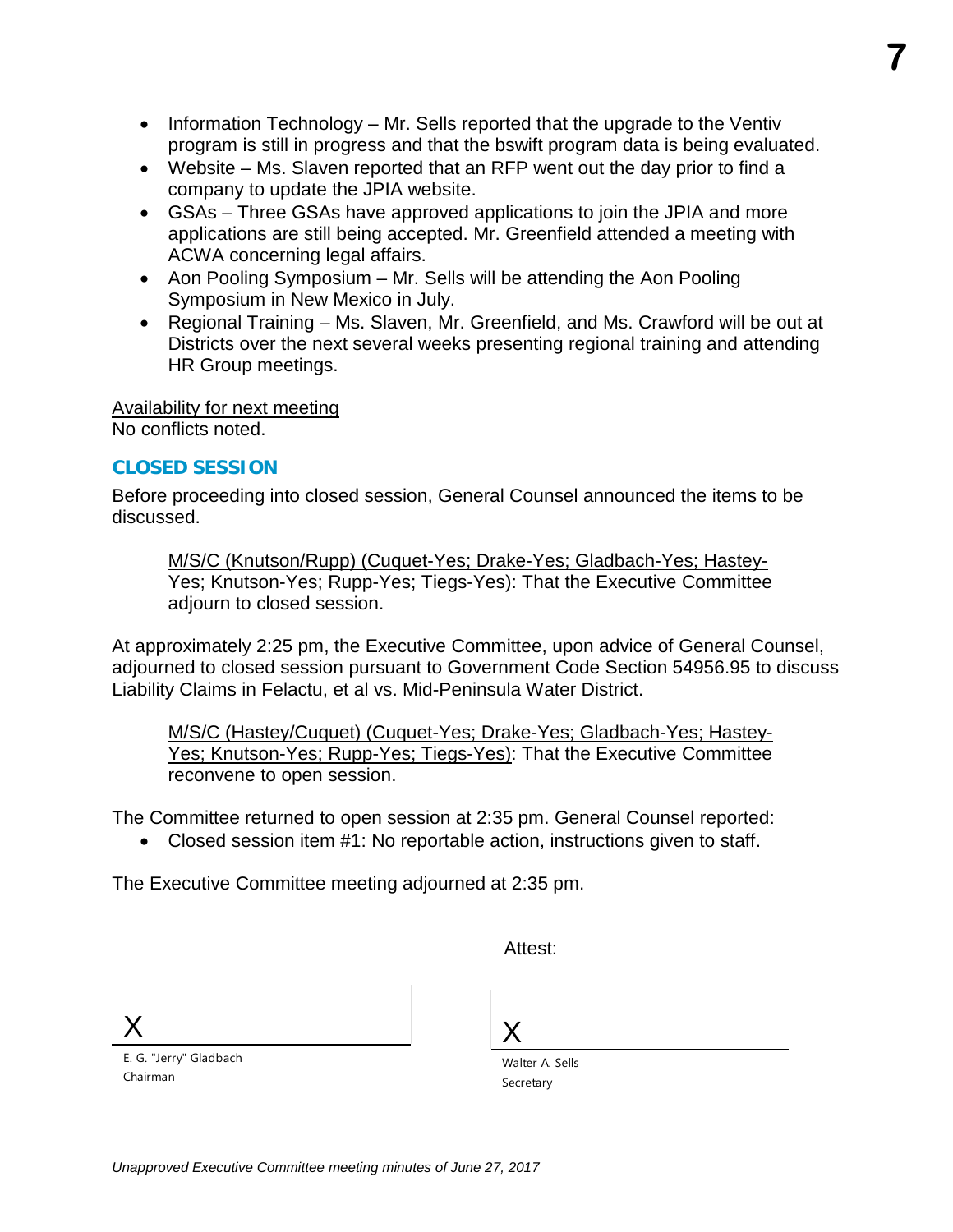- Information Technology – Mr. Sells reported that the upgrade to the Ventiv program is still in progress and that the bswift program data is being evaluated.
- Website – Ms. Slaven reported that an RFP went out the day prior to find a company to update the JPIA website.
- GSAs – Three GSAs have approved applications to join the JPIA and more applications are still being accepted. Mr. Greenfield attended a meeting with ACWA concerning legal affairs.
- Aon Pooling Symposium – Mr. Sells will be attending the Aon Pooling Symposium in New Mexico in July.
- Regional Training – Ms. Slaven, Mr. Greenfield, and Ms. Crawford will be out at Districts over the next several weeks presenting regional training and attending HR Group meetings.

Availability for next meeting
No conflicts noted.

## CLOSED SESSION

Before proceeding into closed session, General Counsel announced the items to be discussed.

> M/S/C (Knutson/Rupp) (Cuquet-Yes; Drake-Yes; Gladbach-Yes; Hastey-Yes; Knutson-Yes; Rupp-Yes; Tiegs-Yes): That the Executive Committee adjourn to closed session.

At approximately 2:25 pm, the Executive Committee, upon advice of General Counsel, adjourned to closed session pursuant to Government Code Section 54956.95 to discuss Liability Claims in Felactu, et al vs. Mid-Peninsula Water District.

> M/S/C (Hastey/Cuquet) (Cuquet-Yes; Drake-Yes; Gladbach-Yes; Hastey-Yes; Knutson-Yes; Rupp-Yes; Tiegs-Yes): That the Executive Committee reconvene to open session.

The Committee returned to open session at 2:35 pm. General Counsel reported:

- Closed session item #1: No reportable action, instructions given to staff.

The Executive Committee meeting adjourned at 2:35 pm.

Attest:

X
E. G. "Jerry" Gladbach
Chairman

X
Walter A. Sells
Secretary

*Unapproved Executive Committee meeting minutes of June 27, 2017*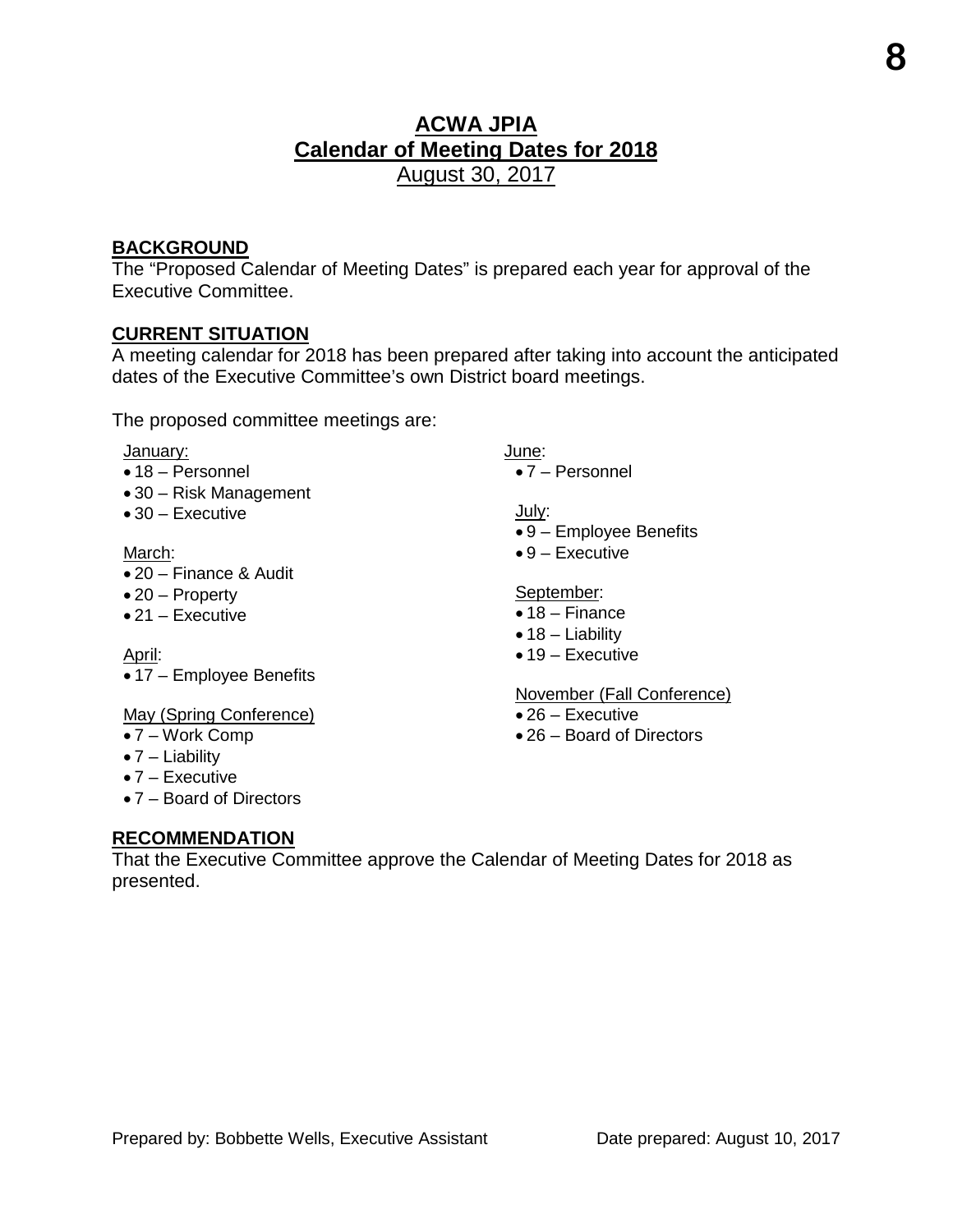# ACWA JPIA
## Calendar of Meeting Dates for 2018
August 30, 2017

**BACKGROUND**

The “Proposed Calendar of Meeting Dates” is prepared each year for approval of the Executive Committee.

**CURRENT SITUATION**

A meeting calendar for 2018 has been prepared after taking into account the anticipated dates of the Executive Committee’s own District board meetings.

The proposed committee meetings are:

January:
- 18 – Personnel
- 30 – Risk Management
- 30 – Executive

March:
- 20 – Finance & Audit
- 20 – Property
- 21 – Executive

April:
- 17 – Employee Benefits

May (Spring Conference)
- 7 – Work Comp
- 7 – Liability
- 7 – Executive
- 7 – Board of Directors

June:
- 7 – Personnel

July:
- 9 – Employee Benefits
- 9 – Executive

September:
- 18 – Finance
- 18 – Liability
- 19 – Executive

November (Fall Conference)
- 26 – Executive
- 26 – Board of Directors

**RECOMMENDATION**

That the Executive Committee approve the Calendar of Meeting Dates for 2018 as presented.

Prepared by: Bobbette Wells, Executive Assistant Date prepared: August 10, 2017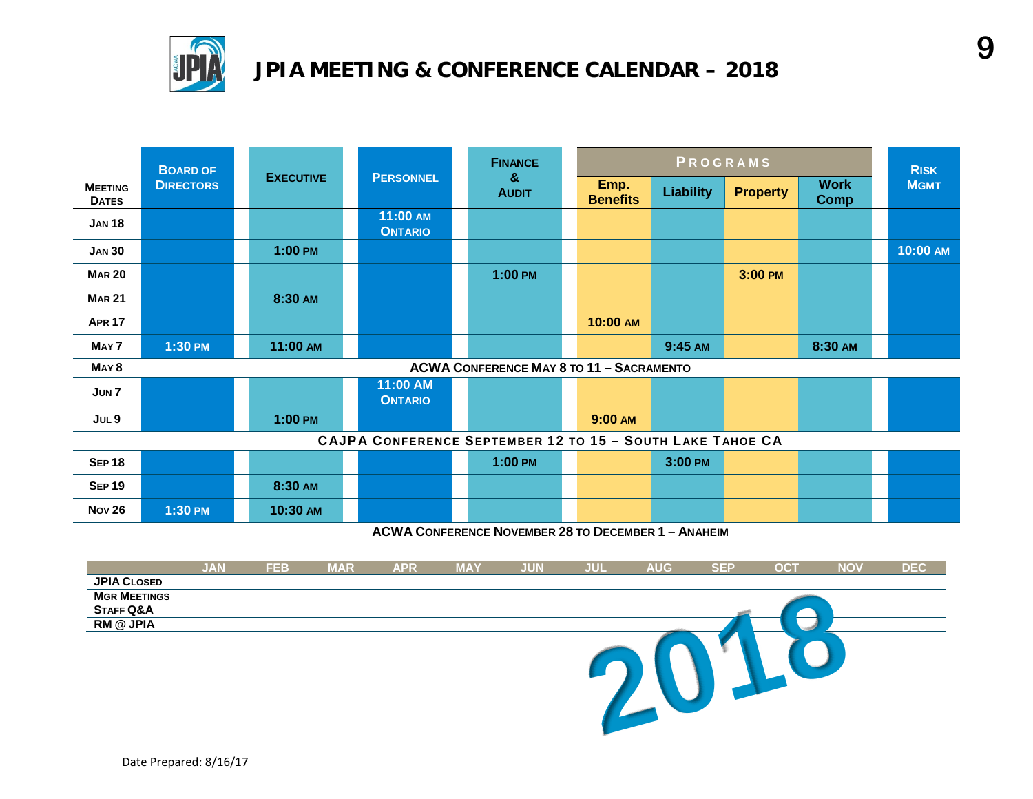# JPIA MEETING & CONFERENCE CALENDAR – 2018

| Meeting Dates | Board of Directors | Executive | Personnel | Finance & Audit | Programs | | | | Risk Mgmt |
|---|---|---|---|---|---|---|---|---|---|
| | | | | | Emp. Benefits | Liability | Property | Work Comp | |
| Jan 18 | | | 11:00 AM Ontario | | | | | | |
| Jan 30 | | 1:00 PM | | | | | | | 10:00 AM |
| Mar 20 | | | | 1:00 PM | | | 3:00 PM | | |
| Mar 21 | | 8:30 AM | | | | | | | |
| Apr 17 | | | | | 10:00 AM | | | | |
| May 7 | 1:30 PM | 11:00 AM | | | | 9:45 AM | | 8:30 AM | |
| May 8 | ACWA Conference May 8 to 11 – Sacramento | | | | | | | | |
| Jun 7 | | | 11:00 AM Ontario | | | | | | |
| Jul 9 | | 1:00 PM | | | 9:00 AM | | | | |
| CAJPA Conference September 12 to 15 – South Lake Tahoe CA | | | | | | | | | |
| Sep 18 | | | | 1:00 PM | | 3:00 PM | | | |
| Sep 19 | | 8:30 AM | | | | | | | |
| Nov 26 | 1:30 PM | 10:30 AM | | | | | | | |

ACWA Conference November 28 to December 1 – Anaheim

| | JAN | FEB | MAR | APR | MAY | JUN | JUL | AUG | SEP | OCT | NOV | DEC |
|---|---|---|---|---|---|---|---|---|---|---|---|---|
| JPIA Closed | | | | | | | | | | | | |
| Mgr Meetings | | | | | | | | | | | | |
| Staff Q&A | | | | | | | | | | | | |
| RM @ JPIA | | | | | | | | | | | | |

2018

Date Prepared: 8/16/17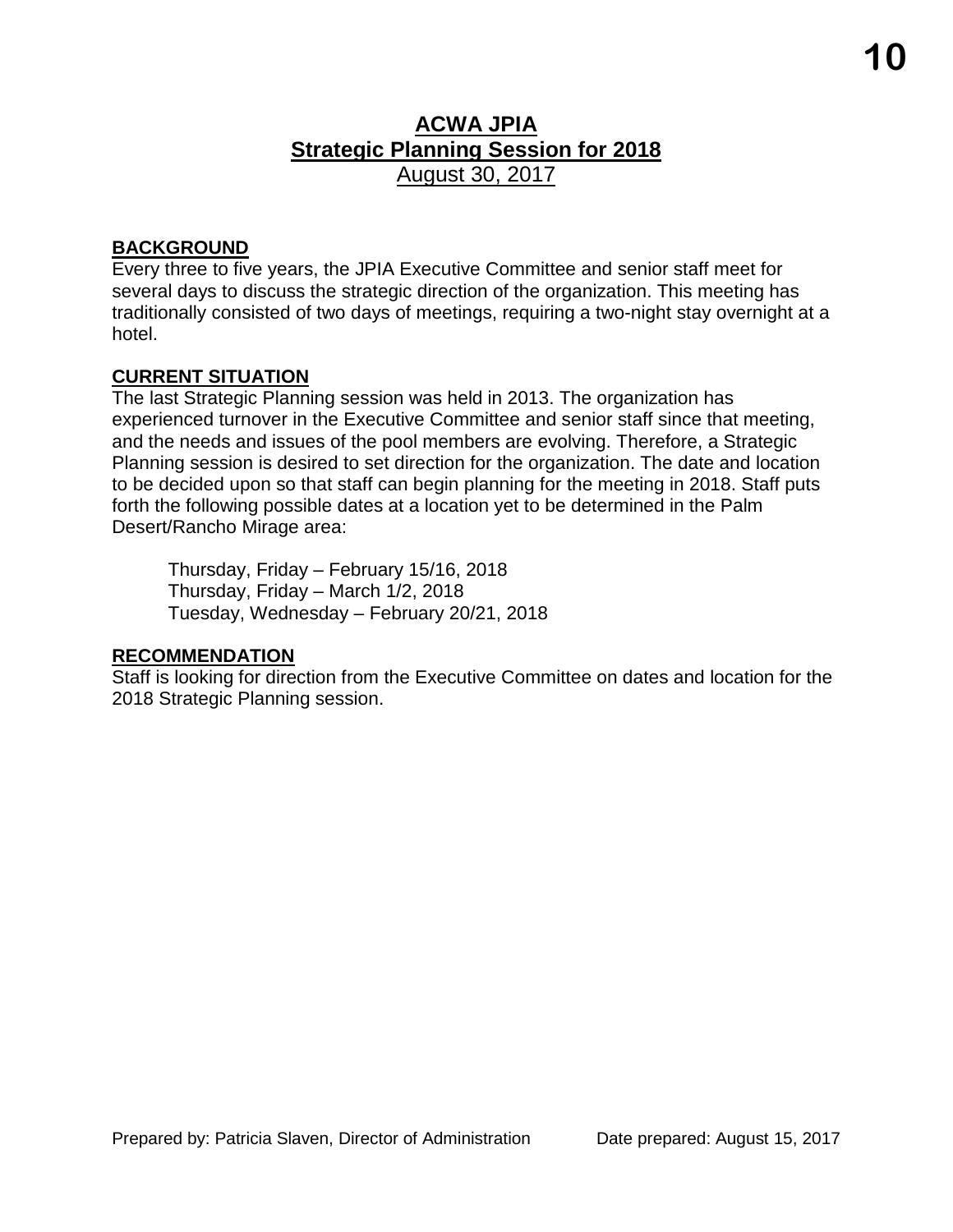# ACWA JPIA
## Strategic Planning Session for 2018
August 30, 2017

**BACKGROUND**

Every three to five years, the JPIA Executive Committee and senior staff meet for several days to discuss the strategic direction of the organization. This meeting has traditionally consisted of two days of meetings, requiring a two-night stay overnight at a hotel.

**CURRENT SITUATION**

The last Strategic Planning session was held in 2013. The organization has experienced turnover in the Executive Committee and senior staff since that meeting, and the needs and issues of the pool members are evolving. Therefore, a Strategic Planning session is desired to set direction for the organization. The date and location to be decided upon so that staff can begin planning for the meeting in 2018. Staff puts forth the following possible dates at a location yet to be determined in the Palm Desert/Rancho Mirage area:

Thursday, Friday – February 15/16, 2018
Thursday, Friday – March 1/2, 2018
Tuesday, Wednesday – February 20/21, 2018

**RECOMMENDATION**

Staff is looking for direction from the Executive Committee on dates and location for the 2018 Strategic Planning session.

Prepared by: Patricia Slaven, Director of Administration Date prepared: August 15, 2017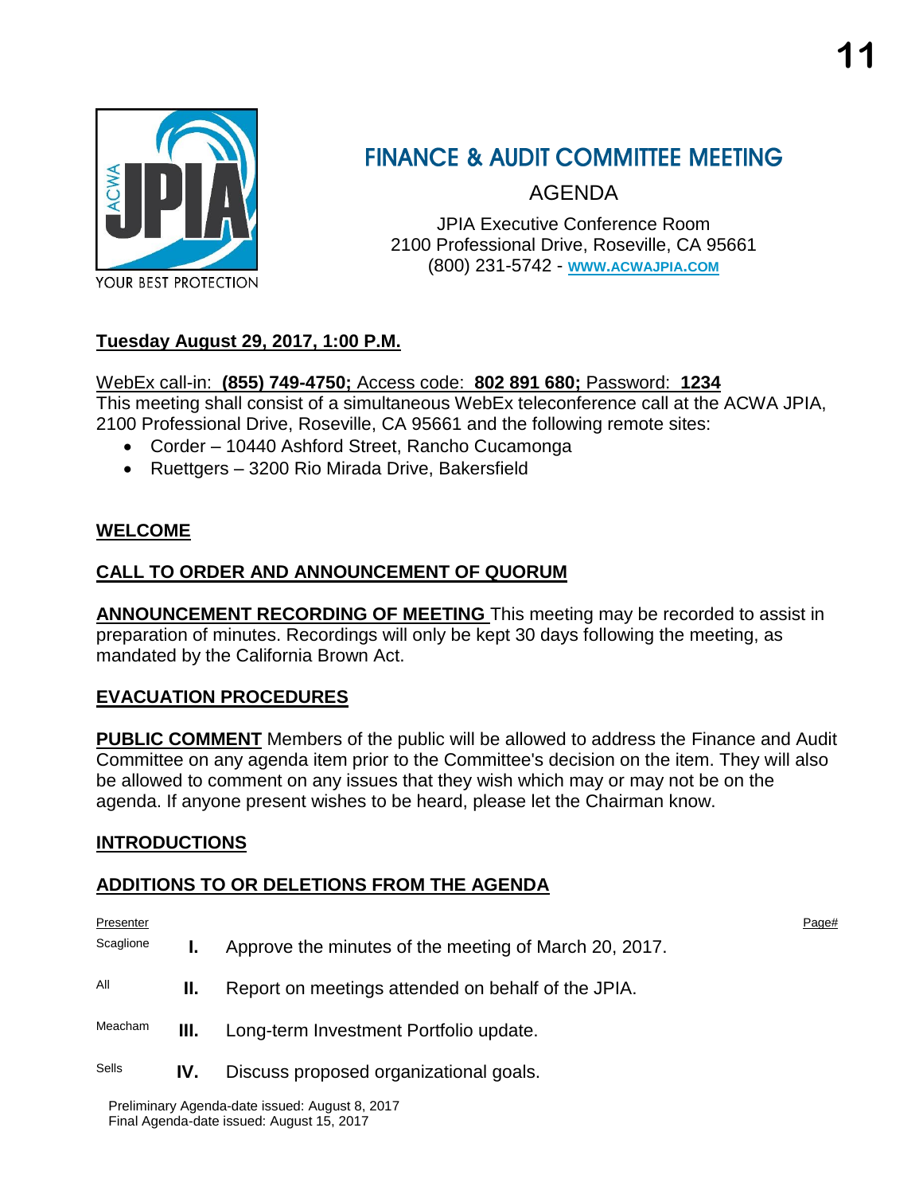# FINANCE & AUDIT COMMITTEE MEETING

AGENDA

JPIA Executive Conference Room
2100 Professional Drive, Roseville, CA 95661
(800) 231-5742 - **WWW.ACWAJPIA.COM**

YOUR BEST PROTECTION

**Tuesday August 29, 2017, 1:00 P.M.**

WebEx call-in: **(855) 749-4750;** Access code: **802 891 680;** Password: **1234**
This meeting shall consist of a simultaneous WebEx teleconference call at the ACWA JPIA, 2100 Professional Drive, Roseville, CA 95661 and the following remote sites:

- Corder – 10440 Ashford Street, Rancho Cucamonga
- Ruettgers – 3200 Rio Mirada Drive, Bakersfield

**WELCOME**

**CALL TO ORDER AND ANNOUNCEMENT OF QUORUM**

**ANNOUNCEMENT RECORDING OF MEETING** This meeting may be recorded to assist in preparation of minutes. Recordings will only be kept 30 days following the meeting, as mandated by the California Brown Act.

**EVACUATION PROCEDURES**

**PUBLIC COMMENT** Members of the public will be allowed to address the Finance and Audit Committee on any agenda item prior to the Committee's decision on the item. They will also be allowed to comment on any issues that they wish which may or may not be on the agenda. If anyone present wishes to be heard, please let the Chairman know.

**INTRODUCTIONS**

**ADDITIONS TO OR DELETIONS FROM THE AGENDA**

| Presenter | | | Page# |
|---|---|---|---|
| Scaglione | **I.** | Approve the minutes of the meeting of March 20, 2017. | |
| All | **II.** | Report on meetings attended on behalf of the JPIA. | |
| Meacham | **III.** | Long-term Investment Portfolio update. | |
| Sells | **IV.** | Discuss proposed organizational goals. | |

Preliminary Agenda-date issued: August 8, 2017
Final Agenda-date issued: August 15, 2017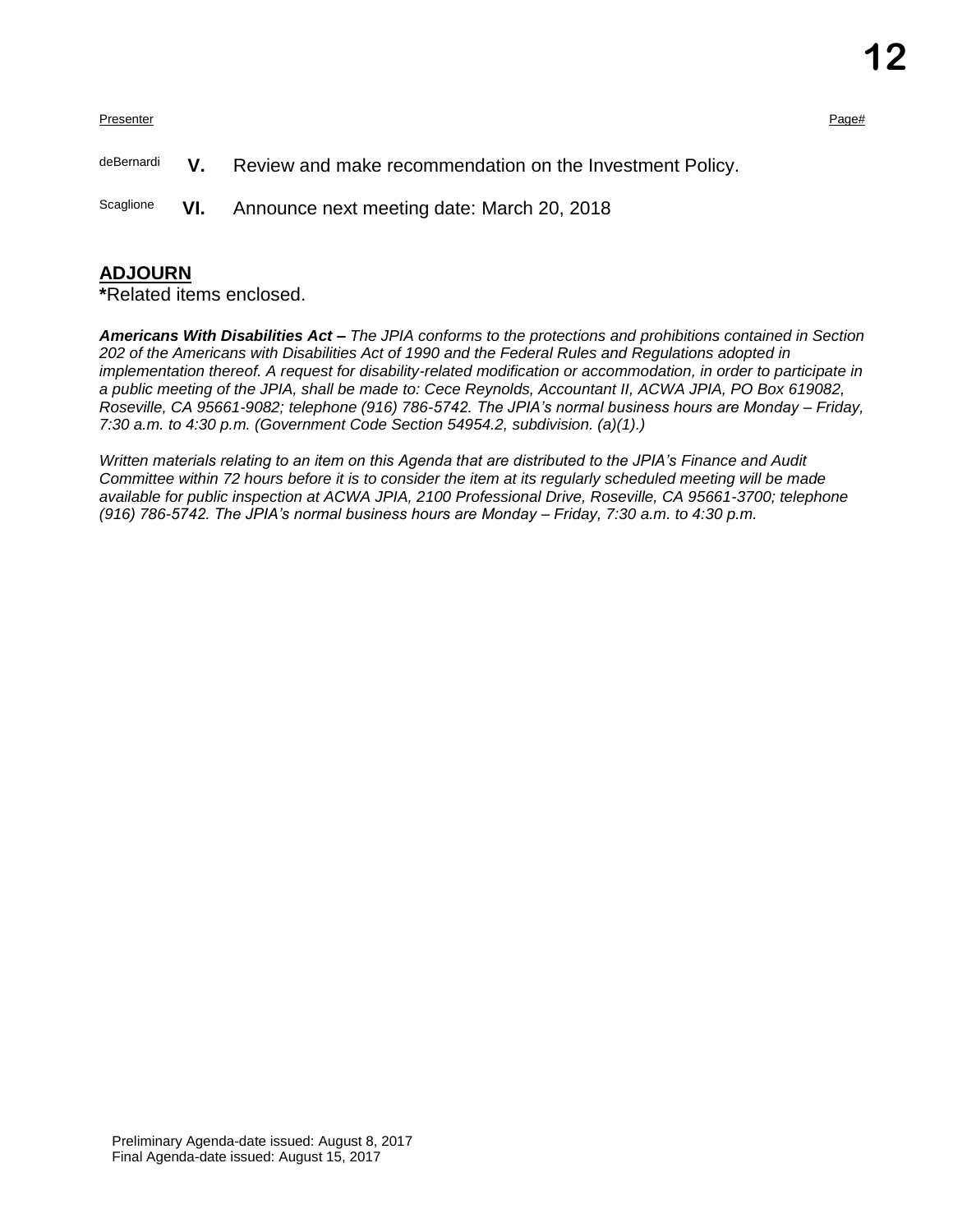| Presenter | | | Page# |
|---|---|---|---|
| deBernardi | **V.** | Review and make recommendation on the Investment Policy. | |
| Scaglione | **VI.** | Announce next meeting date: March 20, 2018 | |

## ADJOURN

**\***Related items enclosed.

***Americans With Disabilities Act –*** *The JPIA conforms to the protections and prohibitions contained in Section 202 of the Americans with Disabilities Act of 1990 and the Federal Rules and Regulations adopted in implementation thereof. A request for disability-related modification or accommodation, in order to participate in a public meeting of the JPIA, shall be made to: Cece Reynolds, Accountant II, ACWA JPIA, PO Box 619082, Roseville, CA 95661-9082; telephone (916) 786-5742. The JPIA's normal business hours are Monday – Friday, 7:30 a.m. to 4:30 p.m. (Government Code Section 54954.2, subdivision. (a)(1).)*

*Written materials relating to an item on this Agenda that are distributed to the JPIA's Finance and Audit Committee within 72 hours before it is to consider the item at its regularly scheduled meeting will be made available for public inspection at ACWA JPIA, 2100 Professional Drive, Roseville, CA 95661-3700; telephone (916) 786-5742. The JPIA's normal business hours are Monday – Friday, 7:30 a.m. to 4:30 p.m.*

Preliminary Agenda-date issued: August 8, 2017
Final Agenda-date issued: August 15, 2017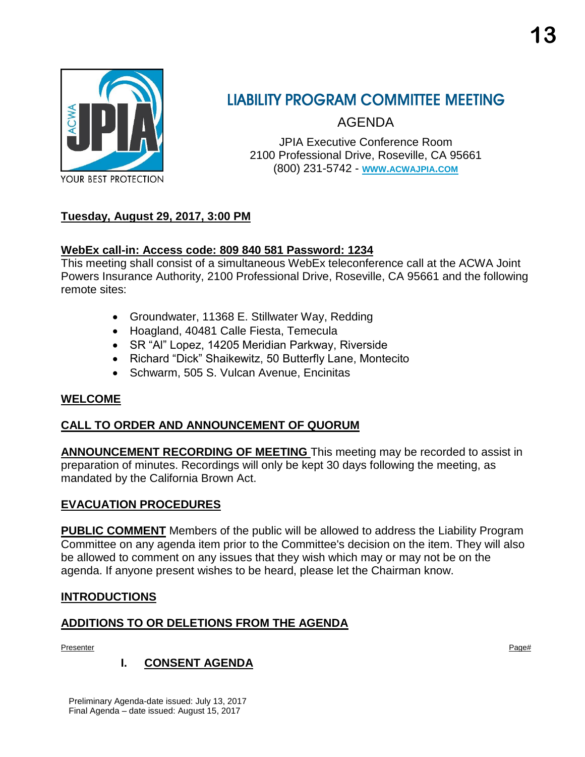# LIABILITY PROGRAM COMMITTEE MEETING

AGENDA

JPIA Executive Conference Room
2100 Professional Drive, Roseville, CA 95661
(800) 231-5742 - **WWW.ACWAJPIA.COM**

**Tuesday, August 29, 2017, 3:00 PM**

**WebEx call-in: Access code: 809 840 581 Password: 1234**

This meeting shall consist of a simultaneous WebEx teleconference call at the ACWA Joint Powers Insurance Authority, 2100 Professional Drive, Roseville, CA 95661 and the following remote sites:

- Groundwater, 11368 E. Stillwater Way, Redding
- Hoagland, 40481 Calle Fiesta, Temecula
- SR "Al" Lopez, 14205 Meridian Parkway, Riverside
- Richard "Dick" Shaikewitz, 50 Butterfly Lane, Montecito
- Schwarm, 505 S. Vulcan Avenue, Encinitas

**WELCOME**

**CALL TO ORDER AND ANNOUNCEMENT OF QUORUM**

**ANNOUNCEMENT RECORDING OF MEETING** This meeting may be recorded to assist in preparation of minutes. Recordings will only be kept 30 days following the meeting, as mandated by the California Brown Act.

**EVACUATION PROCEDURES**

**PUBLIC COMMENT** Members of the public will be allowed to address the Liability Program Committee on any agenda item prior to the Committee's decision on the item. They will also be allowed to comment on any issues that they wish which may or may not be on the agenda. If anyone present wishes to be heard, please let the Chairman know.

**INTRODUCTIONS**

**ADDITIONS TO OR DELETIONS FROM THE AGENDA**

Presenter | Page#

**I. CONSENT AGENDA**

Preliminary Agenda-date issued: July 13, 2017
Final Agenda – date issued: August 15, 2017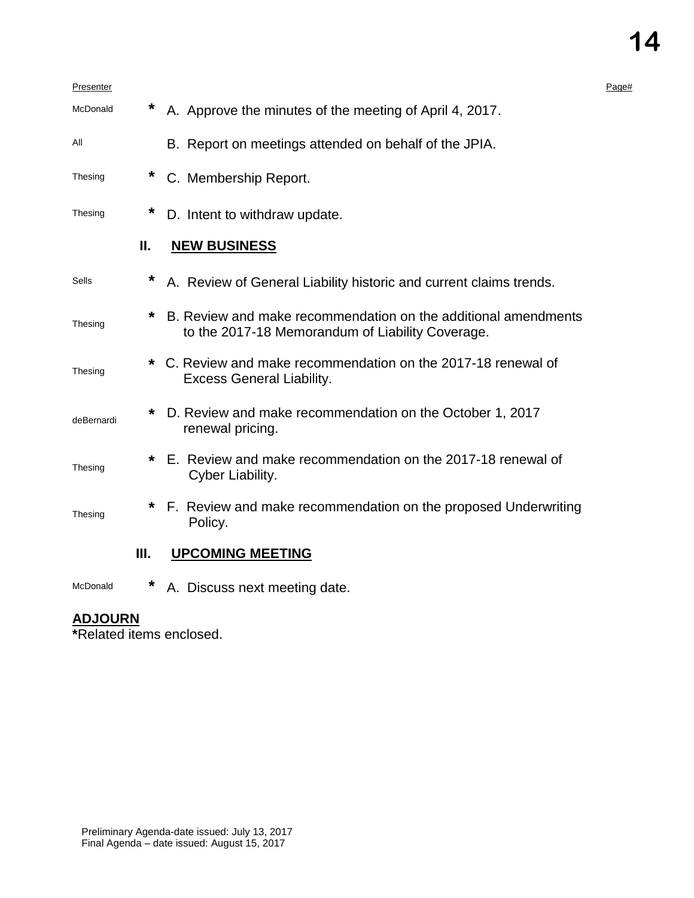| Presenter | | | Page# |
|---|---|---|---|
| McDonald | * | A. Approve the minutes of the meeting of April 4, 2017. | |
| All | | B. Report on meetings attended on behalf of the JPIA. | |
| Thesing | * | C. Membership Report. | |
| Thesing | * | D. Intent to withdraw update. | |

## II. NEW BUSINESS

| Presenter | | | Page# |
|---|---|---|---|
| Sells | * | A. Review of General Liability historic and current claims trends. | |
| Thesing | * | B. Review and make recommendation on the additional amendments to the 2017-18 Memorandum of Liability Coverage. | |
| Thesing | * | C. Review and make recommendation on the 2017-18 renewal of Excess General Liability. | |
| deBernardi | * | D. Review and make recommendation on the October 1, 2017 renewal pricing. | |
| Thesing | * | E. Review and make recommendation on the 2017-18 renewal of Cyber Liability. | |
| Thesing | * | F. Review and make recommendation on the proposed Underwriting Policy. | |

## III. UPCOMING MEETING

| Presenter | | | Page# |
|---|---|---|---|
| McDonald | * | A. Discuss next meeting date. | |

**ADJOURN**

**\***Related items enclosed.

Preliminary Agenda-date issued: July 13, 2017
Final Agenda – date issued: August 15, 2017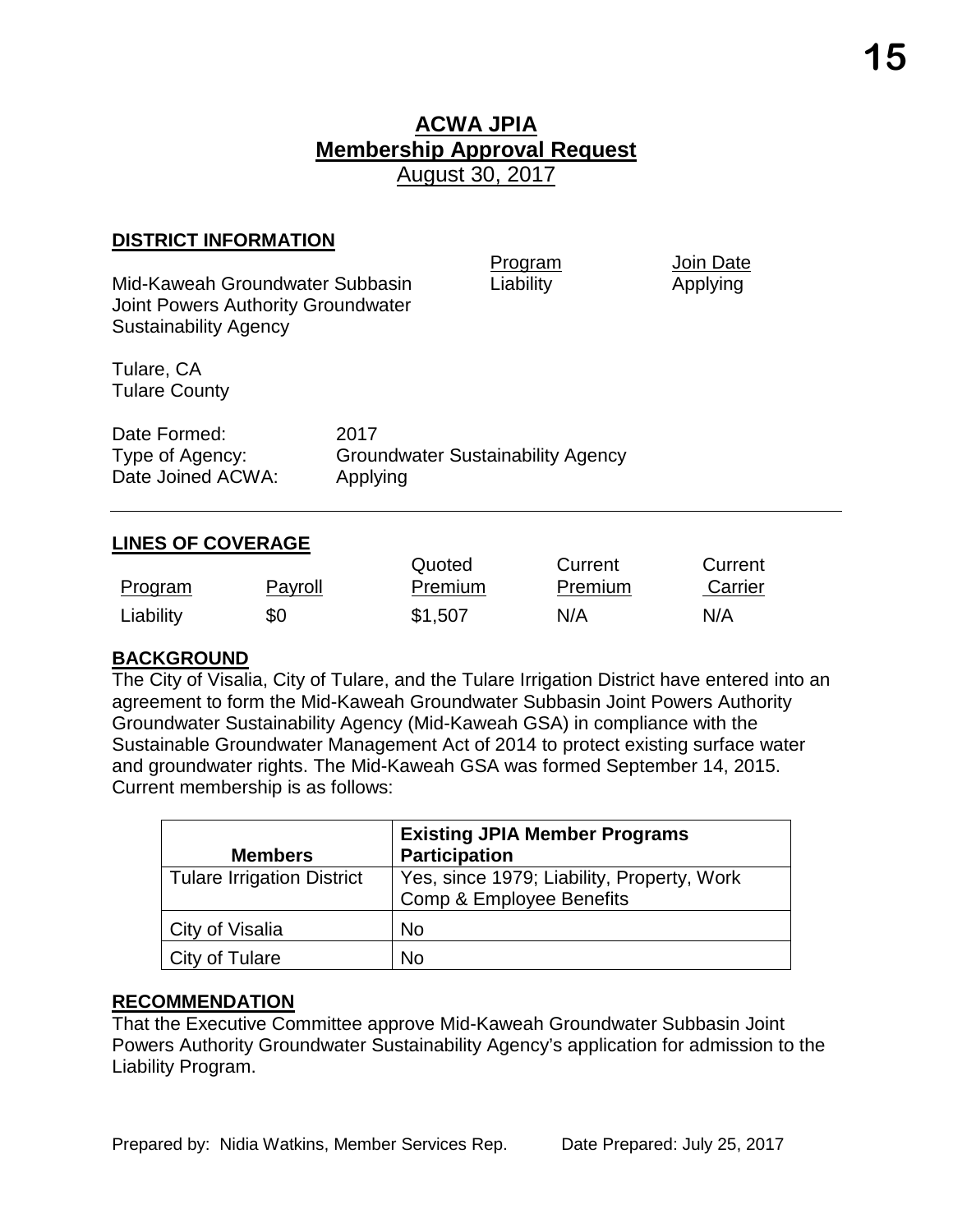# ACWA JPIA
## Membership Approval Request
August 30, 2017

### DISTRICT INFORMATION

| | Program | Join Date |
|---|---|---|
| Mid-Kaweah Groundwater Subbasin Joint Powers Authority Groundwater Sustainability Agency | Liability | Applying |

Tulare, CA
Tulare County

| | |
|---|---|
| Date Formed: | 2017 |
| Type of Agency: | Groundwater Sustainability Agency |
| Date Joined ACWA: | Applying |

---

### LINES OF COVERAGE

| Program | Payroll | Quoted Premium | Current Premium | Current Carrier |
|---|---|---|---|---|
| Liability | $0 | $1,507 | N/A | N/A |

### BACKGROUND

The City of Visalia, City of Tulare, and the Tulare Irrigation District have entered into an agreement to form the Mid-Kaweah Groundwater Subbasin Joint Powers Authority Groundwater Sustainability Agency (Mid-Kaweah GSA) in compliance with the Sustainable Groundwater Management Act of 2014 to protect existing surface water and groundwater rights. The Mid-Kaweah GSA was formed September 14, 2015. Current membership is as follows:

| Members | Existing JPIA Member Programs Participation |
|---|---|
| Tulare Irrigation District | Yes, since 1979; Liability, Property, Work Comp & Employee Benefits |
| City of Visalia | No |
| City of Tulare | No |

### RECOMMENDATION

That the Executive Committee approve Mid-Kaweah Groundwater Subbasin Joint Powers Authority Groundwater Sustainability Agency's application for admission to the Liability Program.

Prepared by: Nidia Watkins, Member Services Rep. Date Prepared: July 25, 2017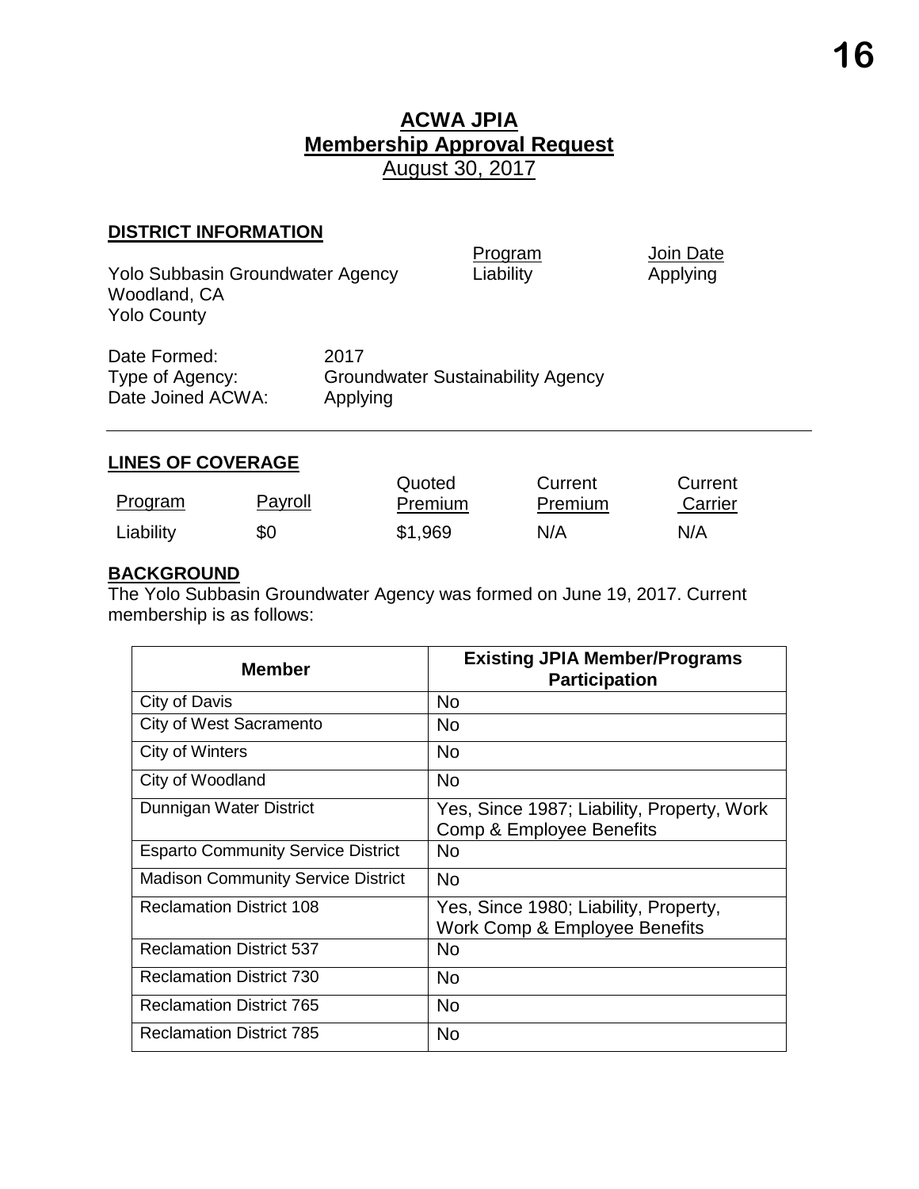# ACWA JPIA
## Membership Approval Request
August 30, 2017

### DISTRICT INFORMATION

| | Program | Join Date |
|---|---|---|
| Yolo Subbasin Groundwater Agency<br>Woodland, CA<br>Yolo County | Liability | Applying |

Date Formed: 2017
Type of Agency: Groundwater Sustainability Agency
Date Joined ACWA: Applying

---

### LINES OF COVERAGE

| Program | Payroll | Quoted Premium | Current Premium | Current Carrier |
|---|---|---|---|---|
| Liability | $0 | $1,969 | N/A | N/A |

### BACKGROUND

The Yolo Subbasin Groundwater Agency was formed on June 19, 2017. Current membership is as follows:

| Member | Existing JPIA Member/Programs Participation |
|---|---|
| City of Davis | No |
| City of West Sacramento | No |
| City of Winters | No |
| City of Woodland | No |
| Dunnigan Water District | Yes, Since 1987; Liability, Property, Work Comp & Employee Benefits |
| Esparto Community Service District | No |
| Madison Community Service District | No |
| Reclamation District 108 | Yes, Since 1980; Liability, Property, Work Comp & Employee Benefits |
| Reclamation District 537 | No |
| Reclamation District 730 | No |
| Reclamation District 765 | No |
| Reclamation District 785 | No |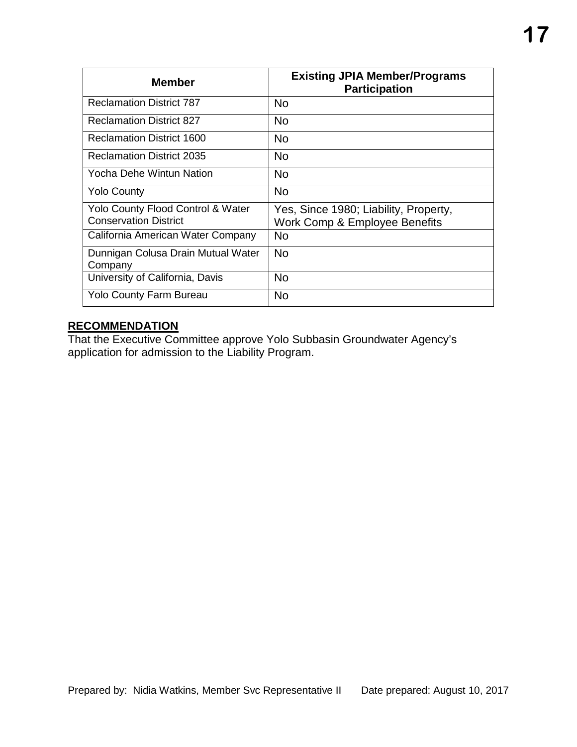| Member | Existing JPIA Member/Programs Participation |
| --- | --- |
| Reclamation District 787 | No |
| Reclamation District 827 | No |
| Reclamation District 1600 | No |
| Reclamation District 2035 | No |
| Yocha Dehe Wintun Nation | No |
| Yolo County | No |
| Yolo County Flood Control & Water Conservation District | Yes, Since 1980; Liability, Property, Work Comp & Employee Benefits |
| California American Water Company | No |
| Dunnigan Colusa Drain Mutual Water Company | No |
| University of California, Davis | No |
| Yolo County Farm Bureau | No |

**RECOMMENDATION**

That the Executive Committee approve Yolo Subbasin Groundwater Agency's application for admission to the Liability Program.

Prepared by: Nidia Watkins, Member Svc Representative II    Date prepared: August 10, 2017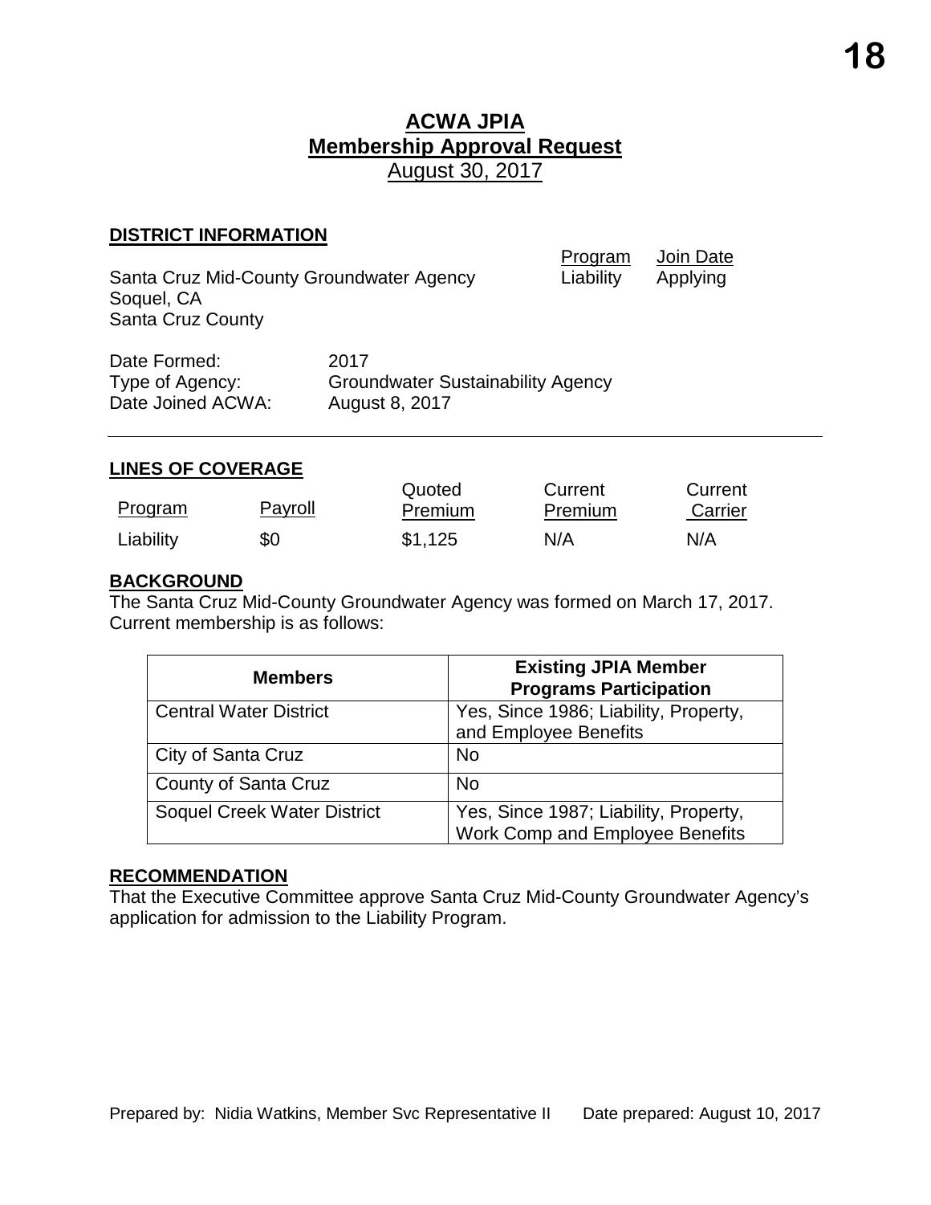# ACWA JPIA
## Membership Approval Request
August 30, 2017

### DISTRICT INFORMATION

| | Program | Join Date |
|---|---|---|
| Santa Cruz Mid-County Groundwater Agency<br>Soquel, CA<br>Santa Cruz County | Liability | Applying |

Date Formed: 2017
Type of Agency: Groundwater Sustainability Agency
Date Joined ACWA: August 8, 2017

---

### LINES OF COVERAGE

| Program | Payroll | Quoted Premium | Current Premium | Current Carrier |
|---|---|---|---|---|
| Liability | $0 | $1,125 | N/A | N/A |

### BACKGROUND

The Santa Cruz Mid-County Groundwater Agency was formed on March 17, 2017. Current membership is as follows:

| Members | Existing JPIA Member Programs Participation |
|---|---|
| Central Water District | Yes, Since 1986; Liability, Property, and Employee Benefits |
| City of Santa Cruz | No |
| County of Santa Cruz | No |
| Soquel Creek Water District | Yes, Since 1987; Liability, Property, Work Comp and Employee Benefits |

### RECOMMENDATION

That the Executive Committee approve Santa Cruz Mid-County Groundwater Agency's application for admission to the Liability Program.

Prepared by: Nidia Watkins, Member Svc Representative II    Date prepared: August 10, 2017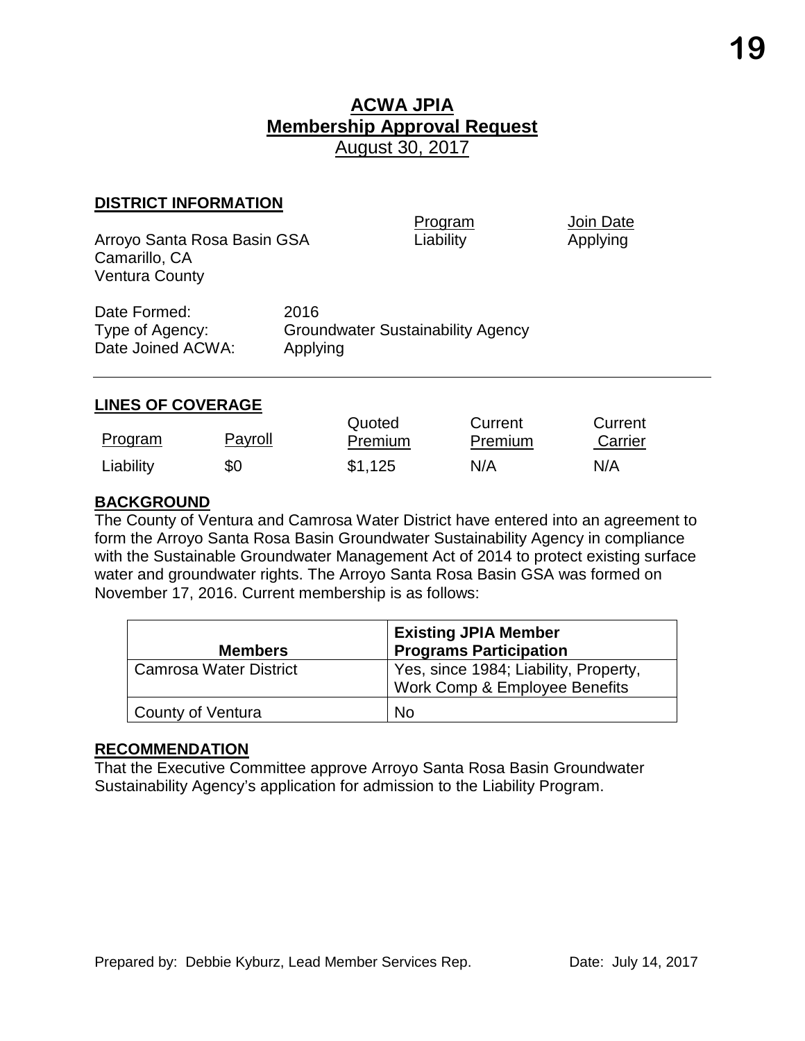# ACWA JPIA
## Membership Approval Request
August 30, 2017

### DISTRICT INFORMATION

| | Program | Join Date |
|---|---|---|
| Arroyo Santa Rosa Basin GSA<br>Camarillo, CA<br>Ventura County | Liability | Applying |

Date Formed: 2016
Type of Agency: Groundwater Sustainability Agency
Date Joined ACWA: Applying

---

### LINES OF COVERAGE

| Program | Payroll | Quoted Premium | Current Premium | Current Carrier |
|---|---|---|---|---|
| Liability | $0 | $1,125 | N/A | N/A |

### BACKGROUND

The County of Ventura and Camrosa Water District have entered into an agreement to form the Arroyo Santa Rosa Basin Groundwater Sustainability Agency in compliance with the Sustainable Groundwater Management Act of 2014 to protect existing surface water and groundwater rights. The Arroyo Santa Rosa Basin GSA was formed on November 17, 2016. Current membership is as follows:

| Members | Existing JPIA Member Programs Participation |
|---|---|
| Camrosa Water District | Yes, since 1984; Liability, Property, Work Comp & Employee Benefits |
| County of Ventura | No |

### RECOMMENDATION

That the Executive Committee approve Arroyo Santa Rosa Basin Groundwater Sustainability Agency's application for admission to the Liability Program.

Prepared by: Debbie Kyburz, Lead Member Services Rep. Date: July 14, 2017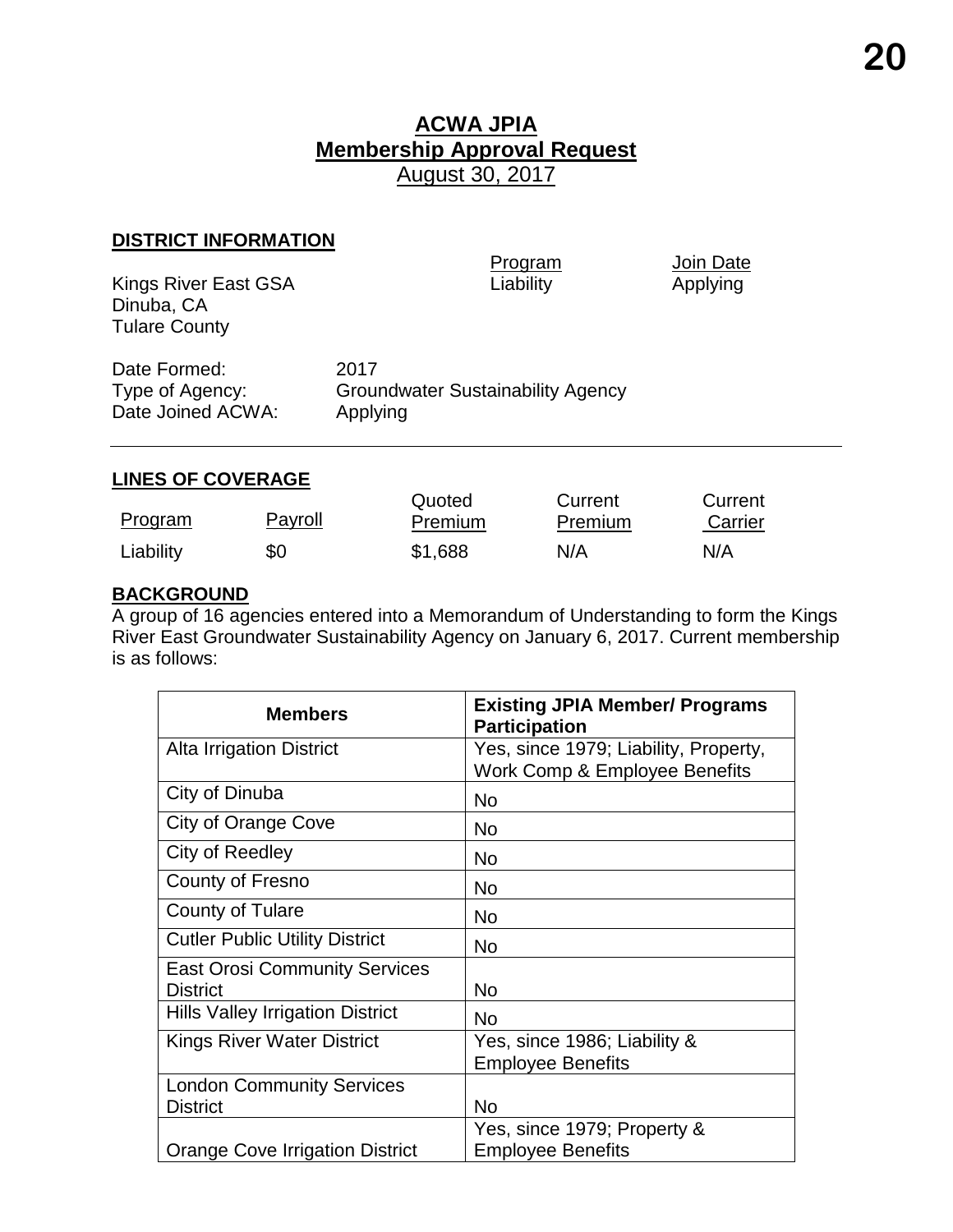# ACWA JPIA
## Membership Approval Request
August 30, 2017

**DISTRICT INFORMATION**

| | Program | Join Date |
|---|---|---|
| Kings River East GSA<br>Dinuba, CA<br>Tulare County | Liability | Applying |

Date Formed: 2017
Type of Agency: Groundwater Sustainability Agency
Date Joined ACWA: Applying

---

**LINES OF COVERAGE**

| Program | Payroll | Quoted Premium | Current Premium | Current Carrier |
|---|---|---|---|---|
| Liability | $0 | $1,688 | N/A | N/A |

**BACKGROUND**

A group of 16 agencies entered into a Memorandum of Understanding to form the Kings River East Groundwater Sustainability Agency on January 6, 2017. Current membership is as follows:

| Members | Existing JPIA Member/ Programs Participation |
|---|---|
| Alta Irrigation District | Yes, since 1979; Liability, Property, Work Comp & Employee Benefits |
| City of Dinuba | No |
| City of Orange Cove | No |
| City of Reedley | No |
| County of Fresno | No |
| County of Tulare | No |
| Cutler Public Utility District | No |
| East Orosi Community Services District | No |
| Hills Valley Irrigation District | No |
| Kings River Water District | Yes, since 1986; Liability & Employee Benefits |
| London Community Services District | No |
| Orange Cove Irrigation District | Yes, since 1979; Property & Employee Benefits |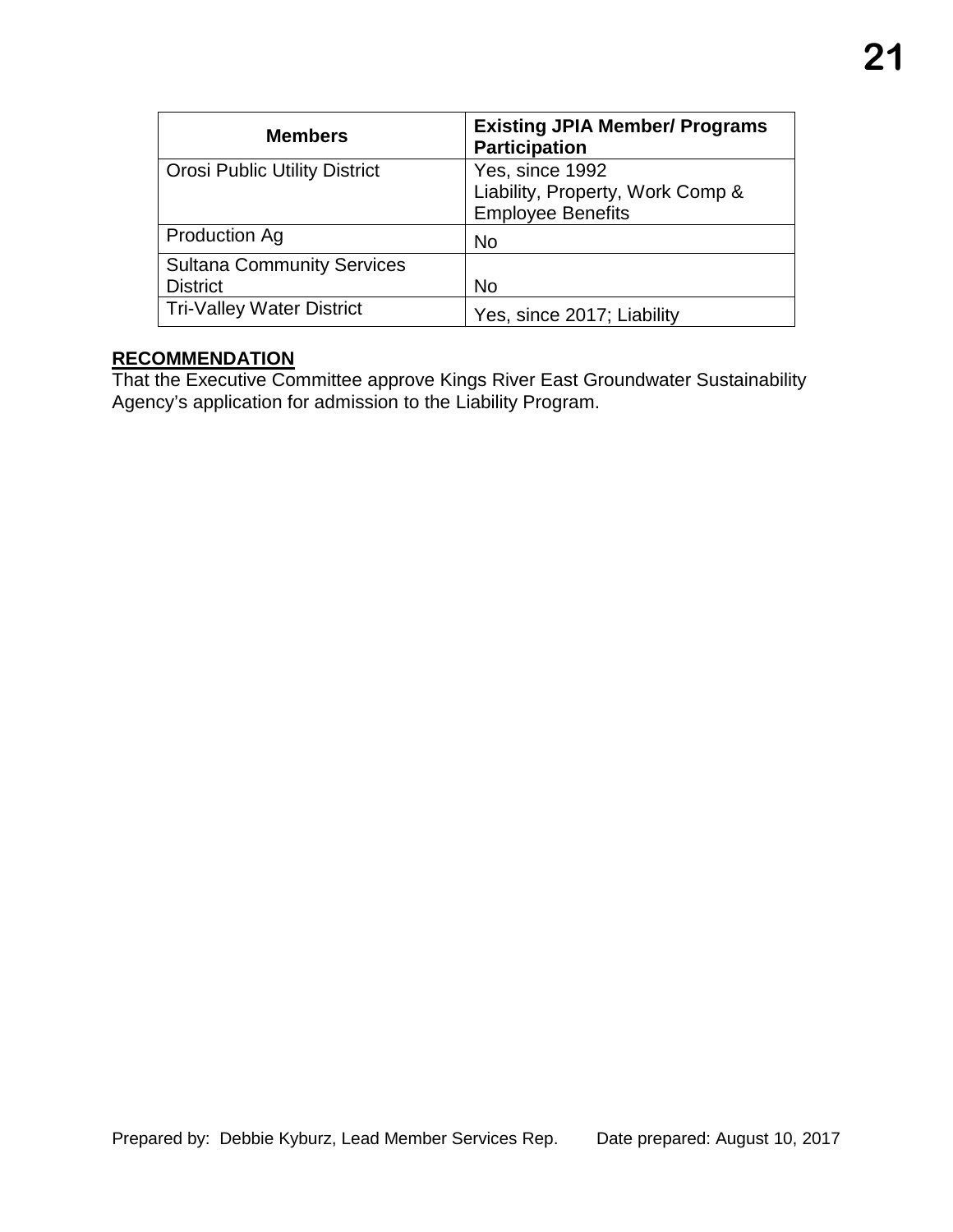| Members | Existing JPIA Member/ Programs Participation |
| --- | --- |
| Orosi Public Utility District | Yes, since 1992<br>Liability, Property, Work Comp & Employee Benefits |
| Production Ag | No |
| Sultana Community Services District | No |
| Tri-Valley Water District | Yes, since 2017; Liability |

**RECOMMENDATION**

That the Executive Committee approve Kings River East Groundwater Sustainability Agency's application for admission to the Liability Program.

Prepared by: Debbie Kyburz, Lead Member Services Rep. Date prepared: August 10, 2017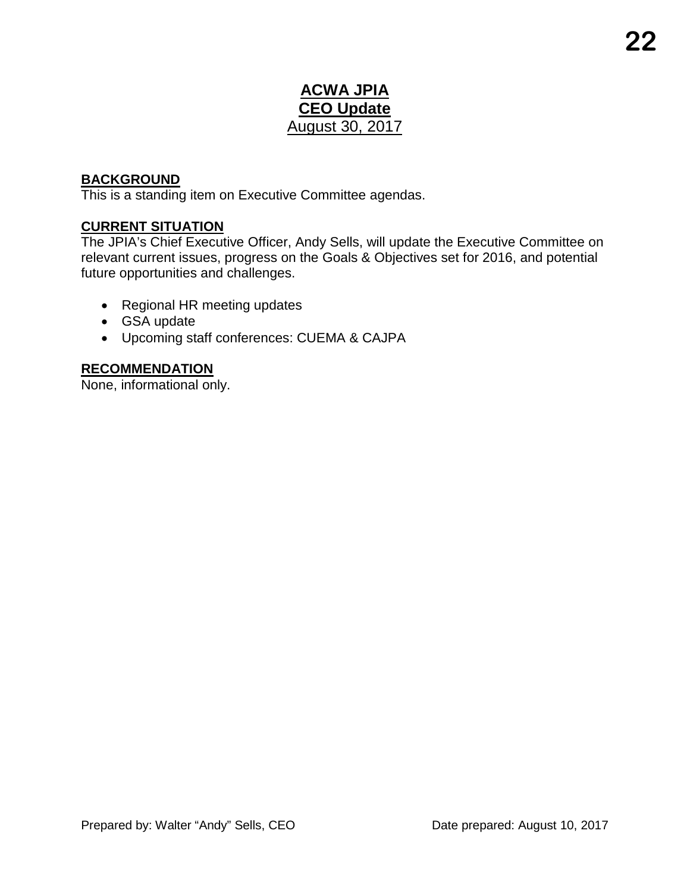# ACWA JPIA
# CEO Update
August 30, 2017

## BACKGROUND
This is a standing item on Executive Committee agendas.

## CURRENT SITUATION
The JPIA's Chief Executive Officer, Andy Sells, will update the Executive Committee on relevant current issues, progress on the Goals & Objectives set for 2016, and potential future opportunities and challenges.

- Regional HR meeting updates
- GSA update
- Upcoming staff conferences: CUEMA & CAJPA

## RECOMMENDATION
None, informational only.

Prepared by: Walter "Andy" Sells, CEO Date prepared: August 10, 2017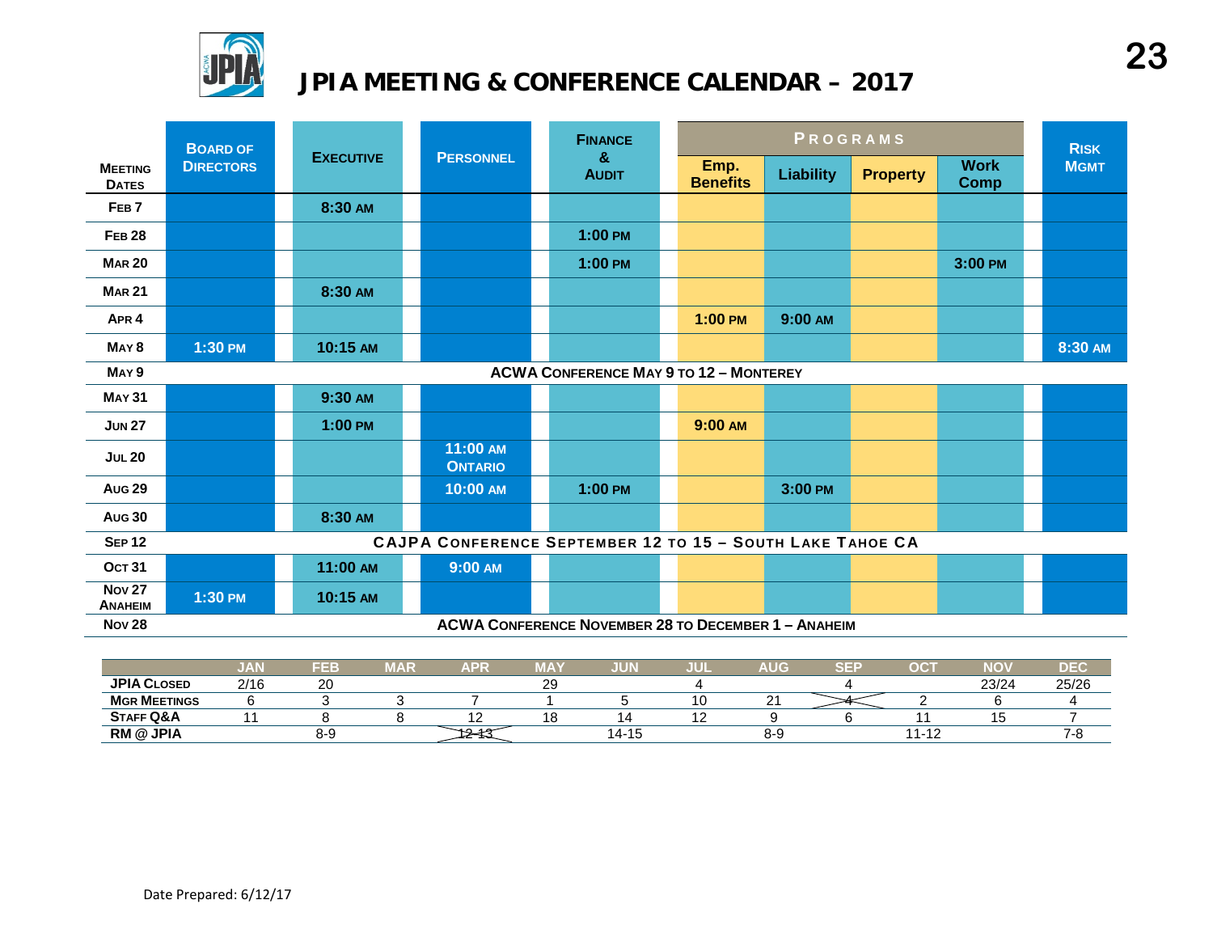# JPIA MEETING & CONFERENCE CALENDAR – 2017

| Meeting Dates | Board of Directors | Executive | Personnel | Finance & Audit | Programs | | | | Risk Mgmt |
|---|---|---|---|---|---|---|---|---|---|
| | | | | | Emp. Benefits | Liability | Property | Work Comp | |
| Feb 7 | | 8:30 AM | | | | | | | |
| Feb 28 | | | | 1:00 PM | | | | | |
| Mar 20 | | | | 1:00 PM | | | | 3:00 PM | |
| Mar 21 | | 8:30 AM | | | | | | | |
| Apr 4 | | | | | 1:00 PM | 9:00 AM | | | |
| May 8 | 1:30 PM | 10:15 AM | | | | | | | 8:30 AM |
| May 9 | ACWA Conference May 9 to 12 – Monterey | | | | | | | | |
| May 31 | | 9:30 AM | | | | | | | |
| Jun 27 | | 1:00 PM | | | 9:00 AM | | | | |
| Jul 20 | | | 11:00 AM Ontario | | | | | | |
| Aug 29 | | | 10:00 AM | 1:00 PM | | 3:00 PM | | | |
| Aug 30 | | 8:30 AM | | | | | | | |
| Sep 12 | CAJPA Conference September 12 to 15 – South Lake Tahoe CA | | | | | | | | |
| Oct 31 | | 11:00 AM | 9:00 AM | | | | | | |
| Nov 27 Anaheim | 1:30 PM | 10:15 AM | | | | | | | |
| Nov 28 | ACWA Conference November 28 to December 1 – Anaheim | | | | | | | | |

| | JAN | FEB | MAR | APR | MAY | JUN | JUL | AUG | SEP | OCT | NOV | DEC |
|---|---|---|---|---|---|---|---|---|---|---|---|---|
| JPIA Closed | 2/16 | 20 | | | 29 | | 4 | | 4 | | 23/24 | 25/26 |
| Mgr Meetings | 6 | 3 | 3 | 7 | 1 | 5 | 10 | 21 | ~~4~~ | 2 | 6 | 4 |
| Staff Q&A | 11 | 8 | 8 | 12 | 18 | 14 | 12 | 9 | 6 | 11 | 15 | 7 |
| RM @ JPIA | | 8-9 | | ~~12-13~~ | | 14-15 | | 8-9 | | 11-12 | | 7-8 |

Date Prepared: 6/12/17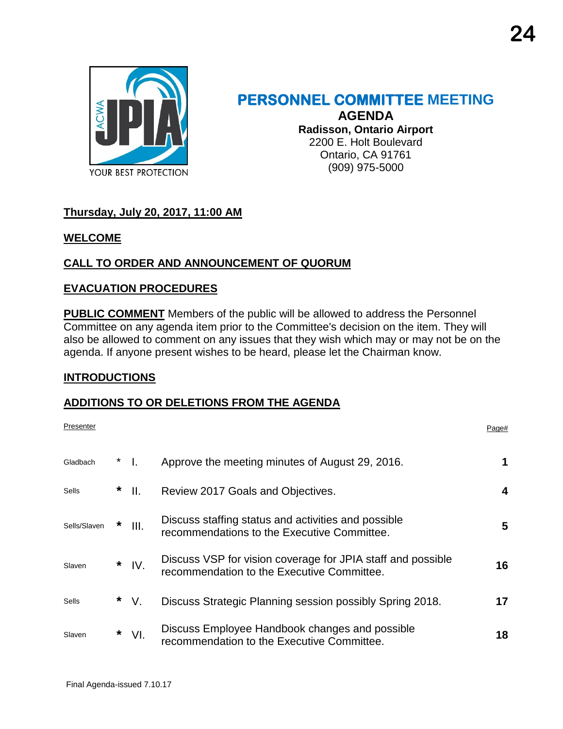# PERSONNEL COMMITTEE MEETING

**AGENDA**
**Radisson, Ontario Airport**
2200 E. Holt Boulevard
Ontario, CA 91761
(909) 975-5000

**Thursday, July 20, 2017, 11:00 AM**

**WELCOME**

**CALL TO ORDER AND ANNOUNCEMENT OF QUORUM**

**EVACUATION PROCEDURES**

**PUBLIC COMMENT** Members of the public will be allowed to address the Personnel Committee on any agenda item prior to the Committee's decision on the item. They will also be allowed to comment on any issues that they wish which may or may not be on the agenda. If anyone present wishes to be heard, please let the Chairman know.

**INTRODUCTIONS**

**ADDITIONS TO OR DELETIONS FROM THE AGENDA**

| Presenter | | | | Page# |
|---|---|---|---|---|
| Gladbach | * | I. | Approve the meeting minutes of August 29, 2016. | 1 |
| Sells | * | II. | Review 2017 Goals and Objectives. | 4 |
| Sells/Slaven | * | III. | Discuss staffing status and activities and possible recommendations to the Executive Committee. | 5 |
| Slaven | * | IV. | Discuss VSP for vision coverage for JPIA staff and possible recommendation to the Executive Committee. | 16 |
| Sells | * | V. | Discuss Strategic Planning session possibly Spring 2018. | 17 |
| Slaven | * | VI. | Discuss Employee Handbook changes and possible recommendation to the Executive Committee. | 18 |

Final Agenda-issued 7.10.17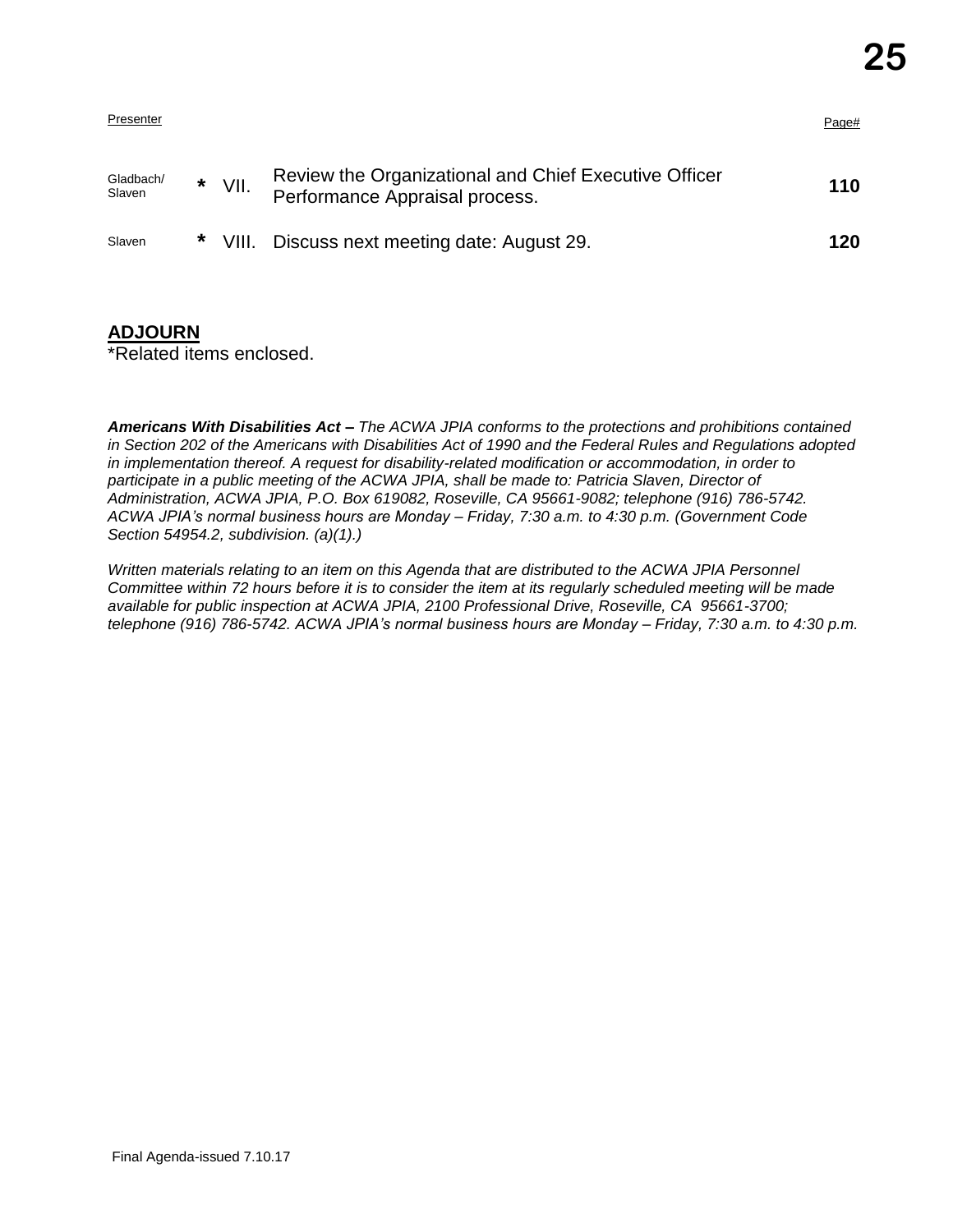| Presenter | | | | Page# |
| --- | --- | --- | --- | --- |
| Gladbach/ Slaven | * | VII. | Review the Organizational and Chief Executive Officer Performance Appraisal process. | **110** |
| Slaven | * | VIII. | Discuss next meeting date: August 29. | **120** |

**ADJOURN**

*Related items enclosed.

***Americans With Disabilities Act –*** *The ACWA JPIA conforms to the protections and prohibitions contained in Section 202 of the Americans with Disabilities Act of 1990 and the Federal Rules and Regulations adopted in implementation thereof. A request for disability-related modification or accommodation, in order to participate in a public meeting of the ACWA JPIA, shall be made to: Patricia Slaven, Director of Administration, ACWA JPIA, P.O. Box 619082, Roseville, CA 95661-9082; telephone (916) 786-5742. ACWA JPIA's normal business hours are Monday – Friday, 7:30 a.m. to 4:30 p.m. (Government Code Section 54954.2, subdivision. (a)(1).)*

*Written materials relating to an item on this Agenda that are distributed to the ACWA JPIA Personnel Committee within 72 hours before it is to consider the item at its regularly scheduled meeting will be made available for public inspection at ACWA JPIA, 2100 Professional Drive, Roseville, CA 95661-3700; telephone (916) 786-5742. ACWA JPIA's normal business hours are Monday – Friday, 7:30 a.m. to 4:30 p.m.*

Final Agenda-issued 7.10.17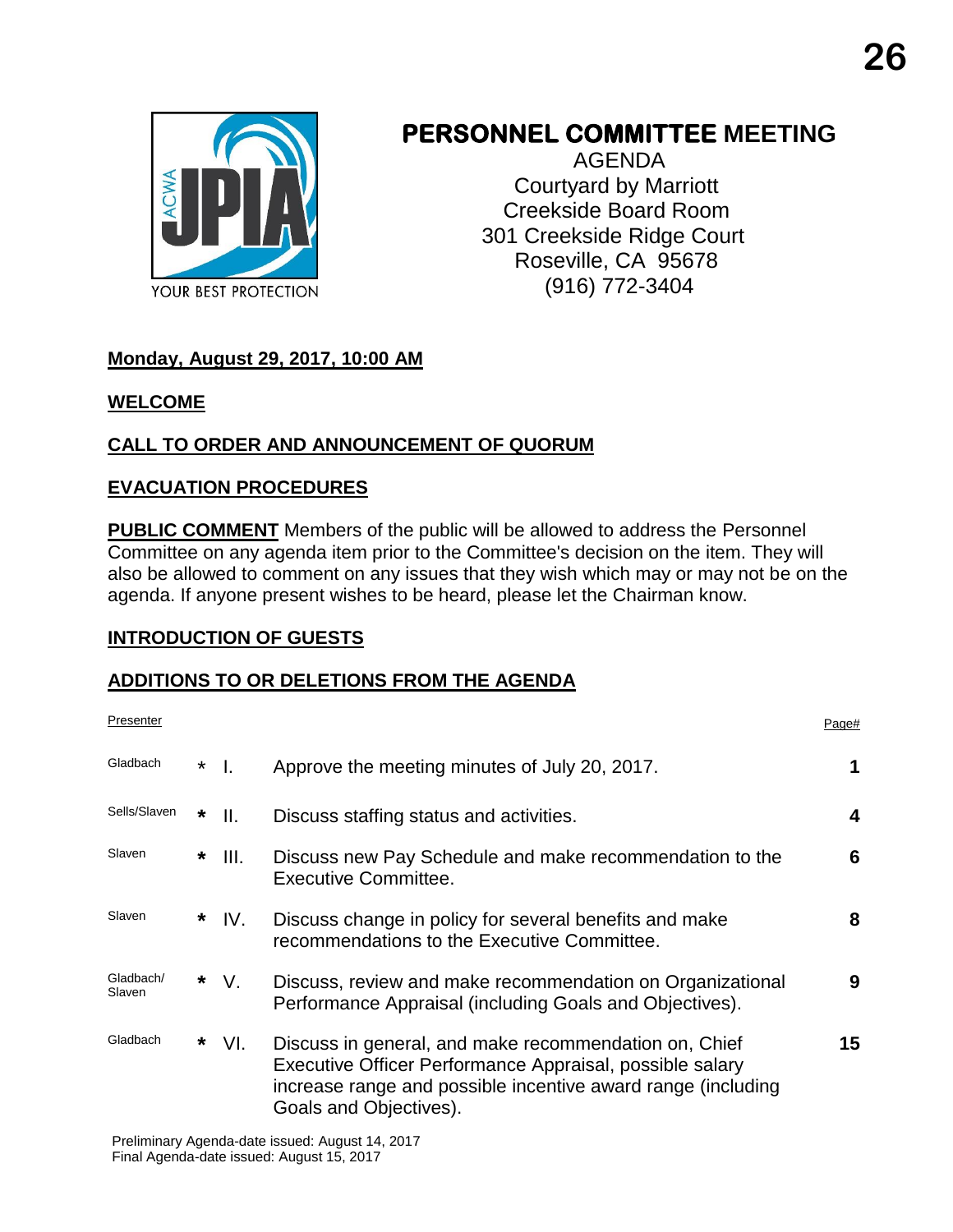# PERSONNEL COMMITTEE MEETING

AGENDA
Courtyard by Marriott
Creekside Board Room
301 Creekside Ridge Court
Roseville, CA 95678
(916) 772-3404

**Monday, August 29, 2017, 10:00 AM**

**WELCOME**

**CALL TO ORDER AND ANNOUNCEMENT OF QUORUM**

**EVACUATION PROCEDURES**

**PUBLIC COMMENT** Members of the public will be allowed to address the Personnel Committee on any agenda item prior to the Committee's decision on the item. They will also be allowed to comment on any issues that they wish which may or may not be on the agenda. If anyone present wishes to be heard, please let the Chairman know.

**INTRODUCTION OF GUESTS**

**ADDITIONS TO OR DELETIONS FROM THE AGENDA**

| Presenter | | | | Page# |
|---|---|---|---|---|
| Gladbach | * | I. | Approve the meeting minutes of July 20, 2017. | 1 |
| Sells/Slaven | * | II. | Discuss staffing status and activities. | 4 |
| Slaven | * | III. | Discuss new Pay Schedule and make recommendation to the Executive Committee. | 6 |
| Slaven | * | IV. | Discuss change in policy for several benefits and make recommendations to the Executive Committee. | 8 |
| Gladbach/ Slaven | * | V. | Discuss, review and make recommendation on Organizational Performance Appraisal (including Goals and Objectives). | 9 |
| Gladbach | * | VI. | Discuss in general, and make recommendation on, Chief Executive Officer Performance Appraisal, possible salary increase range and possible incentive award range (including Goals and Objectives). | 15 |

Preliminary Agenda-date issued: August 14, 2017
Final Agenda-date issued: August 15, 2017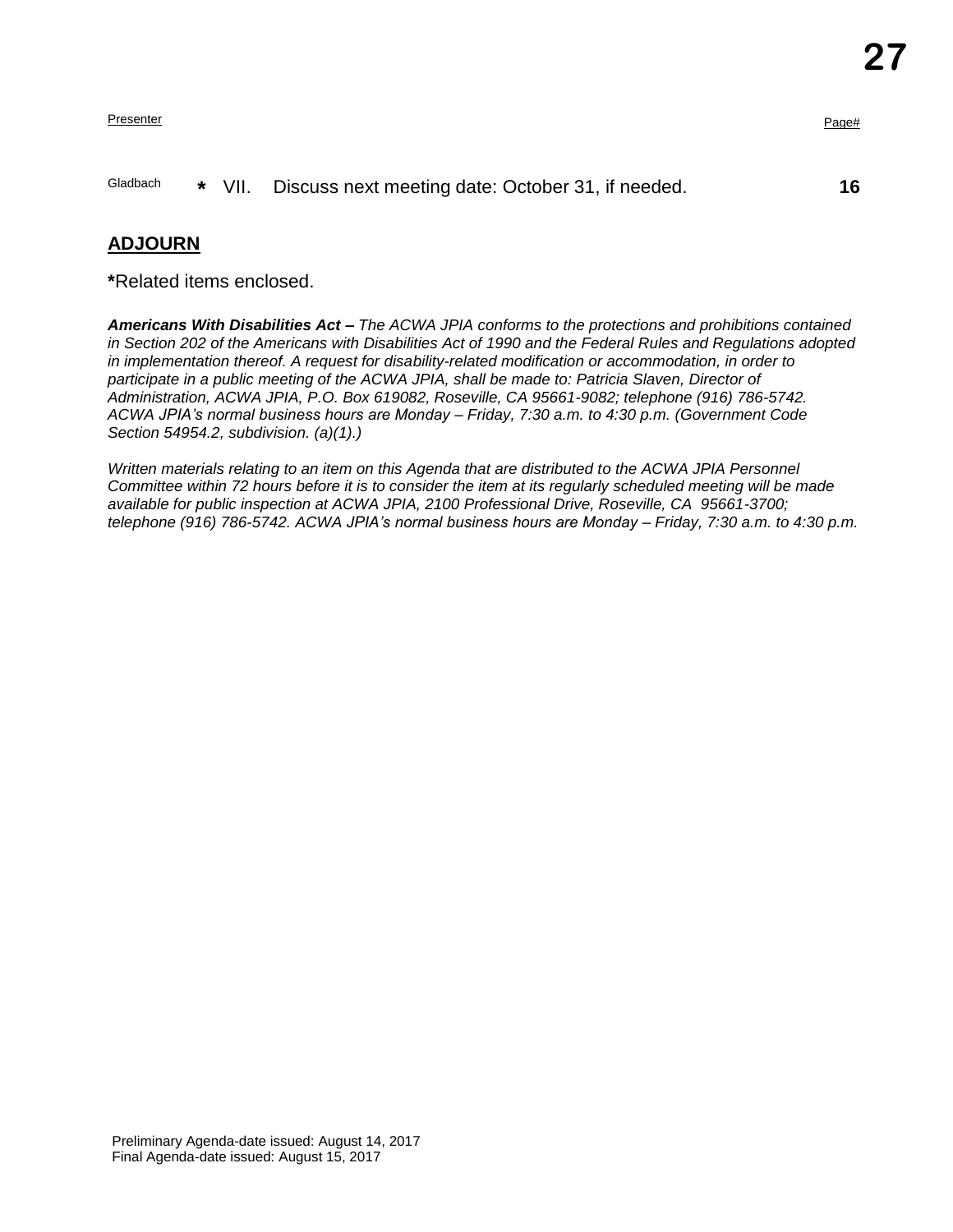| Presenter | | | | Page# |
|---|---|---|---|---|
| Gladbach | * | VII. | Discuss next meeting date: October 31, if needed. | **16** |

**ADJOURN**

***** Related items enclosed.

***Americans With Disabilities Act –*** *The ACWA JPIA conforms to the protections and prohibitions contained in Section 202 of the Americans with Disabilities Act of 1990 and the Federal Rules and Regulations adopted in implementation thereof. A request for disability-related modification or accommodation, in order to participate in a public meeting of the ACWA JPIA, shall be made to: Patricia Slaven, Director of Administration, ACWA JPIA, P.O. Box 619082, Roseville, CA 95661-9082; telephone (916) 786-5742. ACWA JPIA's normal business hours are Monday – Friday, 7:30 a.m. to 4:30 p.m. (Government Code Section 54954.2, subdivision. (a)(1).)*

*Written materials relating to an item on this Agenda that are distributed to the ACWA JPIA Personnel Committee within 72 hours before it is to consider the item at its regularly scheduled meeting will be made available for public inspection at ACWA JPIA, 2100 Professional Drive, Roseville, CA 95661-3700; telephone (916) 786-5742. ACWA JPIA's normal business hours are Monday – Friday, 7:30 a.m. to 4:30 p.m.*

Preliminary Agenda-date issued: August 14, 2017
Final Agenda-date issued: August 15, 2017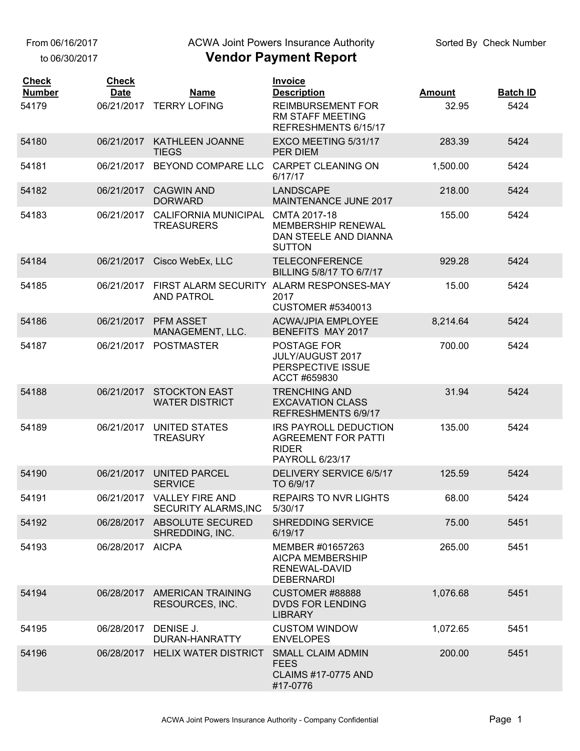From 06/16/2017
to 06/30/2017

ACWA Joint Powers Insurance Authority

# Vendor Payment Report

Sorted By Check Number

| Check Number | Check Date | Name | Invoice Description | Amount | Batch ID |
|---|---|---|---|---|---|
| 54179 | 06/21/2017 | TERRY LOFING | REIMBURSEMENT FOR RM STAFF MEETING REFRESHMENTS 6/15/17 | 32.95 | 5424 |
| 54180 | 06/21/2017 | KATHLEEN JOANNE TIEGS | EXCO MEETING 5/31/17 PER DIEM | 283.39 | 5424 |
| 54181 | 06/21/2017 | BEYOND COMPARE LLC | CARPET CLEANING ON 6/17/17 | 1,500.00 | 5424 |
| 54182 | 06/21/2017 | CAGWIN AND DORWARD | LANDSCAPE MAINTENANCE JUNE 2017 | 218.00 | 5424 |
| 54183 | 06/21/2017 | CALIFORNIA MUNICIPAL TREASURERS | CMTA 2017-18 MEMBERSHIP RENEWAL DAN STEELE AND DIANNA SUTTON | 155.00 | 5424 |
| 54184 | 06/21/2017 | Cisco WebEx, LLC | TELECONFERENCE BILLING 5/8/17 TO 6/7/17 | 929.28 | 5424 |
| 54185 | 06/21/2017 | FIRST ALARM SECURITY AND PATROL | ALARM RESPONSES-MAY 2017 CUSTOMER #5340013 | 15.00 | 5424 |
| 54186 | 06/21/2017 | PFM ASSET MANAGEMENT, LLC. | ACWA/JPIA EMPLOYEE BENEFITS MAY 2017 | 8,214.64 | 5424 |
| 54187 | 06/21/2017 | POSTMASTER | POSTAGE FOR JULY/AUGUST 2017 PERSPECTIVE ISSUE ACCT #659830 | 700.00 | 5424 |
| 54188 | 06/21/2017 | STOCKTON EAST WATER DISTRICT | TRENCHING AND EXCAVATION CLASS REFRESHMENTS 6/9/17 | 31.94 | 5424 |
| 54189 | 06/21/2017 | UNITED STATES TREASURY | IRS PAYROLL DEDUCTION AGREEMENT FOR PATTI RIDER PAYROLL 6/23/17 | 135.00 | 5424 |
| 54190 | 06/21/2017 | UNITED PARCEL SERVICE | DELIVERY SERVICE 6/5/17 TO 6/9/17 | 125.59 | 5424 |
| 54191 | 06/21/2017 | VALLEY FIRE AND SECURITY ALARMS,INC | REPAIRS TO NVR LIGHTS 5/30/17 | 68.00 | 5424 |
| 54192 | 06/28/2017 | ABSOLUTE SECURED SHREDDING, INC. | SHREDDING SERVICE 6/19/17 | 75.00 | 5451 |
| 54193 | 06/28/2017 | AICPA | MEMBER #01657263 AICPA MEMBERSHIP RENEWAL-DAVID DEBERNARDI | 265.00 | 5451 |
| 54194 | 06/28/2017 | AMERICAN TRAINING RESOURCES, INC. | CUSTOMER #88888 DVDS FOR LENDING LIBRARY | 1,076.68 | 5451 |
| 54195 | 06/28/2017 | DENISE J. DURAN-HANRATTY | CUSTOM WINDOW ENVELOPES | 1,072.65 | 5451 |
| 54196 | 06/28/2017 | HELIX WATER DISTRICT | SMALL CLAIM ADMIN FEES CLAIMS #17-0775 AND #17-0776 | 200.00 | 5451 |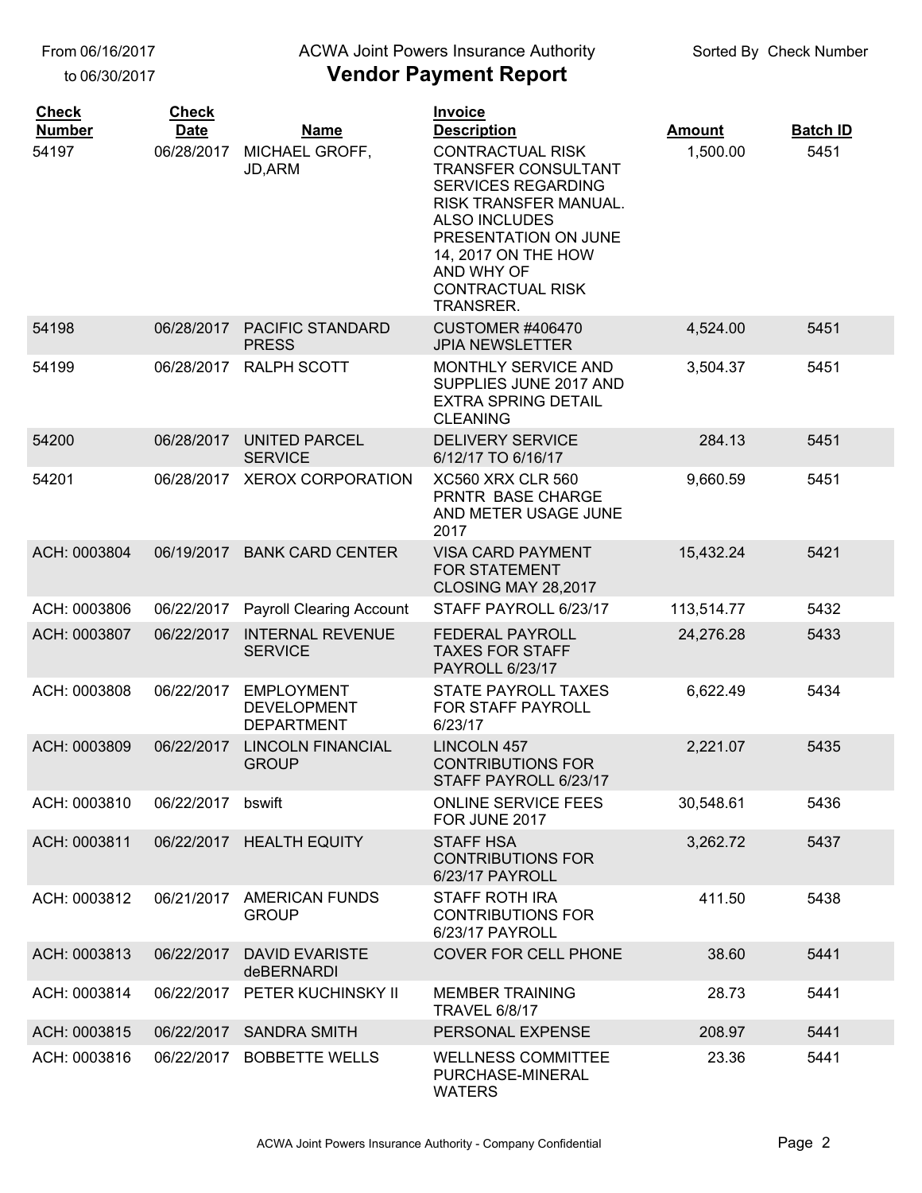From 06/16/2017 to 06/30/2017

ACWA Joint Powers Insurance Authority

# Vendor Payment Report

Sorted By Check Number

| Check Number | Check Date | Name | Invoice Description | Amount | Batch ID |
|---|---|---|---|---|---|
| 54197 | 06/28/2017 | MICHAEL GROFF, JD,ARM | CONTRACTUAL RISK TRANSFER CONSULTANT SERVICES REGARDING RISK TRANSFER MANUAL. ALSO INCLUDES PRESENTATION ON JUNE 14, 2017 ON THE HOW AND WHY OF CONTRACTUAL RISK TRANSRER. | 1,500.00 | 5451 |
| 54198 | 06/28/2017 | PACIFIC STANDARD PRESS | CUSTOMER #406470 JPIA NEWSLETTER | 4,524.00 | 5451 |
| 54199 | 06/28/2017 | RALPH SCOTT | MONTHLY SERVICE AND SUPPLIES JUNE 2017 AND EXTRA SPRING DETAIL CLEANING | 3,504.37 | 5451 |
| 54200 | 06/28/2017 | UNITED PARCEL SERVICE | DELIVERY SERVICE 6/12/17 TO 6/16/17 | 284.13 | 5451 |
| 54201 | 06/28/2017 | XEROX CORPORATION | XC560 XRX CLR 560 PRNTR BASE CHARGE AND METER USAGE JUNE 2017 | 9,660.59 | 5451 |
| ACH: 0003804 | 06/19/2017 | BANK CARD CENTER | VISA CARD PAYMENT FOR STATEMENT CLOSING MAY 28,2017 | 15,432.24 | 5421 |
| ACH: 0003806 | 06/22/2017 | Payroll Clearing Account | STAFF PAYROLL 6/23/17 | 113,514.77 | 5432 |
| ACH: 0003807 | 06/22/2017 | INTERNAL REVENUE SERVICE | FEDERAL PAYROLL TAXES FOR STAFF PAYROLL 6/23/17 | 24,276.28 | 5433 |
| ACH: 0003808 | 06/22/2017 | EMPLOYMENT DEVELOPMENT DEPARTMENT | STATE PAYROLL TAXES FOR STAFF PAYROLL 6/23/17 | 6,622.49 | 5434 |
| ACH: 0003809 | 06/22/2017 | LINCOLN FINANCIAL GROUP | LINCOLN 457 CONTRIBUTIONS FOR STAFF PAYROLL 6/23/17 | 2,221.07 | 5435 |
| ACH: 0003810 | 06/22/2017 | bswift | ONLINE SERVICE FEES FOR JUNE 2017 | 30,548.61 | 5436 |
| ACH: 0003811 | 06/22/2017 | HEALTH EQUITY | STAFF HSA CONTRIBUTIONS FOR 6/23/17 PAYROLL | 3,262.72 | 5437 |
| ACH: 0003812 | 06/21/2017 | AMERICAN FUNDS GROUP | STAFF ROTH IRA CONTRIBUTIONS FOR 6/23/17 PAYROLL | 411.50 | 5438 |
| ACH: 0003813 | 06/22/2017 | DAVID EVARISTE deBERNARDI | COVER FOR CELL PHONE | 38.60 | 5441 |
| ACH: 0003814 | 06/22/2017 | PETER KUCHINSKY II | MEMBER TRAINING TRAVEL 6/8/17 | 28.73 | 5441 |
| ACH: 0003815 | 06/22/2017 | SANDRA SMITH | PERSONAL EXPENSE | 208.97 | 5441 |
| ACH: 0003816 | 06/22/2017 | BOBBETTE WELLS | WELLNESS COMMITTEE PURCHASE-MINERAL WATERS | 23.36 | 5441 |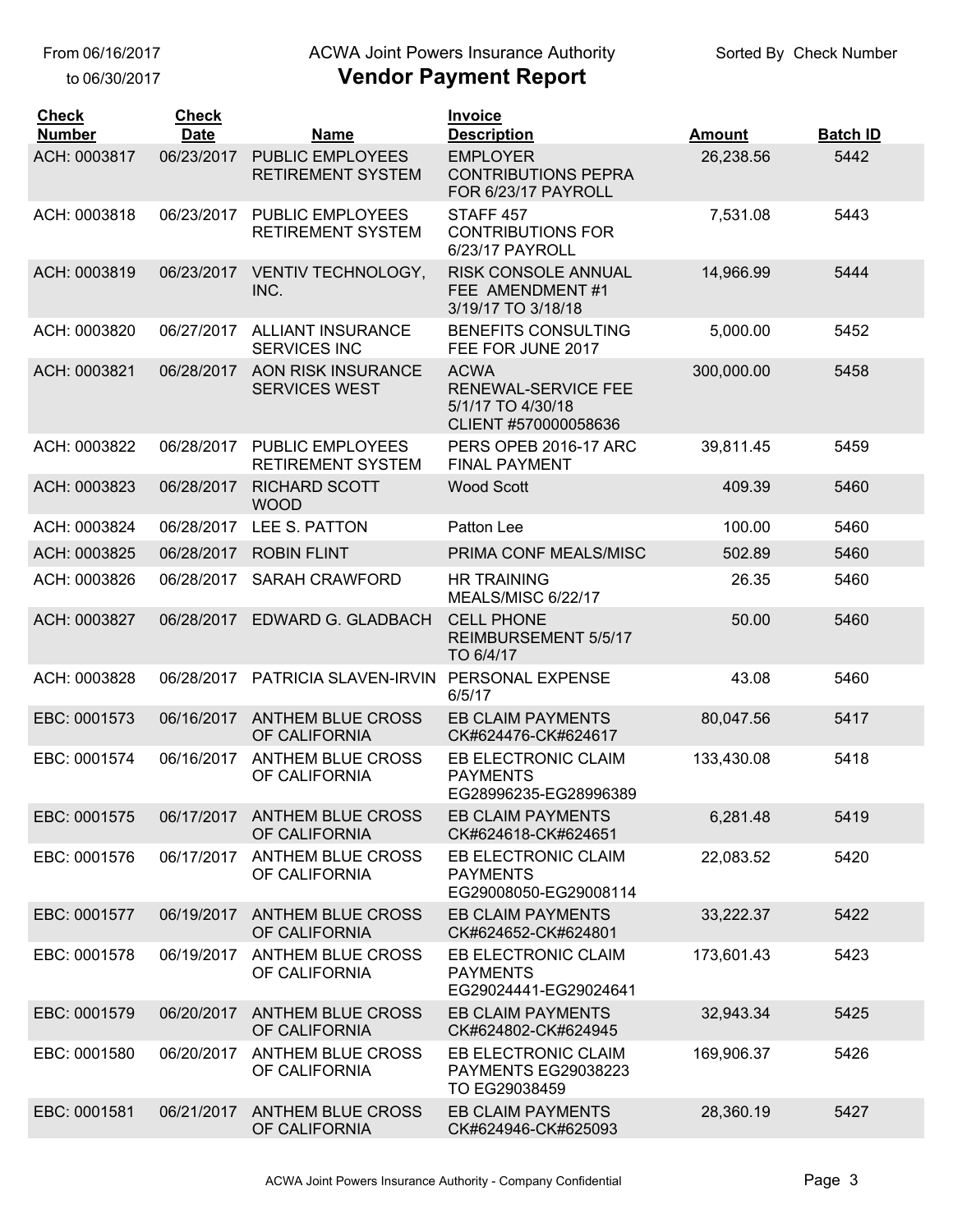From 06/16/2017 to 06/30/2017

ACWA Joint Powers Insurance Authority

# Vendor Payment Report

Sorted By Check Number

| Check Number | Check Date | Name | Invoice Description | Amount | Batch ID |
|---|---|---|---|---|---|
| ACH: 0003817 | 06/23/2017 | PUBLIC EMPLOYEES RETIREMENT SYSTEM | EMPLOYER CONTRIBUTIONS PEPRA FOR 6/23/17 PAYROLL | 26,238.56 | 5442 |
| ACH: 0003818 | 06/23/2017 | PUBLIC EMPLOYEES RETIREMENT SYSTEM | STAFF 457 CONTRIBUTIONS FOR 6/23/17 PAYROLL | 7,531.08 | 5443 |
| ACH: 0003819 | 06/23/2017 | VENTIV TECHNOLOGY, INC. | RISK CONSOLE ANNUAL FEE AMENDMENT #1 3/19/17 TO 3/18/18 | 14,966.99 | 5444 |
| ACH: 0003820 | 06/27/2017 | ALLIANT INSURANCE SERVICES INC | BENEFITS CONSULTING FEE FOR JUNE 2017 | 5,000.00 | 5452 |
| ACH: 0003821 | 06/28/2017 | AON RISK INSURANCE SERVICES WEST | ACWA RENEWAL-SERVICE FEE 5/1/17 TO 4/30/18 CLIENT #570000058636 | 300,000.00 | 5458 |
| ACH: 0003822 | 06/28/2017 | PUBLIC EMPLOYEES RETIREMENT SYSTEM | PERS OPEB 2016-17 ARC FINAL PAYMENT | 39,811.45 | 5459 |
| ACH: 0003823 | 06/28/2017 | RICHARD SCOTT WOOD | Wood Scott | 409.39 | 5460 |
| ACH: 0003824 | 06/28/2017 | LEE S. PATTON | Patton Lee | 100.00 | 5460 |
| ACH: 0003825 | 06/28/2017 | ROBIN FLINT | PRIMA CONF MEALS/MISC | 502.89 | 5460 |
| ACH: 0003826 | 06/28/2017 | SARAH CRAWFORD | HR TRAINING MEALS/MISC 6/22/17 | 26.35 | 5460 |
| ACH: 0003827 | 06/28/2017 | EDWARD G. GLADBACH | CELL PHONE REIMBURSEMENT 5/5/17 TO 6/4/17 | 50.00 | 5460 |
| ACH: 0003828 | 06/28/2017 | PATRICIA SLAVEN-IRVIN | PERSONAL EXPENSE 6/5/17 | 43.08 | 5460 |
| EBC: 0001573 | 06/16/2017 | ANTHEM BLUE CROSS OF CALIFORNIA | EB CLAIM PAYMENTS CK#624476-CK#624617 | 80,047.56 | 5417 |
| EBC: 0001574 | 06/16/2017 | ANTHEM BLUE CROSS OF CALIFORNIA | EB ELECTRONIC CLAIM PAYMENTS EG28996235-EG28996389 | 133,430.08 | 5418 |
| EBC: 0001575 | 06/17/2017 | ANTHEM BLUE CROSS OF CALIFORNIA | EB CLAIM PAYMENTS CK#624618-CK#624651 | 6,281.48 | 5419 |
| EBC: 0001576 | 06/17/2017 | ANTHEM BLUE CROSS OF CALIFORNIA | EB ELECTRONIC CLAIM PAYMENTS EG29008050-EG29008114 | 22,083.52 | 5420 |
| EBC: 0001577 | 06/19/2017 | ANTHEM BLUE CROSS OF CALIFORNIA | EB CLAIM PAYMENTS CK#624652-CK#624801 | 33,222.37 | 5422 |
| EBC: 0001578 | 06/19/2017 | ANTHEM BLUE CROSS OF CALIFORNIA | EB ELECTRONIC CLAIM PAYMENTS EG29024441-EG29024641 | 173,601.43 | 5423 |
| EBC: 0001579 | 06/20/2017 | ANTHEM BLUE CROSS OF CALIFORNIA | EB CLAIM PAYMENTS CK#624802-CK#624945 | 32,943.34 | 5425 |
| EBC: 0001580 | 06/20/2017 | ANTHEM BLUE CROSS OF CALIFORNIA | EB ELECTRONIC CLAIM PAYMENTS EG29038223 TO EG29038459 | 169,906.37 | 5426 |
| EBC: 0001581 | 06/21/2017 | ANTHEM BLUE CROSS OF CALIFORNIA | EB CLAIM PAYMENTS CK#624946-CK#625093 | 28,360.19 | 5427 |

ACWA Joint Powers Insurance Authority - Company Confidential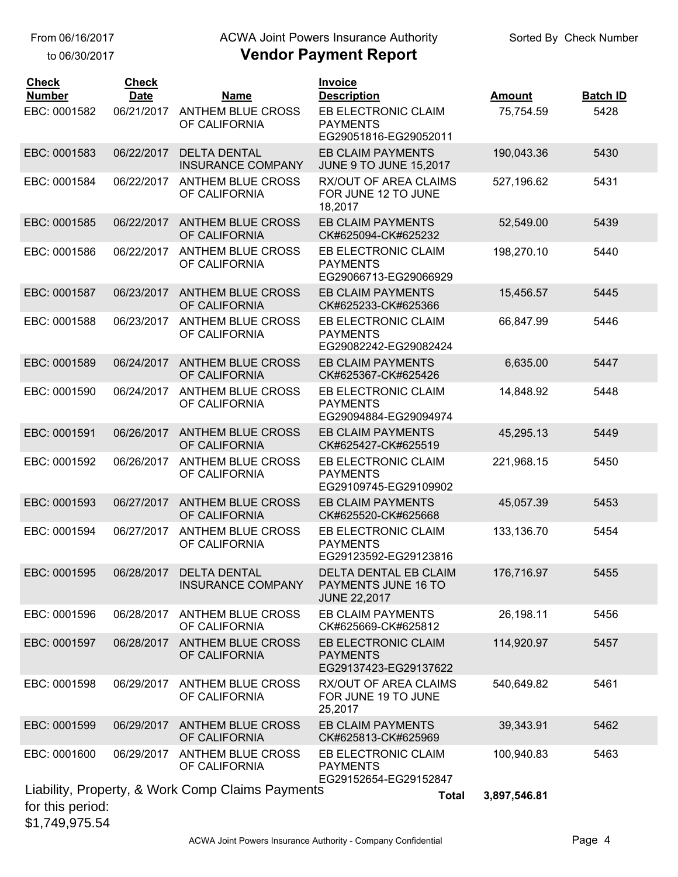From 06/16/2017
to 06/30/2017

ACWA Joint Powers Insurance Authority

# Vendor Payment Report

Sorted By Check Number

| Check Number | Check Date | Name | Invoice Description | Amount | Batch ID |
|---|---|---|---|---|---|
| EBC: 0001582 | 06/21/2017 | ANTHEM BLUE CROSS OF CALIFORNIA | EB ELECTRONIC CLAIM PAYMENTS EG29051816-EG29052011 | 75,754.59 | 5428 |
| EBC: 0001583 | 06/22/2017 | DELTA DENTAL INSURANCE COMPANY | EB CLAIM PAYMENTS JUNE 9 TO JUNE 15,2017 | 190,043.36 | 5430 |
| EBC: 0001584 | 06/22/2017 | ANTHEM BLUE CROSS OF CALIFORNIA | RX/OUT OF AREA CLAIMS FOR JUNE 12 TO JUNE 18,2017 | 527,196.62 | 5431 |
| EBC: 0001585 | 06/22/2017 | ANTHEM BLUE CROSS OF CALIFORNIA | EB CLAIM PAYMENTS CK#625094-CK#625232 | 52,549.00 | 5439 |
| EBC: 0001586 | 06/22/2017 | ANTHEM BLUE CROSS OF CALIFORNIA | EB ELECTRONIC CLAIM PAYMENTS EG29066713-EG29066929 | 198,270.10 | 5440 |
| EBC: 0001587 | 06/23/2017 | ANTHEM BLUE CROSS OF CALIFORNIA | EB CLAIM PAYMENTS CK#625233-CK#625366 | 15,456.57 | 5445 |
| EBC: 0001588 | 06/23/2017 | ANTHEM BLUE CROSS OF CALIFORNIA | EB ELECTRONIC CLAIM PAYMENTS EG29082242-EG29082424 | 66,847.99 | 5446 |
| EBC: 0001589 | 06/24/2017 | ANTHEM BLUE CROSS OF CALIFORNIA | EB CLAIM PAYMENTS CK#625367-CK#625426 | 6,635.00 | 5447 |
| EBC: 0001590 | 06/24/2017 | ANTHEM BLUE CROSS OF CALIFORNIA | EB ELECTRONIC CLAIM PAYMENTS EG29094884-EG29094974 | 14,848.92 | 5448 |
| EBC: 0001591 | 06/26/2017 | ANTHEM BLUE CROSS OF CALIFORNIA | EB CLAIM PAYMENTS CK#625427-CK#625519 | 45,295.13 | 5449 |
| EBC: 0001592 | 06/26/2017 | ANTHEM BLUE CROSS OF CALIFORNIA | EB ELECTRONIC CLAIM PAYMENTS EG29109745-EG29109902 | 221,968.15 | 5450 |
| EBC: 0001593 | 06/27/2017 | ANTHEM BLUE CROSS OF CALIFORNIA | EB CLAIM PAYMENTS CK#625520-CK#625668 | 45,057.39 | 5453 |
| EBC: 0001594 | 06/27/2017 | ANTHEM BLUE CROSS OF CALIFORNIA | EB ELECTRONIC CLAIM PAYMENTS EG29123592-EG29123816 | 133,136.70 | 5454 |
| EBC: 0001595 | 06/28/2017 | DELTA DENTAL INSURANCE COMPANY | DELTA DENTAL EB CLAIM PAYMENTS JUNE 16 TO JUNE 22,2017 | 176,716.97 | 5455 |
| EBC: 0001596 | 06/28/2017 | ANTHEM BLUE CROSS OF CALIFORNIA | EB CLAIM PAYMENTS CK#625669-CK#625812 | 26,198.11 | 5456 |
| EBC: 0001597 | 06/28/2017 | ANTHEM BLUE CROSS OF CALIFORNIA | EB ELECTRONIC CLAIM PAYMENTS EG29137423-EG29137622 | 114,920.97 | 5457 |
| EBC: 0001598 | 06/29/2017 | ANTHEM BLUE CROSS OF CALIFORNIA | RX/OUT OF AREA CLAIMS FOR JUNE 19 TO JUNE 25,2017 | 540,649.82 | 5461 |
| EBC: 0001599 | 06/29/2017 | ANTHEM BLUE CROSS OF CALIFORNIA | EB CLAIM PAYMENTS CK#625813-CK#625969 | 39,343.91 | 5462 |
| EBC: 0001600 | 06/29/2017 | ANTHEM BLUE CROSS OF CALIFORNIA | EB ELECTRONIC CLAIM PAYMENTS EG29152654-EG29152847 | 100,940.83 | 5463 |
| | | | **Total** | **3,897,546.81** | |

Liability, Property, & Work Comp Claims Payments for this period: $1,749,975.54

ACWA Joint Powers Insurance Authority - Company Confidential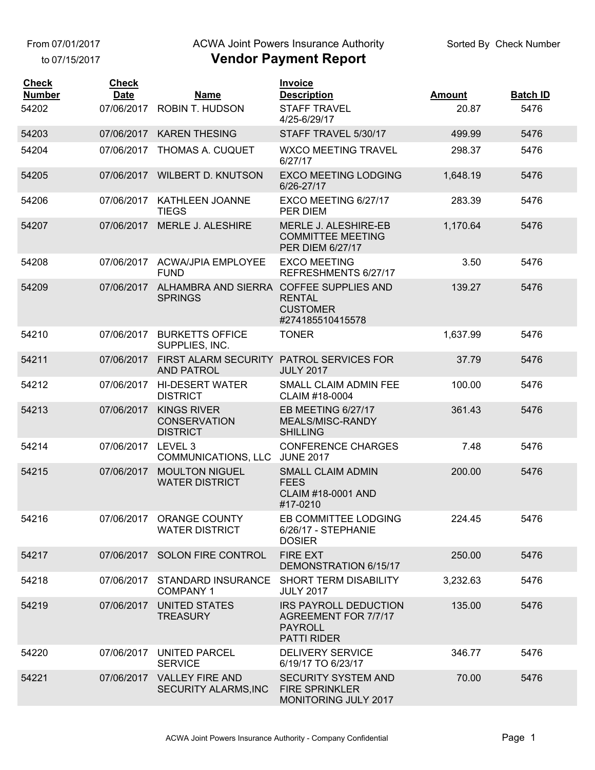From 07/01/2017
to 07/15/2017

ACWA Joint Powers Insurance Authority

# Vendor Payment Report

Sorted By Check Number

| Check Number | Check Date | Name | Invoice Description | Amount | Batch ID |
|---|---|---|---|---|---|
| 54202 | 07/06/2017 | ROBIN T. HUDSON | STAFF TRAVEL 4/25-6/29/17 | 20.87 | 5476 |
| 54203 | 07/06/2017 | KAREN THESING | STAFF TRAVEL 5/30/17 | 499.99 | 5476 |
| 54204 | 07/06/2017 | THOMAS A. CUQUET | WXCO MEETING TRAVEL 6/27/17 | 298.37 | 5476 |
| 54205 | 07/06/2017 | WILBERT D. KNUTSON | EXCO MEETING LODGING 6/26-27/17 | 1,648.19 | 5476 |
| 54206 | 07/06/2017 | KATHLEEN JOANNE TIEGS | EXCO MEETING 6/27/17 PER DIEM | 283.39 | 5476 |
| 54207 | 07/06/2017 | MERLE J. ALESHIRE | MERLE J. ALESHIRE-EB COMMITTEE MEETING PER DIEM 6/27/17 | 1,170.64 | 5476 |
| 54208 | 07/06/2017 | ACWA/JPIA EMPLOYEE FUND | EXCO MEETING REFRESHMENTS 6/27/17 | 3.50 | 5476 |
| 54209 | 07/06/2017 | ALHAMBRA AND SIERRA SPRINGS | COFFEE SUPPLIES AND RENTAL CUSTOMER #274185510415578 | 139.27 | 5476 |
| 54210 | 07/06/2017 | BURKETTS OFFICE SUPPLIES, INC. | TONER | 1,637.99 | 5476 |
| 54211 | 07/06/2017 | FIRST ALARM SECURITY AND PATROL | PATROL SERVICES FOR JULY 2017 | 37.79 | 5476 |
| 54212 | 07/06/2017 | HI-DESERT WATER DISTRICT | SMALL CLAIM ADMIN FEE CLAIM #18-0004 | 100.00 | 5476 |
| 54213 | 07/06/2017 | KINGS RIVER CONSERVATION DISTRICT | EB MEETING 6/27/17 MEALS/MISC-RANDY SHILLING | 361.43 | 5476 |
| 54214 | 07/06/2017 | LEVEL 3 COMMUNICATIONS, LLC | CONFERENCE CHARGES JUNE 2017 | 7.48 | 5476 |
| 54215 | 07/06/2017 | MOULTON NIGUEL WATER DISTRICT | SMALL CLAIM ADMIN FEES CLAIM #18-0001 AND #17-0210 | 200.00 | 5476 |
| 54216 | 07/06/2017 | ORANGE COUNTY WATER DISTRICT | EB COMMITTEE LODGING 6/26/17 - STEPHANIE DOSIER | 224.45 | 5476 |
| 54217 | 07/06/2017 | SOLON FIRE CONTROL | FIRE EXT DEMONSTRATION 6/15/17 | 250.00 | 5476 |
| 54218 | 07/06/2017 | STANDARD INSURANCE COMPANY 1 | SHORT TERM DISABILITY JULY 2017 | 3,232.63 | 5476 |
| 54219 | 07/06/2017 | UNITED STATES TREASURY | IRS PAYROLL DEDUCTION AGREEMENT FOR 7/7/17 PAYROLL PATTI RIDER | 135.00 | 5476 |
| 54220 | 07/06/2017 | UNITED PARCEL SERVICE | DELIVERY SERVICE 6/19/17 TO 6/23/17 | 346.77 | 5476 |
| 54221 | 07/06/2017 | VALLEY FIRE AND SECURITY ALARMS,INC | SECURITY SYSTEM AND FIRE SPRINKLER MONITORING JULY 2017 | 70.00 | 5476 |

ACWA Joint Powers Insurance Authority - Company Confidential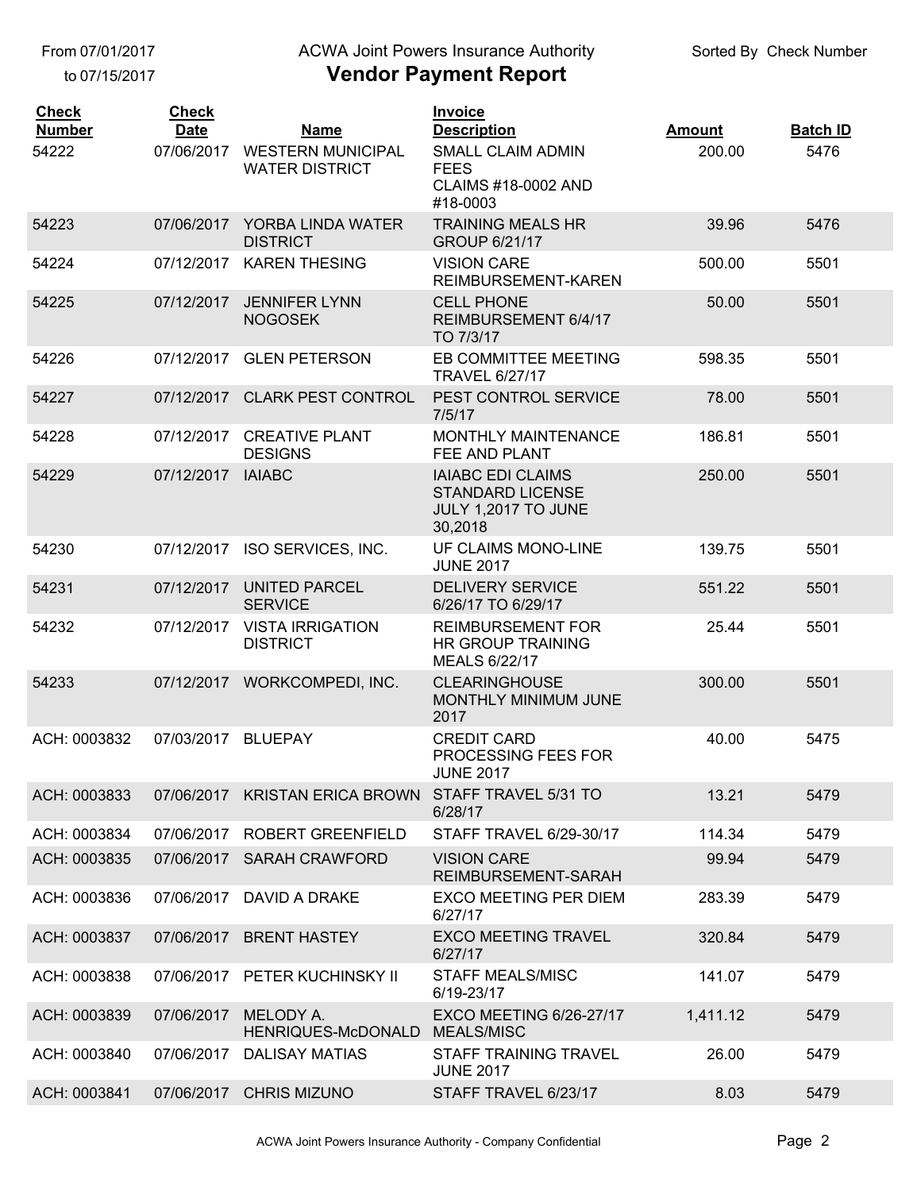From 07/01/2017 to 07/15/2017

ACWA Joint Powers Insurance Authority

# Vendor Payment Report

Sorted By Check Number

| Check Number | Check Date | Name | Invoice Description | Amount | Batch ID |
|---|---|---|---|---|---|
| 54222 | 07/06/2017 | WESTERN MUNICIPAL WATER DISTRICT | SMALL CLAIM ADMIN FEES CLAIMS #18-0002 AND #18-0003 | 200.00 | 5476 |
| 54223 | 07/06/2017 | YORBA LINDA WATER DISTRICT | TRAINING MEALS HR GROUP 6/21/17 | 39.96 | 5476 |
| 54224 | 07/12/2017 | KAREN THESING | VISION CARE REIMBURSEMENT-KAREN | 500.00 | 5501 |
| 54225 | 07/12/2017 | JENNIFER LYNN NOGOSEK | CELL PHONE REIMBURSEMENT 6/4/17 TO 7/3/17 | 50.00 | 5501 |
| 54226 | 07/12/2017 | GLEN PETERSON | EB COMMITTEE MEETING TRAVEL 6/27/17 | 598.35 | 5501 |
| 54227 | 07/12/2017 | CLARK PEST CONTROL | PEST CONTROL SERVICE 7/5/17 | 78.00 | 5501 |
| 54228 | 07/12/2017 | CREATIVE PLANT DESIGNS | MONTHLY MAINTENANCE FEE AND PLANT | 186.81 | 5501 |
| 54229 | 07/12/2017 | IAIABC | IAIABC EDI CLAIMS STANDARD LICENSE JULY 1,2017 TO JUNE 30,2018 | 250.00 | 5501 |
| 54230 | 07/12/2017 | ISO SERVICES, INC. | UF CLAIMS MONO-LINE JUNE 2017 | 139.75 | 5501 |
| 54231 | 07/12/2017 | UNITED PARCEL SERVICE | DELIVERY SERVICE 6/26/17 TO 6/29/17 | 551.22 | 5501 |
| 54232 | 07/12/2017 | VISTA IRRIGATION DISTRICT | REIMBURSEMENT FOR HR GROUP TRAINING MEALS 6/22/17 | 25.44 | 5501 |
| 54233 | 07/12/2017 | WORKCOMPEDI, INC. | CLEARINGHOUSE MONTHLY MINIMUM JUNE 2017 | 300.00 | 5501 |
| ACH: 0003832 | 07/03/2017 | BLUEPAY | CREDIT CARD PROCESSING FEES FOR JUNE 2017 | 40.00 | 5475 |
| ACH: 0003833 | 07/06/2017 | KRISTAN ERICA BROWN | STAFF TRAVEL 5/31 TO 6/28/17 | 13.21 | 5479 |
| ACH: 0003834 | 07/06/2017 | ROBERT GREENFIELD | STAFF TRAVEL 6/29-30/17 | 114.34 | 5479 |
| ACH: 0003835 | 07/06/2017 | SARAH CRAWFORD | VISION CARE REIMBURSEMENT-SARAH | 99.94 | 5479 |
| ACH: 0003836 | 07/06/2017 | DAVID A DRAKE | EXCO MEETING PER DIEM 6/27/17 | 283.39 | 5479 |
| ACH: 0003837 | 07/06/2017 | BRENT HASTEY | EXCO MEETING TRAVEL 6/27/17 | 320.84 | 5479 |
| ACH: 0003838 | 07/06/2017 | PETER KUCHINSKY II | STAFF MEALS/MISC 6/19-23/17 | 141.07 | 5479 |
| ACH: 0003839 | 07/06/2017 | MELODY A. HENRIQUES-McDONALD | EXCO MEETING 6/26-27/17 MEALS/MISC | 1,411.12 | 5479 |
| ACH: 0003840 | 07/06/2017 | DALISAY MATIAS | STAFF TRAINING TRAVEL JUNE 2017 | 26.00 | 5479 |
| ACH: 0003841 | 07/06/2017 | CHRIS MIZUNO | STAFF TRAVEL 6/23/17 | 8.03 | 5479 |

ACWA Joint Powers Insurance Authority - Company Confidential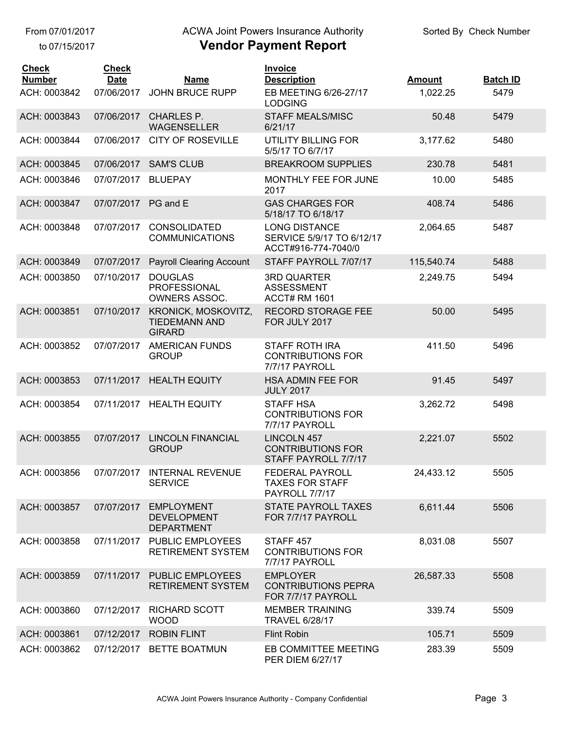From 07/01/2017
to 07/15/2017

ACWA Joint Powers Insurance Authority

# Vendor Payment Report

Sorted By Check Number

| Check Number | Check Date | Name | Invoice Description | Amount | Batch ID |
|---|---|---|---|---|---|
| ACH: 0003842 | 07/06/2017 | JOHN BRUCE RUPP | EB MEETING 6/26-27/17 LODGING | 1,022.25 | 5479 |
| ACH: 0003843 | 07/06/2017 | CHARLES P. WAGENSELLER | STAFF MEALS/MISC 6/21/17 | 50.48 | 5479 |
| ACH: 0003844 | 07/06/2017 | CITY OF ROSEVILLE | UTILITY BILLING FOR 5/5/17 TO 6/7/17 | 3,177.62 | 5480 |
| ACH: 0003845 | 07/06/2017 | SAM'S CLUB | BREAKROOM SUPPLIES | 230.78 | 5481 |
| ACH: 0003846 | 07/07/2017 | BLUEPAY | MONTHLY FEE FOR JUNE 2017 | 10.00 | 5485 |
| ACH: 0003847 | 07/07/2017 | PG and E | GAS CHARGES FOR 5/18/17 TO 6/18/17 | 408.74 | 5486 |
| ACH: 0003848 | 07/07/2017 | CONSOLIDATED COMMUNICATIONS | LONG DISTANCE SERVICE 5/9/17 TO 6/12/17 ACCT#916-774-7040/0 | 2,064.65 | 5487 |
| ACH: 0003849 | 07/07/2017 | Payroll Clearing Account | STAFF PAYROLL 7/07/17 | 115,540.74 | 5488 |
| ACH: 0003850 | 07/10/2017 | DOUGLAS PROFESSIONAL OWNERS ASSOC. | 3RD QUARTER ASSESSMENT ACCT# RM 1601 | 2,249.75 | 5494 |
| ACH: 0003851 | 07/10/2017 | KRONICK, MOSKOVITZ, TIEDEMANN AND GIRARD | RECORD STORAGE FEE FOR JULY 2017 | 50.00 | 5495 |
| ACH: 0003852 | 07/07/2017 | AMERICAN FUNDS GROUP | STAFF ROTH IRA CONTRIBUTIONS FOR 7/7/17 PAYROLL | 411.50 | 5496 |
| ACH: 0003853 | 07/11/2017 | HEALTH EQUITY | HSA ADMIN FEE FOR JULY 2017 | 91.45 | 5497 |
| ACH: 0003854 | 07/11/2017 | HEALTH EQUITY | STAFF HSA CONTRIBUTIONS FOR 7/7/17 PAYROLL | 3,262.72 | 5498 |
| ACH: 0003855 | 07/07/2017 | LINCOLN FINANCIAL GROUP | LINCOLN 457 CONTRIBUTIONS FOR STAFF PAYROLL 7/7/17 | 2,221.07 | 5502 |
| ACH: 0003856 | 07/07/2017 | INTERNAL REVENUE SERVICE | FEDERAL PAYROLL TAXES FOR STAFF PAYROLL 7/7/17 | 24,433.12 | 5505 |
| ACH: 0003857 | 07/07/2017 | EMPLOYMENT DEVELOPMENT DEPARTMENT | STATE PAYROLL TAXES FOR 7/7/17 PAYROLL | 6,611.44 | 5506 |
| ACH: 0003858 | 07/11/2017 | PUBLIC EMPLOYEES RETIREMENT SYSTEM | STAFF 457 CONTRIBUTIONS FOR 7/7/17 PAYROLL | 8,031.08 | 5507 |
| ACH: 0003859 | 07/11/2017 | PUBLIC EMPLOYEES RETIREMENT SYSTEM | EMPLOYER CONTRIBUTIONS PEPRA FOR 7/7/17 PAYROLL | 26,587.33 | 5508 |
| ACH: 0003860 | 07/12/2017 | RICHARD SCOTT WOOD | MEMBER TRAINING TRAVEL 6/28/17 | 339.74 | 5509 |
| ACH: 0003861 | 07/12/2017 | ROBIN FLINT | Flint Robin | 105.71 | 5509 |
| ACH: 0003862 | 07/12/2017 | BETTE BOATMUN | EB COMMITTEE MEETING PER DIEM 6/27/17 | 283.39 | 5509 |

ACWA Joint Powers Insurance Authority - Company Confidential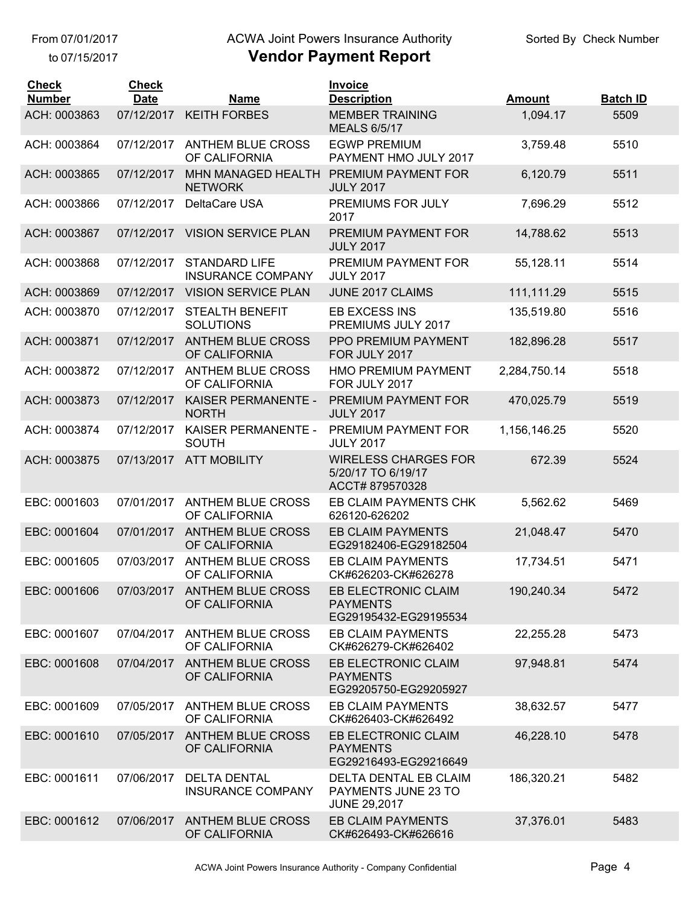From 07/01/2017 to 07/15/2017

ACWA Joint Powers Insurance Authority

# Vendor Payment Report

Sorted By Check Number

| Check Number | Check Date | Name | Invoice Description | Amount | Batch ID |
|---|---|---|---|---|---|
| ACH: 0003863 | 07/12/2017 | KEITH FORBES | MEMBER TRAINING MEALS 6/5/17 | 1,094.17 | 5509 |
| ACH: 0003864 | 07/12/2017 | ANTHEM BLUE CROSS OF CALIFORNIA | EGWP PREMIUM PAYMENT HMO JULY 2017 | 3,759.48 | 5510 |
| ACH: 0003865 | 07/12/2017 | MHN MANAGED HEALTH NETWORK | PREMIUM PAYMENT FOR JULY 2017 | 6,120.79 | 5511 |
| ACH: 0003866 | 07/12/2017 | DeltaCare USA | PREMIUMS FOR JULY 2017 | 7,696.29 | 5512 |
| ACH: 0003867 | 07/12/2017 | VISION SERVICE PLAN | PREMIUM PAYMENT FOR JULY 2017 | 14,788.62 | 5513 |
| ACH: 0003868 | 07/12/2017 | STANDARD LIFE INSURANCE COMPANY | PREMIUM PAYMENT FOR JULY 2017 | 55,128.11 | 5514 |
| ACH: 0003869 | 07/12/2017 | VISION SERVICE PLAN | JUNE 2017 CLAIMS | 111,111.29 | 5515 |
| ACH: 0003870 | 07/12/2017 | STEALTH BENEFIT SOLUTIONS | EB EXCESS INS PREMIUMS JULY 2017 | 135,519.80 | 5516 |
| ACH: 0003871 | 07/12/2017 | ANTHEM BLUE CROSS OF CALIFORNIA | PPO PREMIUM PAYMENT FOR JULY 2017 | 182,896.28 | 5517 |
| ACH: 0003872 | 07/12/2017 | ANTHEM BLUE CROSS OF CALIFORNIA | HMO PREMIUM PAYMENT FOR JULY 2017 | 2,284,750.14 | 5518 |
| ACH: 0003873 | 07/12/2017 | KAISER PERMANENTE - NORTH | PREMIUM PAYMENT FOR JULY 2017 | 470,025.79 | 5519 |
| ACH: 0003874 | 07/12/2017 | KAISER PERMANENTE - SOUTH | PREMIUM PAYMENT FOR JULY 2017 | 1,156,146.25 | 5520 |
| ACH: 0003875 | 07/13/2017 | ATT MOBILITY | WIRELESS CHARGES FOR 5/20/17 TO 6/19/17 ACCT# 879570328 | 672.39 | 5524 |
| EBC: 0001603 | 07/01/2017 | ANTHEM BLUE CROSS OF CALIFORNIA | EB CLAIM PAYMENTS CHK 626120-626202 | 5,562.62 | 5469 |
| EBC: 0001604 | 07/01/2017 | ANTHEM BLUE CROSS OF CALIFORNIA | EB CLAIM PAYMENTS EG29182406-EG29182504 | 21,048.47 | 5470 |
| EBC: 0001605 | 07/03/2017 | ANTHEM BLUE CROSS OF CALIFORNIA | EB CLAIM PAYMENTS CK#626203-CK#626278 | 17,734.51 | 5471 |
| EBC: 0001606 | 07/03/2017 | ANTHEM BLUE CROSS OF CALIFORNIA | EB ELECTRONIC CLAIM PAYMENTS EG29195432-EG29195534 | 190,240.34 | 5472 |
| EBC: 0001607 | 07/04/2017 | ANTHEM BLUE CROSS OF CALIFORNIA | EB CLAIM PAYMENTS CK#626279-CK#626402 | 22,255.28 | 5473 |
| EBC: 0001608 | 07/04/2017 | ANTHEM BLUE CROSS OF CALIFORNIA | EB ELECTRONIC CLAIM PAYMENTS EG29205750-EG29205927 | 97,948.81 | 5474 |
| EBC: 0001609 | 07/05/2017 | ANTHEM BLUE CROSS OF CALIFORNIA | EB CLAIM PAYMENTS CK#626403-CK#626492 | 38,632.57 | 5477 |
| EBC: 0001610 | 07/05/2017 | ANTHEM BLUE CROSS OF CALIFORNIA | EB ELECTRONIC CLAIM PAYMENTS EG29216493-EG29216649 | 46,228.10 | 5478 |
| EBC: 0001611 | 07/06/2017 | DELTA DENTAL INSURANCE COMPANY | DELTA DENTAL EB CLAIM PAYMENTS JUNE 23 TO JUNE 29,2017 | 186,320.21 | 5482 |
| EBC: 0001612 | 07/06/2017 | ANTHEM BLUE CROSS OF CALIFORNIA | EB CLAIM PAYMENTS CK#626493-CK#626616 | 37,376.01 | 5483 |

ACWA Joint Powers Insurance Authority - Company Confidential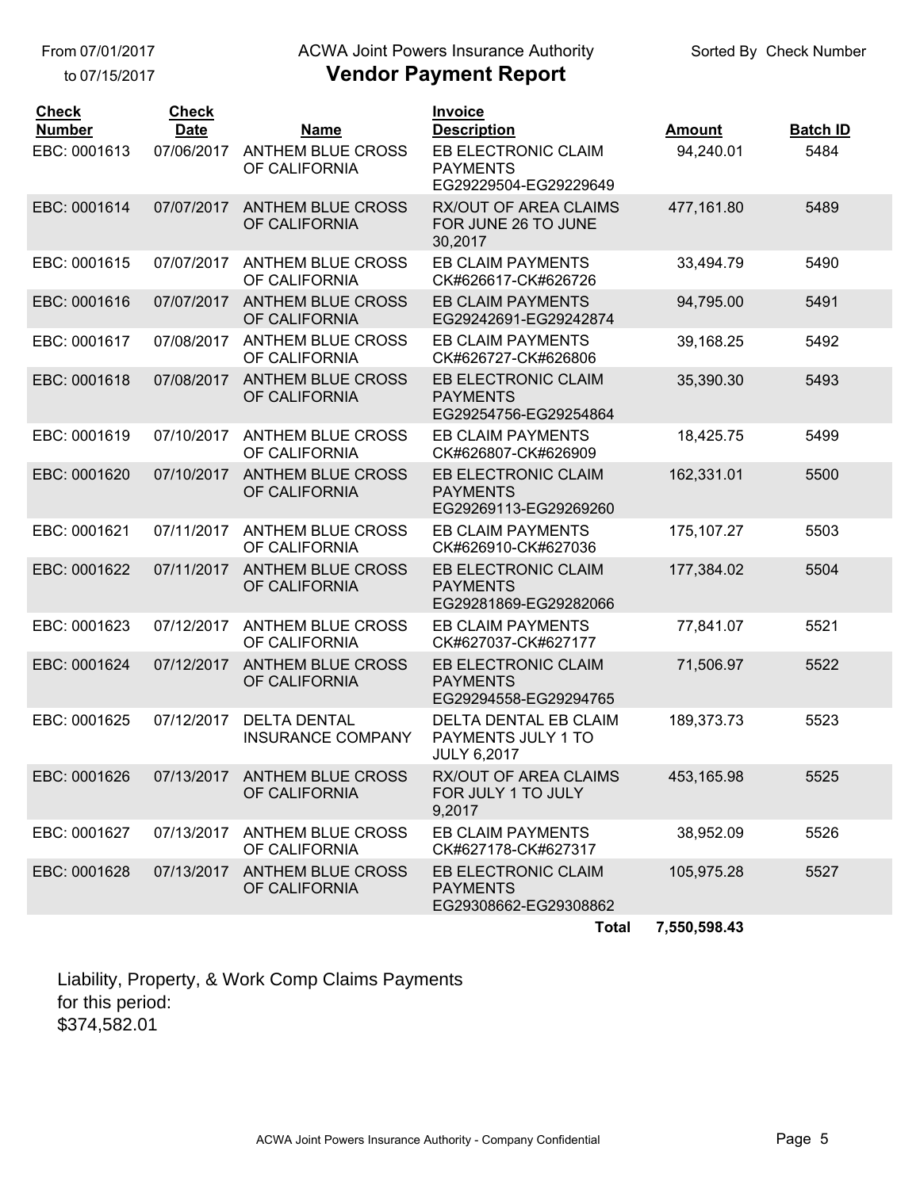From 07/01/2017
to 07/15/2017

ACWA Joint Powers Insurance Authority

# Vendor Payment Report

Sorted By Check Number

| Check Number | Check Date | Name | Invoice Description | Amount | Batch ID |
|---|---|---|---|---|---|
| EBC: 0001613 | 07/06/2017 | ANTHEM BLUE CROSS OF CALIFORNIA | EB ELECTRONIC CLAIM PAYMENTS EG29229504-EG29229649 | 94,240.01 | 5484 |
| EBC: 0001614 | 07/07/2017 | ANTHEM BLUE CROSS OF CALIFORNIA | RX/OUT OF AREA CLAIMS FOR JUNE 26 TO JUNE 30,2017 | 477,161.80 | 5489 |
| EBC: 0001615 | 07/07/2017 | ANTHEM BLUE CROSS OF CALIFORNIA | EB CLAIM PAYMENTS CK#626617-CK#626726 | 33,494.79 | 5490 |
| EBC: 0001616 | 07/07/2017 | ANTHEM BLUE CROSS OF CALIFORNIA | EB CLAIM PAYMENTS EG29242691-EG29242874 | 94,795.00 | 5491 |
| EBC: 0001617 | 07/08/2017 | ANTHEM BLUE CROSS OF CALIFORNIA | EB CLAIM PAYMENTS CK#626727-CK#626806 | 39,168.25 | 5492 |
| EBC: 0001618 | 07/08/2017 | ANTHEM BLUE CROSS OF CALIFORNIA | EB ELECTRONIC CLAIM PAYMENTS EG29254756-EG29254864 | 35,390.30 | 5493 |
| EBC: 0001619 | 07/10/2017 | ANTHEM BLUE CROSS OF CALIFORNIA | EB CLAIM PAYMENTS CK#626807-CK#626909 | 18,425.75 | 5499 |
| EBC: 0001620 | 07/10/2017 | ANTHEM BLUE CROSS OF CALIFORNIA | EB ELECTRONIC CLAIM PAYMENTS EG29269113-EG29269260 | 162,331.01 | 5500 |
| EBC: 0001621 | 07/11/2017 | ANTHEM BLUE CROSS OF CALIFORNIA | EB CLAIM PAYMENTS CK#626910-CK#627036 | 175,107.27 | 5503 |
| EBC: 0001622 | 07/11/2017 | ANTHEM BLUE CROSS OF CALIFORNIA | EB ELECTRONIC CLAIM PAYMENTS EG29281869-EG29282066 | 177,384.02 | 5504 |
| EBC: 0001623 | 07/12/2017 | ANTHEM BLUE CROSS OF CALIFORNIA | EB CLAIM PAYMENTS CK#627037-CK#627177 | 77,841.07 | 5521 |
| EBC: 0001624 | 07/12/2017 | ANTHEM BLUE CROSS OF CALIFORNIA | EB ELECTRONIC CLAIM PAYMENTS EG29294558-EG29294765 | 71,506.97 | 5522 |
| EBC: 0001625 | 07/12/2017 | DELTA DENTAL INSURANCE COMPANY | DELTA DENTAL EB CLAIM PAYMENTS JULY 1 TO JULY 6,2017 | 189,373.73 | 5523 |
| EBC: 0001626 | 07/13/2017 | ANTHEM BLUE CROSS OF CALIFORNIA | RX/OUT OF AREA CLAIMS FOR JULY 1 TO JULY 9,2017 | 453,165.98 | 5525 |
| EBC: 0001627 | 07/13/2017 | ANTHEM BLUE CROSS OF CALIFORNIA | EB CLAIM PAYMENTS CK#627178-CK#627317 | 38,952.09 | 5526 |
| EBC: 0001628 | 07/13/2017 | ANTHEM BLUE CROSS OF CALIFORNIA | EB ELECTRONIC CLAIM PAYMENTS EG29308662-EG29308862 | 105,975.28 | 5527 |
| | | | **Total** | **7,550,598.43** | |

Liability, Property, & Work Comp Claims Payments
for this period:
$374,582.01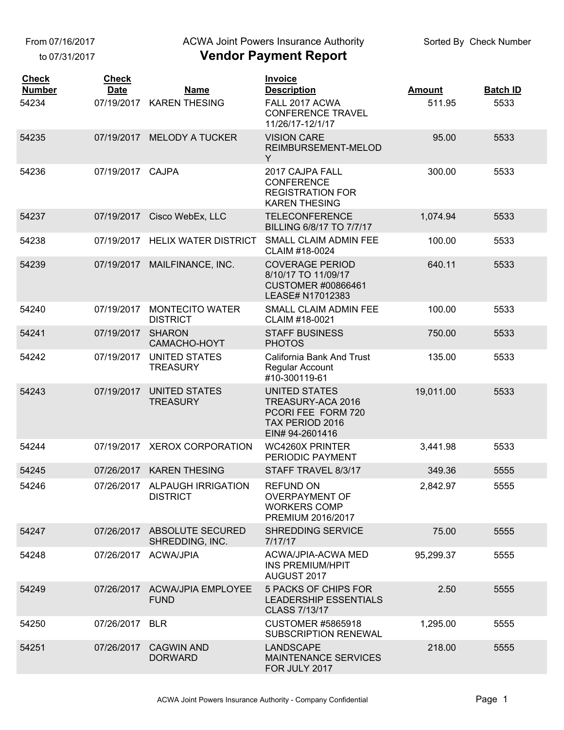From 07/16/2017
to 07/31/2017

ACWA Joint Powers Insurance Authority

# Vendor Payment Report

Sorted By Check Number

| Check Number | Check Date | Name | Invoice Description | Amount | Batch ID |
|---|---|---|---|---|---|
| 54234 | 07/19/2017 | KAREN THESING | FALL 2017 ACWA CONFERENCE TRAVEL 11/26/17-12/1/17 | 511.95 | 5533 |
| 54235 | 07/19/2017 | MELODY A TUCKER | VISION CARE REIMBURSEMENT-MELODY | 95.00 | 5533 |
| 54236 | 07/19/2017 | CAJPA | 2017 CAJPA FALL CONFERENCE REGISTRATION FOR KAREN THESING | 300.00 | 5533 |
| 54237 | 07/19/2017 | Cisco WebEx, LLC | TELECONFERENCE BILLING 6/8/17 TO 7/7/17 | 1,074.94 | 5533 |
| 54238 | 07/19/2017 | HELIX WATER DISTRICT | SMALL CLAIM ADMIN FEE CLAIM #18-0024 | 100.00 | 5533 |
| 54239 | 07/19/2017 | MAILFINANCE, INC. | COVERAGE PERIOD 8/10/17 TO 11/09/17 CUSTOMER #00866461 LEASE# N17012383 | 640.11 | 5533 |
| 54240 | 07/19/2017 | MONTECITO WATER DISTRICT | SMALL CLAIM ADMIN FEE CLAIM #18-0021 | 100.00 | 5533 |
| 54241 | 07/19/2017 | SHARON CAMACHO-HOYT | STAFF BUSINESS PHOTOS | 750.00 | 5533 |
| 54242 | 07/19/2017 | UNITED STATES TREASURY | California Bank And Trust Regular Account #10-300119-61 | 135.00 | 5533 |
| 54243 | 07/19/2017 | UNITED STATES TREASURY | UNITED STATES TREASURY-ACA 2016 PCORI FEE FORM 720 TAX PERIOD 2016 EIN# 94-2601416 | 19,011.00 | 5533 |
| 54244 | 07/19/2017 | XEROX CORPORATION | WC4260X PRINTER PERIODIC PAYMENT | 3,441.98 | 5533 |
| 54245 | 07/26/2017 | KAREN THESING | STAFF TRAVEL 8/3/17 | 349.36 | 5555 |
| 54246 | 07/26/2017 | ALPAUGH IRRIGATION DISTRICT | REFUND ON OVERPAYMENT OF WORKERS COMP PREMIUM 2016/2017 | 2,842.97 | 5555 |
| 54247 | 07/26/2017 | ABSOLUTE SECURED SHREDDING, INC. | SHREDDING SERVICE 7/17/17 | 75.00 | 5555 |
| 54248 | 07/26/2017 | ACWA/JPIA | ACWA/JPIA-ACWA MED INS PREMIUM/HPIT AUGUST 2017 | 95,299.37 | 5555 |
| 54249 | 07/26/2017 | ACWA/JPIA EMPLOYEE FUND | 5 PACKS OF CHIPS FOR LEADERSHIP ESSENTIALS CLASS 7/13/17 | 2.50 | 5555 |
| 54250 | 07/26/2017 | BLR | CUSTOMER #5865918 SUBSCRIPTION RENEWAL | 1,295.00 | 5555 |
| 54251 | 07/26/2017 | CAGWIN AND DORWARD | LANDSCAPE MAINTENANCE SERVICES FOR JULY 2017 | 218.00 | 5555 |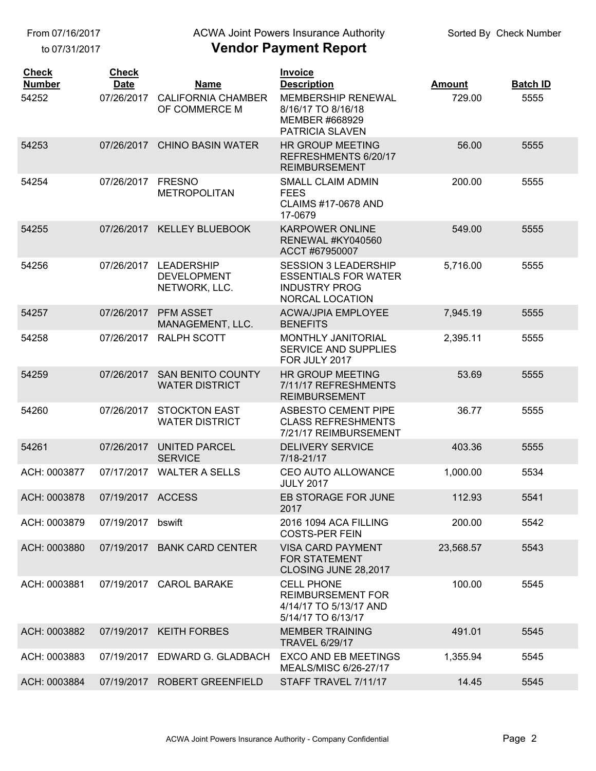From 07/16/2017
to 07/31/2017

ACWA Joint Powers Insurance Authority

# Vendor Payment Report

Sorted By Check Number

| Check Number | Check Date | Name | Invoice Description | Amount | Batch ID |
|---|---|---|---|---|---|
| 54252 | 07/26/2017 | CALIFORNIA CHAMBER OF COMMERCE M | MEMBERSHIP RENEWAL 8/16/17 TO 8/16/18 MEMBER #668929 PATRICIA SLAVEN | 729.00 | 5555 |
| 54253 | 07/26/2017 | CHINO BASIN WATER | HR GROUP MEETING REFRESHMENTS 6/20/17 REIMBURSEMENT | 56.00 | 5555 |
| 54254 | 07/26/2017 | FRESNO METROPOLITAN | SMALL CLAIM ADMIN FEES CLAIMS #17-0678 AND 17-0679 | 200.00 | 5555 |
| 54255 | 07/26/2017 | KELLEY BLUEBOOK | KARPOWER ONLINE RENEWAL #KY040560 ACCT #67950007 | 549.00 | 5555 |
| 54256 | 07/26/2017 | LEADERSHIP DEVELOPMENT NETWORK, LLC. | SESSION 3 LEADERSHIP ESSENTIALS FOR WATER INDUSTRY PROG NORCAL LOCATION | 5,716.00 | 5555 |
| 54257 | 07/26/2017 | PFM ASSET MANAGEMENT, LLC. | ACWA/JPIA EMPLOYEE BENEFITS | 7,945.19 | 5555 |
| 54258 | 07/26/2017 | RALPH SCOTT | MONTHLY JANITORIAL SERVICE AND SUPPLIES FOR JULY 2017 | 2,395.11 | 5555 |
| 54259 | 07/26/2017 | SAN BENITO COUNTY WATER DISTRICT | HR GROUP MEETING 7/11/17 REFRESHMENTS REIMBURSEMENT | 53.69 | 5555 |
| 54260 | 07/26/2017 | STOCKTON EAST WATER DISTRICT | ASBESTO CEMENT PIPE CLASS REFRESHMENTS 7/21/17 REIMBURSEMENT | 36.77 | 5555 |
| 54261 | 07/26/2017 | UNITED PARCEL SERVICE | DELIVERY SERVICE 7/18-21/17 | 403.36 | 5555 |
| ACH: 0003877 | 07/17/2017 | WALTER A SELLS | CEO AUTO ALLOWANCE JULY 2017 | 1,000.00 | 5534 |
| ACH: 0003878 | 07/19/2017 | ACCESS | EB STORAGE FOR JUNE 2017 | 112.93 | 5541 |
| ACH: 0003879 | 07/19/2017 | bswift | 2016 1094 ACA FILLING COSTS-PER FEIN | 200.00 | 5542 |
| ACH: 0003880 | 07/19/2017 | BANK CARD CENTER | VISA CARD PAYMENT FOR STATEMENT CLOSING JUNE 28,2017 | 23,568.57 | 5543 |
| ACH: 0003881 | 07/19/2017 | CAROL BARAKE | CELL PHONE REIMBURSEMENT FOR 4/14/17 TO 5/13/17 AND 5/14/17 TO 6/13/17 | 100.00 | 5545 |
| ACH: 0003882 | 07/19/2017 | KEITH FORBES | MEMBER TRAINING TRAVEL 6/29/17 | 491.01 | 5545 |
| ACH: 0003883 | 07/19/2017 | EDWARD G. GLADBACH | EXCO AND EB MEETINGS MEALS/MISC 6/26-27/17 | 1,355.94 | 5545 |
| ACH: 0003884 | 07/19/2017 | ROBERT GREENFIELD | STAFF TRAVEL 7/11/17 | 14.45 | 5545 |

ACWA Joint Powers Insurance Authority - Company Confidential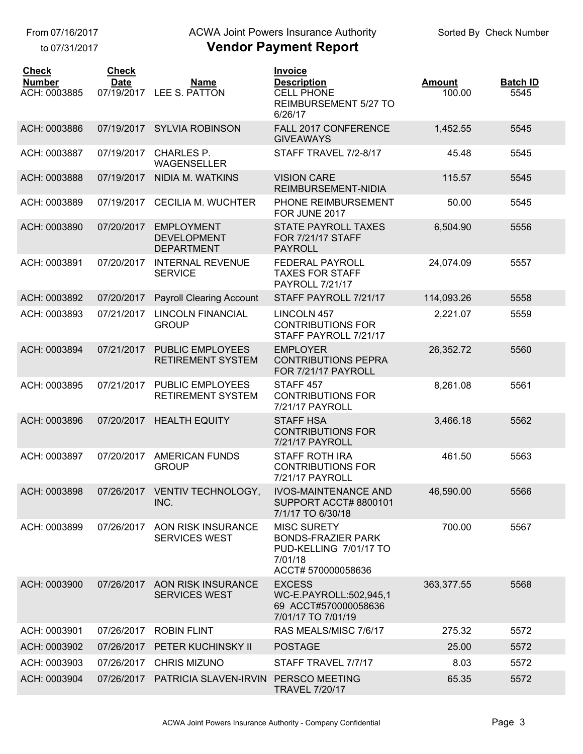From 07/16/2017
to 07/31/2017

ACWA Joint Powers Insurance Authority

# Vendor Payment Report

Sorted By Check Number

| Check Number | Check Date | Name | Invoice Description | Amount | Batch ID |
|---|---|---|---|---|---|
| ACH: 0003885 | 07/19/2017 | LEE S. PATTON | CELL PHONE REIMBURSEMENT 5/27 TO 6/26/17 | 100.00 | 5545 |
| ACH: 0003886 | 07/19/2017 | SYLVIA ROBINSON | FALL 2017 CONFERENCE GIVEAWAYS | 1,452.55 | 5545 |
| ACH: 0003887 | 07/19/2017 | CHARLES P. WAGENSELLER | STAFF TRAVEL 7/2-8/17 | 45.48 | 5545 |
| ACH: 0003888 | 07/19/2017 | NIDIA M. WATKINS | VISION CARE REIMBURSEMENT-NIDIA | 115.57 | 5545 |
| ACH: 0003889 | 07/19/2017 | CECILIA M. WUCHTER | PHONE REIMBURSEMENT FOR JUNE 2017 | 50.00 | 5545 |
| ACH: 0003890 | 07/20/2017 | EMPLOYMENT DEVELOPMENT DEPARTMENT | STATE PAYROLL TAXES FOR 7/21/17 STAFF PAYROLL | 6,504.90 | 5556 |
| ACH: 0003891 | 07/20/2017 | INTERNAL REVENUE SERVICE | FEDERAL PAYROLL TAXES FOR STAFF PAYROLL 7/21/17 | 24,074.09 | 5557 |
| ACH: 0003892 | 07/20/2017 | Payroll Clearing Account | STAFF PAYROLL 7/21/17 | 114,093.26 | 5558 |
| ACH: 0003893 | 07/21/2017 | LINCOLN FINANCIAL GROUP | LINCOLN 457 CONTRIBUTIONS FOR STAFF PAYROLL 7/21/17 | 2,221.07 | 5559 |
| ACH: 0003894 | 07/21/2017 | PUBLIC EMPLOYEES RETIREMENT SYSTEM | EMPLOYER CONTRIBUTIONS PEPRA FOR 7/21/17 PAYROLL | 26,352.72 | 5560 |
| ACH: 0003895 | 07/21/2017 | PUBLIC EMPLOYEES RETIREMENT SYSTEM | STAFF 457 CONTRIBUTIONS FOR 7/21/17 PAYROLL | 8,261.08 | 5561 |
| ACH: 0003896 | 07/20/2017 | HEALTH EQUITY | STAFF HSA CONTRIBUTIONS FOR 7/21/17 PAYROLL | 3,466.18 | 5562 |
| ACH: 0003897 | 07/20/2017 | AMERICAN FUNDS GROUP | STAFF ROTH IRA CONTRIBUTIONS FOR 7/21/17 PAYROLL | 461.50 | 5563 |
| ACH: 0003898 | 07/26/2017 | VENTIV TECHNOLOGY, INC. | IVOS-MAINTENANCE AND SUPPORT ACCT# 8800101 7/1/17 TO 6/30/18 | 46,590.00 | 5566 |
| ACH: 0003899 | 07/26/2017 | AON RISK INSURANCE SERVICES WEST | MISC SURETY BONDS-FRAZIER PARK PUD-KELLING 7/01/17 TO 7/01/18 ACCT# 570000058636 | 700.00 | 5567 |
| ACH: 0003900 | 07/26/2017 | AON RISK INSURANCE SERVICES WEST | EXCESS WC-E.PAYROLL:502,945,169 ACCT#570000058636 7/01/17 TO 7/01/19 | 363,377.55 | 5568 |
| ACH: 0003901 | 07/26/2017 | ROBIN FLINT | RAS MEALS/MISC 7/6/17 | 275.32 | 5572 |
| ACH: 0003902 | 07/26/2017 | PETER KUCHINSKY II | POSTAGE | 25.00 | 5572 |
| ACH: 0003903 | 07/26/2017 | CHRIS MIZUNO | STAFF TRAVEL 7/7/17 | 8.03 | 5572 |
| ACH: 0003904 | 07/26/2017 | PATRICIA SLAVEN-IRVIN | PERSCO MEETING TRAVEL 7/20/17 | 65.35 | 5572 |

ACWA Joint Powers Insurance Authority - Company Confidential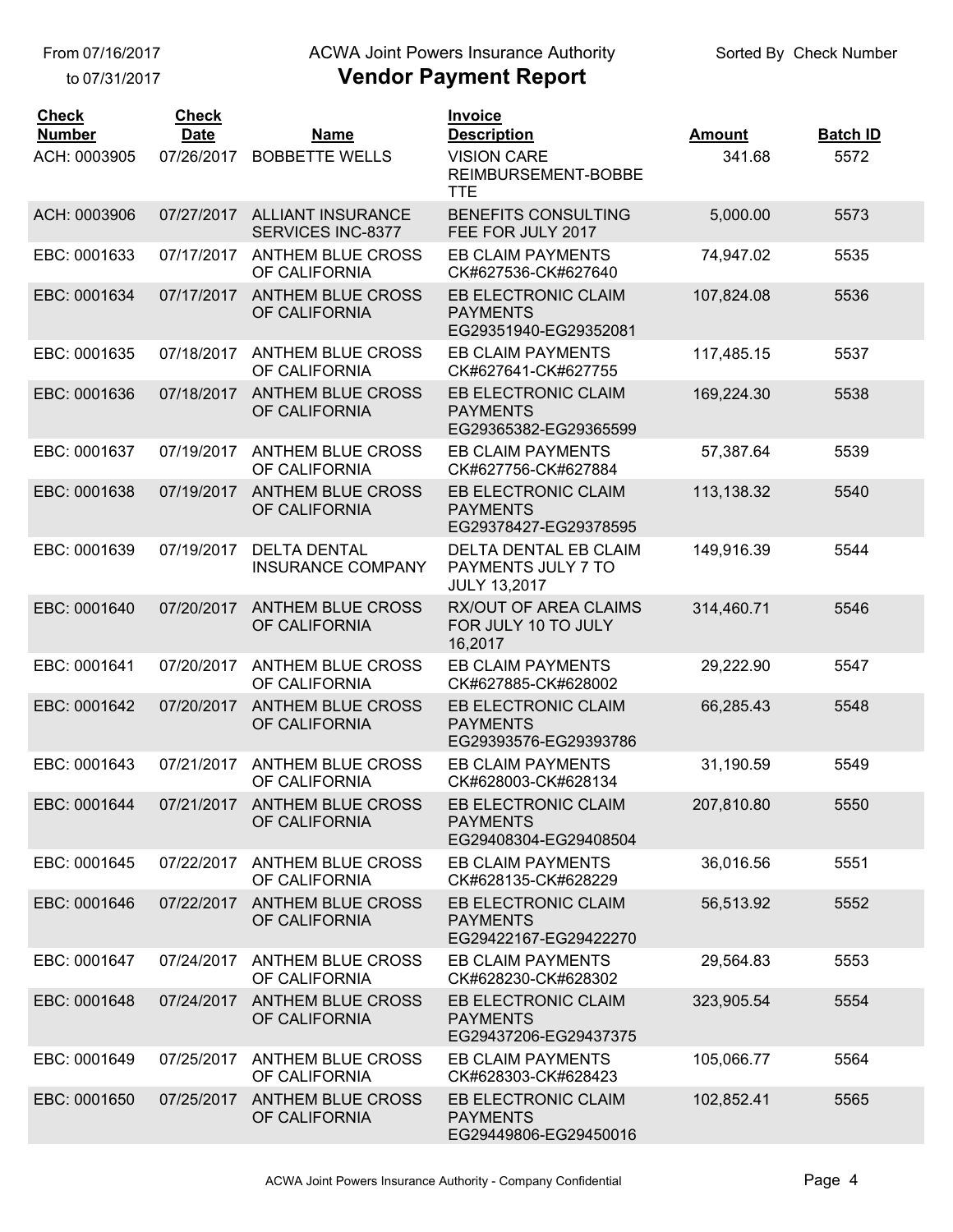From 07/16/2017 to 07/31/2017

ACWA Joint Powers Insurance Authority

# Vendor Payment Report

Sorted By Check Number

| Check Number | Check Date | Name | Invoice Description | Amount | Batch ID |
|---|---|---|---|---|---|
| ACH: 0003905 | 07/26/2017 | BOBBETTE WELLS | VISION CARE REIMBURSEMENT-BOBBETTE | 341.68 | 5572 |
| ACH: 0003906 | 07/27/2017 | ALLIANT INSURANCE SERVICES INC-8377 | BENEFITS CONSULTING FEE FOR JULY 2017 | 5,000.00 | 5573 |
| EBC: 0001633 | 07/17/2017 | ANTHEM BLUE CROSS OF CALIFORNIA | EB CLAIM PAYMENTS CK#627536-CK#627640 | 74,947.02 | 5535 |
| EBC: 0001634 | 07/17/2017 | ANTHEM BLUE CROSS OF CALIFORNIA | EB ELECTRONIC CLAIM PAYMENTS EG29351940-EG29352081 | 107,824.08 | 5536 |
| EBC: 0001635 | 07/18/2017 | ANTHEM BLUE CROSS OF CALIFORNIA | EB CLAIM PAYMENTS CK#627641-CK#627755 | 117,485.15 | 5537 |
| EBC: 0001636 | 07/18/2017 | ANTHEM BLUE CROSS OF CALIFORNIA | EB ELECTRONIC CLAIM PAYMENTS EG29365382-EG29365599 | 169,224.30 | 5538 |
| EBC: 0001637 | 07/19/2017 | ANTHEM BLUE CROSS OF CALIFORNIA | EB CLAIM PAYMENTS CK#627756-CK#627884 | 57,387.64 | 5539 |
| EBC: 0001638 | 07/19/2017 | ANTHEM BLUE CROSS OF CALIFORNIA | EB ELECTRONIC CLAIM PAYMENTS EG29378427-EG29378595 | 113,138.32 | 5540 |
| EBC: 0001639 | 07/19/2017 | DELTA DENTAL INSURANCE COMPANY | DELTA DENTAL EB CLAIM PAYMENTS JULY 7 TO JULY 13,2017 | 149,916.39 | 5544 |
| EBC: 0001640 | 07/20/2017 | ANTHEM BLUE CROSS OF CALIFORNIA | RX/OUT OF AREA CLAIMS FOR JULY 10 TO JULY 16,2017 | 314,460.71 | 5546 |
| EBC: 0001641 | 07/20/2017 | ANTHEM BLUE CROSS OF CALIFORNIA | EB CLAIM PAYMENTS CK#627885-CK#628002 | 29,222.90 | 5547 |
| EBC: 0001642 | 07/20/2017 | ANTHEM BLUE CROSS OF CALIFORNIA | EB ELECTRONIC CLAIM PAYMENTS EG29393576-EG29393786 | 66,285.43 | 5548 |
| EBC: 0001643 | 07/21/2017 | ANTHEM BLUE CROSS OF CALIFORNIA | EB CLAIM PAYMENTS CK#628003-CK#628134 | 31,190.59 | 5549 |
| EBC: 0001644 | 07/21/2017 | ANTHEM BLUE CROSS OF CALIFORNIA | EB ELECTRONIC CLAIM PAYMENTS EG29408304-EG29408504 | 207,810.80 | 5550 |
| EBC: 0001645 | 07/22/2017 | ANTHEM BLUE CROSS OF CALIFORNIA | EB CLAIM PAYMENTS CK#628135-CK#628229 | 36,016.56 | 5551 |
| EBC: 0001646 | 07/22/2017 | ANTHEM BLUE CROSS OF CALIFORNIA | EB ELECTRONIC CLAIM PAYMENTS EG29422167-EG29422270 | 56,513.92 | 5552 |
| EBC: 0001647 | 07/24/2017 | ANTHEM BLUE CROSS OF CALIFORNIA | EB CLAIM PAYMENTS CK#628230-CK#628302 | 29,564.83 | 5553 |
| EBC: 0001648 | 07/24/2017 | ANTHEM BLUE CROSS OF CALIFORNIA | EB ELECTRONIC CLAIM PAYMENTS EG29437206-EG29437375 | 323,905.54 | 5554 |
| EBC: 0001649 | 07/25/2017 | ANTHEM BLUE CROSS OF CALIFORNIA | EB CLAIM PAYMENTS CK#628303-CK#628423 | 105,066.77 | 5564 |
| EBC: 0001650 | 07/25/2017 | ANTHEM BLUE CROSS OF CALIFORNIA | EB ELECTRONIC CLAIM PAYMENTS EG29449806-EG29450016 | 102,852.41 | 5565 |

ACWA Joint Powers Insurance Authority - Company Confidential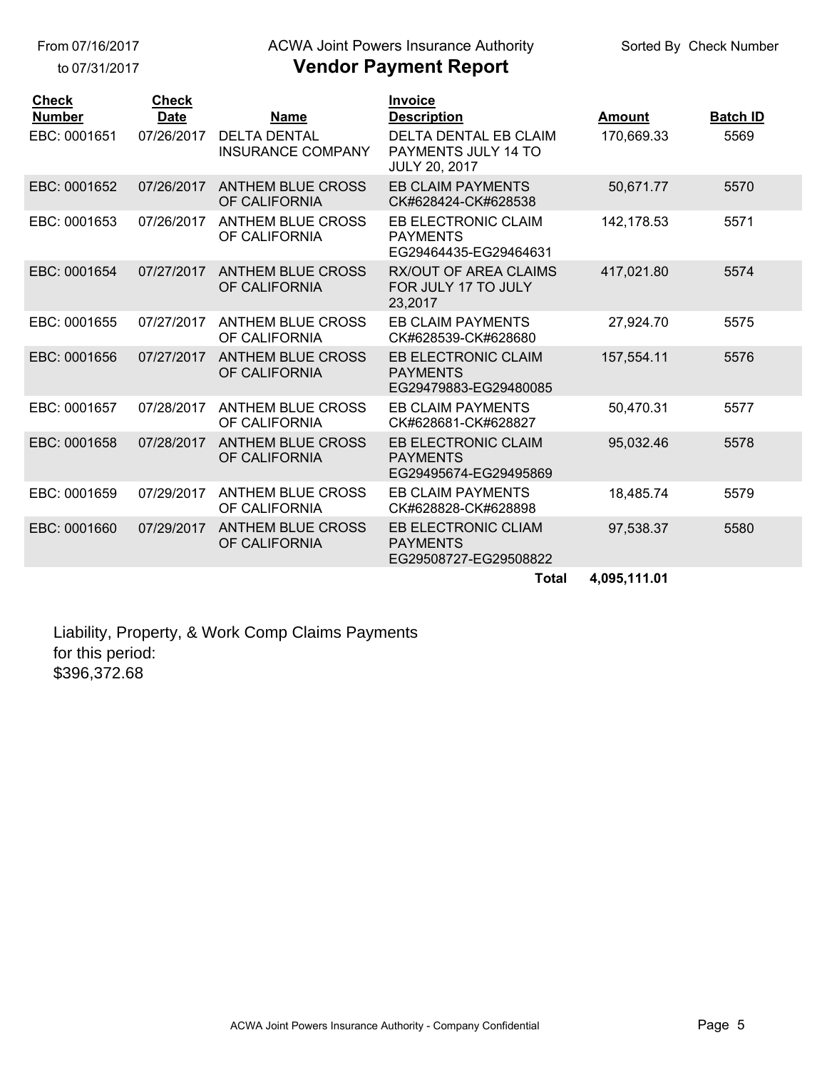From 07/16/2017
to 07/31/2017

ACWA Joint Powers Insurance Authority

# Vendor Payment Report

Sorted By Check Number

| Check Number | Check Date | Name | Invoice Description | Amount | Batch ID |
|---|---|---|---|---|---|
| EBC: 0001651 | 07/26/2017 | DELTA DENTAL INSURANCE COMPANY | DELTA DENTAL EB CLAIM PAYMENTS JULY 14 TO JULY 20, 2017 | 170,669.33 | 5569 |
| EBC: 0001652 | 07/26/2017 | ANTHEM BLUE CROSS OF CALIFORNIA | EB CLAIM PAYMENTS CK#628424-CK#628538 | 50,671.77 | 5570 |
| EBC: 0001653 | 07/26/2017 | ANTHEM BLUE CROSS OF CALIFORNIA | EB ELECTRONIC CLAIM PAYMENTS EG29464435-EG29464631 | 142,178.53 | 5571 |
| EBC: 0001654 | 07/27/2017 | ANTHEM BLUE CROSS OF CALIFORNIA | RX/OUT OF AREA CLAIMS FOR JULY 17 TO JULY 23,2017 | 417,021.80 | 5574 |
| EBC: 0001655 | 07/27/2017 | ANTHEM BLUE CROSS OF CALIFORNIA | EB CLAIM PAYMENTS CK#628539-CK#628680 | 27,924.70 | 5575 |
| EBC: 0001656 | 07/27/2017 | ANTHEM BLUE CROSS OF CALIFORNIA | EB ELECTRONIC CLAIM PAYMENTS EG29479883-EG29480085 | 157,554.11 | 5576 |
| EBC: 0001657 | 07/28/2017 | ANTHEM BLUE CROSS OF CALIFORNIA | EB CLAIM PAYMENTS CK#628681-CK#628827 | 50,470.31 | 5577 |
| EBC: 0001658 | 07/28/2017 | ANTHEM BLUE CROSS OF CALIFORNIA | EB ELECTRONIC CLAIM PAYMENTS EG29495674-EG29495869 | 95,032.46 | 5578 |
| EBC: 0001659 | 07/29/2017 | ANTHEM BLUE CROSS OF CALIFORNIA | EB CLAIM PAYMENTS CK#628828-CK#628898 | 18,485.74 | 5579 |
| EBC: 0001660 | 07/29/2017 | ANTHEM BLUE CROSS OF CALIFORNIA | EB ELECTRONIC CLIAM PAYMENTS EG29508727-EG29508822 | 97,538.37 | 5580 |
| | | | **Total** | **4,095,111.01** | |

Liability, Property, & Work Comp Claims Payments
for this period:
$396,372.68